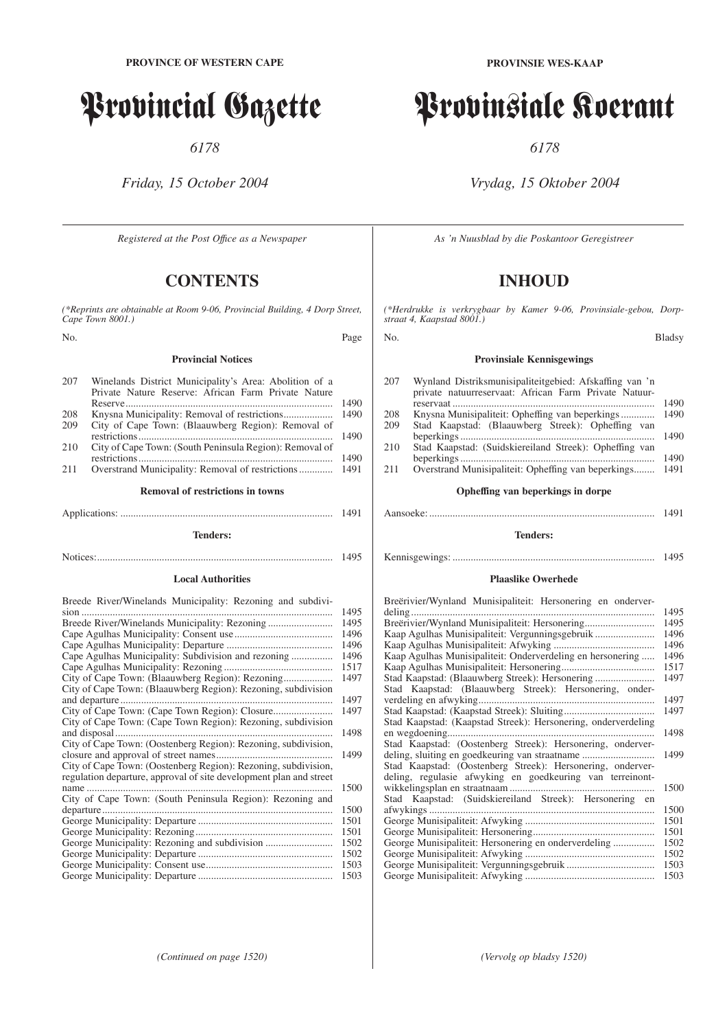**PROVINCE OF WESTERN CAPE**

# Provincial Gazette

*6178*

*Friday, 15 October 2004*

*Registered at the Post Office as a Newspaper*

## CONTENTS

*(\*Reprints are obtainable at Room 9-06, Provincial Building, 4 Dorp Street, Cape Town 8001.)*

| No. | | Page |
|---|---|---|
| | **Provincial Notices** | |
| 207 | Winelands District Municipality's Area: Abolition of a Private Nature Reserve: African Farm Private Nature Reserve | 1490 |
| 208 | Knysna Municipality: Removal of restrictions | 1490 |
| 209 | City of Cape Town: (Blaauwberg Region): Removal of restrictions | 1490 |
| 210 | City of Cape Town: (South Peninsula Region): Removal of restrictions | 1490 |
| 211 | Overstrand Municipality: Removal of restrictions | 1491 |
| | **Removal of restrictions in towns** | |
| | Applications: | 1491 |
| | **Tenders:** | |
| | Notices: | 1495 |
| | **Local Authorities** | |
| | Breede River/Winelands Municipality: Rezoning and subdivision | 1495 |
| | Breede River/Winelands Municipality: Rezoning | 1495 |
| | Cape Agulhas Municipality: Consent use | 1496 |
| | Cape Agulhas Municipality: Departure | 1496 |
| | Cape Agulhas Municipality: Subdivision and rezoning | 1496 |
| | Cape Agulhas Municipality: Rezoning | 1517 |
| | City of Cape Town: (Blaauwberg Region): Rezoning | 1497 |
| | City of Cape Town: (Blaauwberg Region): Rezoning, subdivision and departure | 1497 |
| | City of Cape Town: (Cape Town Region): Closure | 1497 |
| | City of Cape Town: (Cape Town Region): Rezoning, subdivision and disposal | 1498 |
| | City of Cape Town: (Oostenberg Region): Rezoning, subdivision, closure and approval of street names | 1499 |
| | City of Cape Town: (Oostenberg Region): Rezoning, subdivision, regulation departure, approval of site development plan and street name | 1500 |
| | City of Cape Town: (South Peninsula Region): Rezoning and departure | 1500 |
| | George Municipality: Departure | 1501 |
| | George Municipality: Rezoning | 1501 |
| | George Municipality: Rezoning and subdivision | 1502 |
| | George Municipality: Departure | 1502 |
| | George Municipality: Consent use | 1503 |
| | George Municipality: Departure | 1503 |

*(Continued on page 1520)*

**PROVINSIE WES-KAAP**

# Provinsiale Koerant

*6178*

*Vrydag, 15 Oktober 2004*

*As 'n Nuusblad by die Poskantoor Geregistreer*

## INHOUD

*(\*Herdrukke is verkrygbaar by Kamer 9-06, Provinsiale-gebou, Dorpstraat 4, Kaapstad 8001.)*

| No. | | Bladsy |
|---|---|---|
| | **Provinsiale Kennisgewings** | |
| 207 | Wynland Distriksmunisipaliteitgebied: Afskaffing van 'n private natuurreservaat: African Farm Private Natuurreservaat | 1490 |
| 208 | Knysna Munisipaliteit: Opheffing van beperkings | 1490 |
| 209 | Stad Kaapstad: (Blaauwberg Streek): Opheffing van beperkings | 1490 |
| 210 | Stad Kaapstad: (Suidskiereiland Streek): Opheffing van beperkings | 1490 |
| 211 | Overstrand Munisipaliteit: Opheffing van beperkings | 1491 |
| | **Opheffing van beperkings in dorpe** | |
| | Aansoeke: | 1491 |
| | **Tenders:** | |
| | Kennisgewings: | 1495 |
| | **Plaaslike Owerhede** | |
| | Breërivier/Wynland Munisipaliteit: Hersonering en onderverdeling | 1495 |
| | Breërivier/Wynland Munisipaliteit: Hersonering | 1495 |
| | Kaap Agulhas Munisipaliteit: Vergunningsgebruik | 1496 |
| | Kaap Agulhas Munisipaliteit: Afwyking | 1496 |
| | Kaap Agulhas Munisipaliteit: Onderverdeling en hersonering | 1496 |
| | Kaap Agulhas Munisipaliteit: Hersonering | 1517 |
| | Stad Kaapstad: (Blaauwberg Streek): Hersonering | 1497 |
| | Stad Kaapstad: (Blaauwberg Streek): Hersonering, onderverdeling en afwyking | 1497 |
| | Stad Kaapstad: (Kaapstad Streek): Sluiting | 1497 |
| | Stad Kaapstad: (Kaapstad Streek): Hersonering, onderverdeling en wegdoening | 1498 |
| | Stad Kaapstad: (Oostenberg Streek): Hersonering, onderverdeling, sluiting en goedkeuring van straatname | 1499 |
| | Stad Kaapstad: (Oostenberg Streek): Hersonering, onderverdeling, regulasie afwyking en goedkeuring van terreinontwikkelingsplan en straatnaam | 1500 |
| | Stad Kaapstad: (Suidskiereiland Streek): Hersonering en afwykings | 1500 |
| | George Munisipaliteit: Afwyking | 1501 |
| | George Munisipaliteit: Hersonering | 1501 |
| | George Munisipaliteit: Hersonering en onderverdeling | 1502 |
| | George Munisipaliteit: Afwyking | 1502 |
| | George Munisipaliteit: Vergunningsgebruik | 1503 |
| | George Munisipaliteit: Afwyking | 1503 |

*(Vervolg op bladsy 1520)*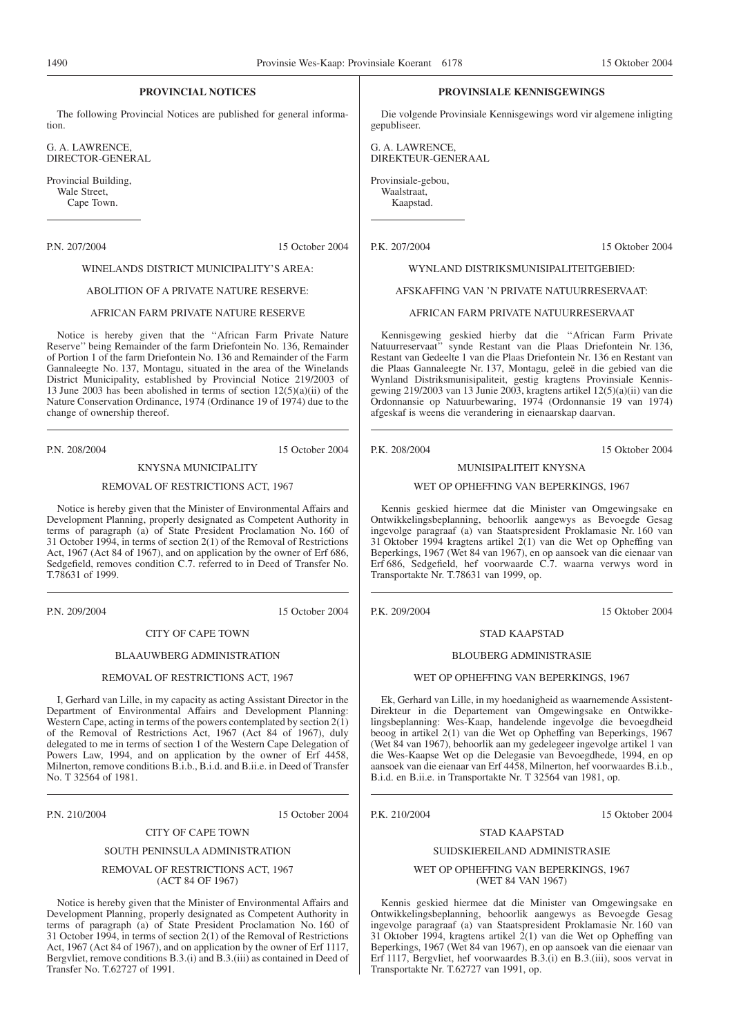## PROVINCIAL NOTICES

The following Provincial Notices are published for general information.

G. A. LAWRENCE,
DIRECTOR-GENERAL

Provincial Building,
Wale Street,
Cape Town.

---

P.N. 207/2004 15 October 2004

WINELANDS DISTRICT MUNICIPALITY'S AREA:

ABOLITION OF A PRIVATE NATURE RESERVE:

AFRICAN FARM PRIVATE NATURE RESERVE

Notice is hereby given that the ''African Farm Private Nature Reserve'' being Remainder of the farm Driefontein No. 136, Remainder of Portion 1 of the farm Driefontein No. 136 and Remainder of the Farm Gannaleegte No. 137, Montagu, situated in the area of the Winelands District Municipality, established by Provincial Notice 219/2003 of 13 June 2003 has been abolished in terms of section 12(5)(a)(ii) of the Nature Conservation Ordinance, 1974 (Ordinance 19 of 1974) due to the change of ownership thereof.

---

P.N. 208/2004 15 October 2004

KNYSNA MUNICIPALITY

REMOVAL OF RESTRICTIONS ACT, 1967

Notice is hereby given that the Minister of Environmental Affairs and Development Planning, properly designated as Competent Authority in terms of paragraph (a) of State President Proclamation No. 160 of 31 October 1994, in terms of section 2(1) of the Removal of Restrictions Act, 1967 (Act 84 of 1967), and on application by the owner of Erf 686, Sedgefield, removes condition C.7. referred to in Deed of Transfer No. T.78631 of 1999.

---

P.N. 209/2004 15 October 2004

CITY OF CAPE TOWN

BLAAUWBERG ADMINISTRATION

REMOVAL OF RESTRICTIONS ACT, 1967

I, Gerhard van Lille, in my capacity as acting Assistant Director in the Department of Environmental Affairs and Development Planning: Western Cape, acting in terms of the powers contemplated by section 2(1) of the Removal of Restrictions Act, 1967 (Act 84 of 1967), duly delegated to me in terms of section 1 of the Western Cape Delegation of Powers Law, 1994, and on application by the owner of Erf 4458, Milnerton, remove conditions B.i.b., B.i.d. and B.ii.e. in Deed of Transfer No. T 32564 of 1981.

---

P.N. 210/2004 15 October 2004

CITY OF CAPE TOWN

SOUTH PENINSULA ADMINISTRATION

REMOVAL OF RESTRICTIONS ACT, 1967
(ACT 84 OF 1967)

Notice is hereby given that the Minister of Environmental Affairs and Development Planning, properly designated as Competent Authority in terms of paragraph (a) of State President Proclamation No. 160 of 31 October 1994, in terms of section 2(1) of the Removal of Restrictions Act, 1967 (Act 84 of 1967), and on application by the owner of Erf 1117, Bergvliet, remove conditions B.3.(i) and B.3.(iii) as contained in Deed of Transfer No. T.62727 of 1991.

---

## PROVINSIALE KENNISGEWINGS

Die volgende Provinsiale Kennisgewings word vir algemene inligting gepubliseer.

G. A. LAWRENCE,
DIREKTEUR-GENERAAL

Provinsiale-gebou,
Waalstraat,
Kaapstad.

---

P.K. 207/2004 15 Oktober 2004

WYNLAND DISTRIKSMUNISIPALITEITGEBIED:

AFSKAFFING VAN 'N PRIVATE NATUURRESERVAAT:

AFRICAN FARM PRIVATE NATUURRESERVAAT

Kennisgewing geskied hierby dat die ''African Farm Private Natuurreservaat'' synde Restant van die Plaas Driefontein Nr. 136, Restant van Gedeelte 1 van die Plaas Driefontein Nr. 136 en Restant van die Plaas Gannaleegte Nr. 137, Montagu, geleë in die gebied van die Wynland Distriksmunisipaliteit, gestig kragtens Provinsiale Kennisgewing 219/2003 van 13 Junie 2003, kragtens artikel 12(5)(a)(ii) van die Ordonnansie op Natuurbewaring, 1974 (Ordonnansie 19 van 1974) afgeskaf is weens die verandering in eienaarskap daarvan.

---

P.K. 208/2004 15 Oktober 2004

MUNISIPALITEIT KNYSNA

WET OP OPHEFFING VAN BEPERKINGS, 1967

Kennis geskied hiermee dat die Minister van Omgewingsake en Ontwikkelingsbeplanning, behoorlik aangewys as Bevoegde Gesag ingevolge paragraaf (a) van Staatspresident Proklamasie Nr. 160 van 31 Oktober 1994 kragtens artikel 2(1) van die Wet op Opheffing van Beperkings, 1967 (Wet 84 van 1967), en op aansoek van die eienaar van Erf 686, Sedgefield, hef voorwaarde C.7. waarna verwys word in Transportakte Nr. T.78631 van 1999, op.

---

P.K. 209/2004 15 Oktober 2004

STAD KAAPSTAD

BLOUBERG ADMINISTRASIE

WET OP OPHEFFING VAN BEPERKINGS, 1967

Ek, Gerhard van Lille, in my hoedanigheid as waarnemende Assistent-Direkteur in die Departement van Omgewingsake en Ontwikkelingsbeplanning: Wes-Kaap, handelende ingevolge die bevoegdheid beoog in artikel 2(1) van die Wet op Opheffing van Beperkings, 1967 (Wet 84 van 1967), behoorlik aan my gedelegeer ingevolge artikel 1 van die Wes-Kaapse Wet op die Delegasie van Bevoegdhede, 1994, en op aansoek van die eienaar van Erf 4458, Milnerton, hef voorwaardes B.i.b., B.i.d. en B.ii.e. in Transportakte Nr. T 32564 van 1981, op.

---

P.K. 210/2004 15 Oktober 2004

STAD KAAPSTAD

SUIDSKIEREILAND ADMINISTRASIE

WET OP OPHEFFING VAN BEPERKINGS, 1967
(WET 84 VAN 1967)

Kennis geskied hiermee dat die Minister van Omgewingsake en Ontwikkelingsbeplanning, behoorlik aangewys as Bevoegde Gesag ingevolge paragraaf (a) van Staatspresident Proklamasie Nr. 160 van 31 Oktober 1994, kragtens artikel 2(1) van die Wet op Opheffing van Beperkings, 1967 (Wet 84 van 1967), en op aansoek van die eienaar van Erf 1117, Bergvliet, hef voorwaardes B.3.(i) en B.3.(iii), soos vervat in Transportakte Nr. T.62727 van 1991, op.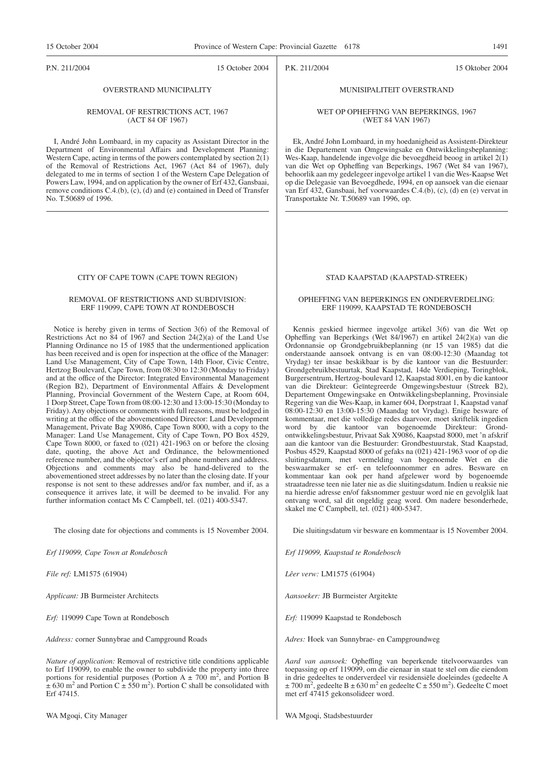P.N. 211/2004 15 October 2004

OVERSTRAND MUNICIPALITY

REMOVAL OF RESTRICTIONS ACT, 1967 (ACT 84 OF 1967)

I, André John Lombaard, in my capacity as Assistant Director in the Department of Environmental Affairs and Development Planning: Western Cape, acting in terms of the powers contemplated by section 2(1) of the Removal of Restrictions Act, 1967 (Act 84 of 1967), duly delegated to me in terms of section 1 of the Western Cape Delegation of Powers Law, 1994, and on application by the owner of Erf 432, Gansbaai, remove conditions C.4.(b), (c), (d) and (e) contained in Deed of Transfer No. T.50689 of 1996.

---

P.K. 211/2004 15 Oktober 2004

MUNISIPALITEIT OVERSTRAND

WET OP OPHEFFING VAN BEPERKINGS, 1967 (WET 84 VAN 1967)

Ek, André John Lombaard, in my hoedanigheid as Assistent-Direkteur in die Departement van Omgewingsake en Ontwikkelingsbeplanning: Wes-Kaap, handelende ingevolge die bevoegdheid beoog in artikel 2(1) van die Wet op Opheffing van Beperkings, 1967 (Wet 84 van 1967), behoorlik aan my gedelegeer ingevolge artikel 1 van die Wes-Kaapse Wet op die Delegasie van Bevoegdhede, 1994, en op aansoek van die eienaar van Erf 432, Gansbaai, hef voorwaardes C.4.(b), (c), (d) en (e) vervat in Transportakte Nr. T.50689 van 1996, op.

---

CITY OF CAPE TOWN (CAPE TOWN REGION)

REMOVAL OF RESTRICTIONS AND SUBDIVISION: ERF 119099, CAPE TOWN AT RONDEBOSCH

Notice is hereby given in terms of Section 3(6) of the Removal of Restrictions Act no 84 of 1967 and Section 24(2)(a) of the Land Use Planning Ordinance no 15 of 1985 that the undermentioned application has been received and is open for inspection at the office of the Manager: Land Use Management, City of Cape Town, 14th Floor, Civic Centre, Hertzog Boulevard, Cape Town, from 08:30 to 12:30 (Monday to Friday) and at the office of the Director: Integrated Environmental Management (Region B2), Department of Environmental Affairs & Development Planning, Provincial Government of the Western Cape, at Room 604, 1 Dorp Street, Cape Town from 08:00-12:30 and 13:00-15:30 (Monday to Friday). Any objections or comments with full reasons, must be lodged in writing at the office of the abovementioned Director: Land Development Management, Private Bag X9086, Cape Town 8000, with a copy to the Manager: Land Use Management, City of Cape Town, PO Box 4529, Cape Town 8000, or faxed to (021) 421-1963 on or before the closing date, quoting, the above Act and Ordinance, the belowmentioned reference number, and the objector's erf and phone numbers and address. Objections and comments may also be hand-delivered to the abovementioned street addresses by no later than the closing date. If your response is not sent to these addresses and/or fax number, and if, as a consequence it arrives late, it will be deemed to be invalid. For any further information contact Ms C Campbell, tel. (021) 400-5347.

The closing date for objections and comments is 15 November 2004.

*Erf 119099, Cape Town at Rondebosch*

*File ref:* LM1575 (61904)

*Applicant:* JB Burmeister Architects

*Erf:* 119099 Cape Town at Rondebosch

*Address:* corner Sunnybrae and Campground Roads

*Nature of application:* Removal of restrictive title conditions applicable to Erf 119099, to enable the owner to subdivide the property into three portions for residential purposes (Portion A ± 700 $m^2$, and Portion B ± 630 $m^2$ and Portion C ± 550 $m^2$). Portion C shall be consolidated with Erf 47415.

WA Mgoqi, City Manager

---

STAD KAAPSTAD (KAAPSTAD-STREEK)

OPHEFFING VAN BEPERKINGS EN ONDERVERDELING: ERF 119099, KAAPSTAD TE RONDEBOSCH

Kennis geskied hiermee ingevolge artikel 3(6) van die Wet op Opheffing van Beperkings (Wet 84/1967) en artikel 24(2)(a) van die Ordonnansie op Grondgebruikbeplanning (nr 15 van 1985) dat die onderstaande aansoek ontvang is en van 08:00-12:30 (Maandag tot Vrydag) ter insae beskikbaar is by die kantoor van die Bestuurder: Grondgebruikbestuurtak, Stad Kaapstad, 14de Verdieping, Toringblok, Burgersentrum, Hertzog-boulevard 12, Kaapstad 8001, en by die kantoor van die Direkteur: Geïntegreerde Omgewingsbestuur (Streek B2), Departement Omgewingsake en Ontwikkelingsbeplanning, Provinsiale Regering van die Wes-Kaap, in kamer 604, Dorpstraat 1, Kaapstad vanaf 08:00-12:30 en 13:00-15:30 (Maandag tot Vrydag). Enige besware of kommentaar, met die volledige redes daarvoor, moet skriftelik ingedien word by die kantoor van bogenoemde Direkteur: Grondontwikkelingsbestuur, Privaat Sak X9086, Kaapstad 8000, met 'n afskrif aan die kantoor van die Bestuurder: Grondbestuurstak, Stad Kaapstad, Posbus 4529, Kaapstad 8000 of gefaks na (021) 421-1963 voor of op die sluitingsdatum, met vermelding van bogenoemde Wet en die beswaarmaker se erf- en telefoonnommer en adres. Besware en kommentaar kan ook per hand afgelewer word by bogenoemde straatadresse teen nie later nie as die sluitingsdatum. Indien u reaksie nie na hierdie adresse en/of faksnommer gestuur word nie en gevolglik laat ontvang word, sal dit ongeldig geag word. Om nadere besonderhede, skakel me C Campbell, tel. (021) 400-5347.

Die sluitingsdatum vir besware en kommentaar is 15 November 2004.

*Erf 119099, Kaapstad te Rondebosch*

*Lêer verw:* LM1575 (61904)

*Aansoeker:* JB Burmeister Argitekte

*Erf:* 119099 Kaapstad te Rondebosch

*Adres:* Hoek van Sunnybrae- en Campgroundweg

*Aard van aansoek:* Opheffing van beperkende titelvoorwaardes van toepassing op erf 119099, om die eienaar in staat te stel om die eiendom in drie gedeeltes te onderverdeel vir residensiële doeleindes (gedeelte A ± 700 $m^2$, gedeelte B ± 630 $m^2$ en gedeelte C ± 550 $m^2$). Gedeelte C moet met erf 47415 gekonsolideer word.

WA Mgoqi, Stadsbestuurder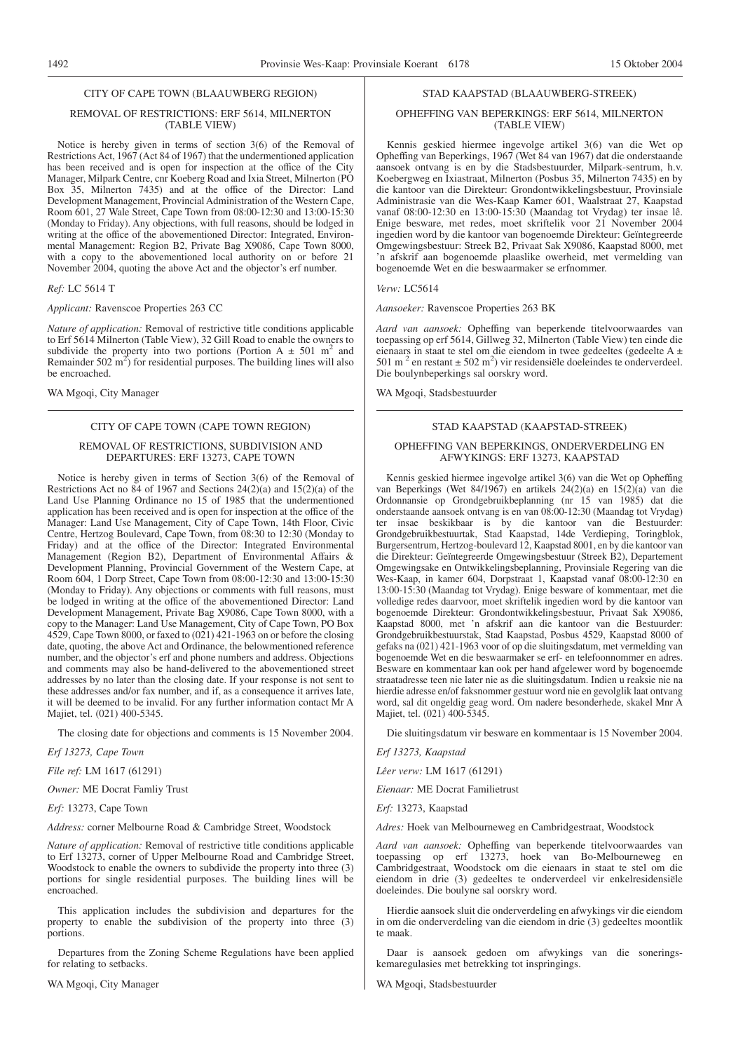## CITY OF CAPE TOWN (BLAAUWBERG REGION)

### REMOVAL OF RESTRICTIONS: ERF 5614, MILNERTON (TABLE VIEW)

Notice is hereby given in terms of section 3(6) of the Removal of Restrictions Act, 1967 (Act 84 of 1967) that the undermentioned application has been received and is open for inspection at the office of the City Manager, Milpark Centre, cnr Koeberg Road and Ixia Street, Milnerton (PO Box 35, Milnerton 7435) and at the office of the Director: Land Development Management, Provincial Administration of the Western Cape, Room 601, 27 Wale Street, Cape Town from 08:00-12:30 and 13:00-15:30 (Monday to Friday). Any objections, with full reasons, should be lodged in writing at the office of the abovementioned Director: Integrated, Environmental Management: Region B2, Private Bag X9086, Cape Town 8000, with a copy to the abovementioned local authority on or before 21 November 2004, quoting the above Act and the objector's erf number.

*Ref:* LC 5614 T

*Applicant:* Ravenscoe Properties 263 CC

*Nature of application:* Removal of restrictive title conditions applicable to Erf 5614 Milnerton (Table View), 32 Gill Road to enable the owners to subdivide the property into two portions (Portion A ± 501 m$^2$ and Remainder 502 m$^2$) for residential purposes. The building lines will also be encroached.

WA Mgoqi, City Manager

---

## STAD KAAPSTAD (BLAAUWBERG-STREEK)

### OPHEFFING VAN BEPERKINGS: ERF 5614, MILNERTON (TABLE VIEW)

Kennis geskied hiermee ingevolge artikel 3(6) van die Wet op Opheffing van Beperkings, 1967 (Wet 84 van 1967) dat die onderstaande aansoek ontvang is en by die Stadsbestuurder, Milpark-sentrum, h.v. Koebergweg en Ixiastraat, Milnerton (Posbus 35, Milnerton 7435) en by die kantoor van die Direkteur: Grondontwikkelingsbestuur, Provinsiale Administrasie van die Wes-Kaap Kamer 601, Waalstraat 27, Kaapstad vanaf 08:00-12:30 en 13:00-15:30 (Maandag tot Vrydag) ter insae lê. Enige besware, met redes, moet skriftelik voor 21 November 2004 ingedien word by die kantoor van bogenoemde Direkteur: Geïntegreerde Omgewingsbestuur: Streek B2, Privaat Sak X9086, Kaapstad 8000, met 'n afskrif aan bogenoemde plaaslike owerheid, met vermelding van bogenoemde Wet en die beswaarmaker se erfnommer.

*Verw:* LC5614

*Aansoeker:* Ravenscoe Properties 263 BK

*Aard van aansoek:* Opheffing van beperkende titelvoorwaardes van toepassing op erf 5614, Gillweg 32, Milnerton (Table View) ten einde die eienaars in staat te stel om die eiendom in twee gedeeltes (gedeelte A ± 501 m$^2$ en restant ± 502 m$^2$) vir residensiële doeleindes te onderverdeel. Die boulynbeperkings sal oorskry word.

WA Mgoqi, Stadsbestuurder

---

## CITY OF CAPE TOWN (CAPE TOWN REGION)

### REMOVAL OF RESTRICTIONS, SUBDIVISION AND DEPARTURES: ERF 13273, CAPE TOWN

Notice is hereby given in terms of Section 3(6) of the Removal of Restrictions Act no 84 of 1967 and Sections 24(2)(a) and 15(2)(a) of the Land Use Planning Ordinance no 15 of 1985 that the undermentioned application has been received and is open for inspection at the office of the Manager: Land Use Management, City of Cape Town, 14th Floor, Civic Centre, Hertzog Boulevard, Cape Town, from 08:30 to 12:30 (Monday to Friday) and at the office of the Director: Integrated Environmental Management (Region B2), Department of Environmental Affairs & Development Planning, Provincial Government of the Western Cape, at Room 604, 1 Dorp Street, Cape Town from 08:00-12:30 and 13:00-15:30 (Monday to Friday). Any objections or comments with full reasons, must be lodged in writing at the office of the abovementioned Director: Land Development Management, Private Bag X9086, Cape Town 8000, with a copy to the Manager: Land Use Management, City of Cape Town, PO Box 4529, Cape Town 8000, or faxed to (021) 421-1963 on or before the closing date, quoting, the above Act and Ordinance, the belowmentioned reference number, and the objector's erf and phone numbers and address. Objections and comments may also be hand-delivered to the abovementioned street addresses by no later than the closing date. If your response is not sent to these addresses and/or fax number, and if, as a consequence it arrives late, it will be deemed to be invalid. For any further information contact Mr A Majiet, tel. (021) 400-5345.

The closing date for objections and comments is 15 November 2004.

*Erf 13273, Cape Town*

*File ref:* LM 1617 (61291)

*Owner:* ME Docrat Famliy Trust

*Erf:* 13273, Cape Town

*Address:* corner Melbourne Road & Cambridge Street, Woodstock

*Nature of application:* Removal of restrictive title conditions applicable to Erf 13273, corner of Upper Melbourne Road and Cambridge Street, Woodstock to enable the owners to subdivide the property into three (3) portions for single residential purposes. The building lines will be encroached.

This application includes the subdivision and departures for the property to enable the subdivision of the property into three (3) portions.

Departures from the Zoning Scheme Regulations have been applied for relating to setbacks.

WA Mgoqi, City Manager

---

## STAD KAAPSTAD (KAAPSTAD-STREEK)

### OPHEFFING VAN BEPERKINGS, ONDERVERDELING EN AFWYKINGS: ERF 13273, KAAPSTAD

Kennis geskied hiermee ingevolge artikel 3(6) van die Wet op Opheffing van Beperkings (Wet 84/1967) en artikels 24(2)(a) en 15(2)(a) van die Ordonnansie op Grondgebruikbeplanning (nr 15 van 1985) dat die onderstaande aansoek ontvang is en van 08:00-12:30 (Maandag tot Vrydag) ter insae beskikbaar is by die kantoor van die Bestuurder: Grondgebruikbestuurtak, Stad Kaapstad, 14de Verdieping, Toringblok, Burgersentrum, Hertzog-boulevard 12, Kaapstad 8001, en by die kantoor van die Direkteur: Geïntegreerde Omgewingsbestuur (Streek B2), Departement Omgewingsake en Ontwikkelingsbeplanning, Provinsiale Regering van die Wes-Kaap, in kamer 604, Dorpstraat 1, Kaapstad vanaf 08:00-12:30 en 13:00-15:30 (Maandag tot Vrydag). Enige besware of kommentaar, met die volledige redes daarvoor, moet skriftelik ingedien word by die kantoor van bogenoemde Direkteur: Grondontwikkelingsbestuur, Privaat Sak X9086, Kaapstad 8000, met 'n afskrif aan die kantoor van die Bestuurder: Grondgebruikbestuurstak, Stad Kaapstad, Posbus 4529, Kaapstad 8000 of gefaks na (021) 421-1963 voor of op die sluitingsdatum, met vermelding van bogenoemde Wet en die beswaarmaker se erf- en telefoonnommer en adres. Besware en kommentaar kan ook per hand afgelewer word by bogenoemde straatadresse teen nie later nie as die sluitingsdatum. Indien u reaksie nie na hierdie adresse en/of faksnommer gestuur word nie en gevolglik laat ontvang word, sal dit ongeldig geag word. Om nadere besonderhede, skakel Mnr A Majiet, tel. (021) 400-5345.

Die sluitingsdatum vir besware en kommentaar is 15 November 2004.

*Erf 13273, Kaapstad*

*Lêer verw:* LM 1617 (61291)

*Eienaar:* ME Docrat Familietrust

*Erf:* 13273, Kaapstad

*Adres:* Hoek van Melbourneweg en Cambridgestraat, Woodstock

*Aard van aansoek:* Opheffing van beperkende titelvoorwaardes van toepassing op erf 13273, hoek van Bo-Melbourneweg en Cambridgestraat, Woodstock om die eienaars in staat te stel om die eiendom in drie (3) gedeeltes te onderverdeel vir enkelresidensiële doeleindes. Die boulyne sal oorskry word.

Hierdie aansoek sluit die onderverdeling en afwykings vir die eiendom in om die onderverdeling van die eiendom in drie (3) gedeeltes moontlik te maak.

Daar is aansoek gedoen om afwykings van die soneringskemaregulasies met betrekking tot inspringings.

WA Mgoqi, Stadsbestuurder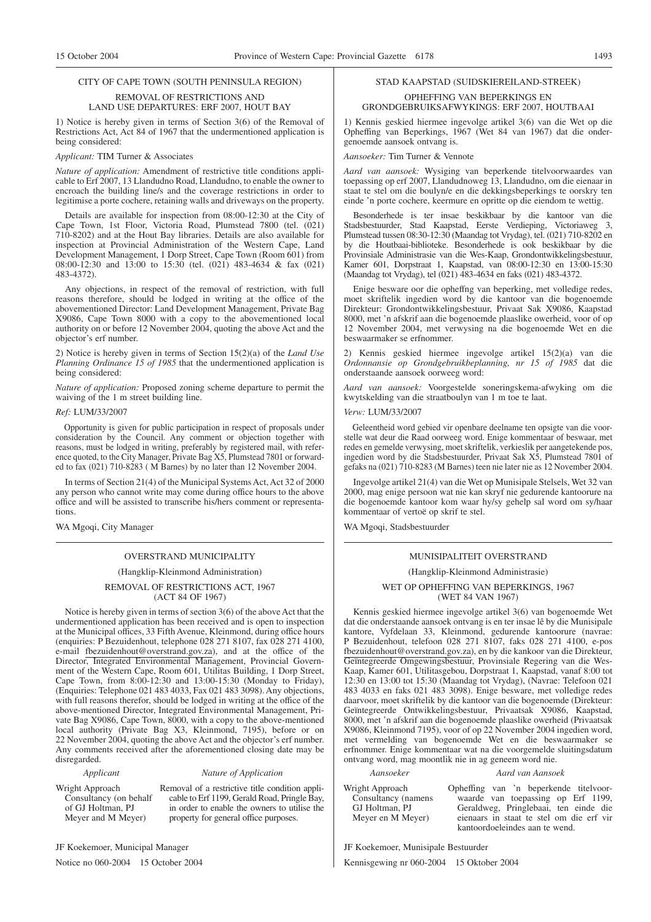## CITY OF CAPE TOWN (SOUTH PENINSULA REGION)

### REMOVAL OF RESTRICTIONS AND LAND USE DEPARTURES: ERF 2007, HOUT BAY

1) Notice is hereby given in terms of Section 3(6) of the Removal of Restrictions Act, Act 84 of 1967 that the undermentioned application is being considered:

*Applicant:* TIM Turner & Associates

*Nature of application:* Amendment of restrictive title conditions applicable to Erf 2007, 13 Llandudno Road, Llandudno, to enable the owner to encroach the building line/s and the coverage restrictions in order to legitimise a porte cochere, retaining walls and driveways on the property.

Details are available for inspection from 08:00-12:30 at the City of Cape Town, 1st Floor, Victoria Road, Plumstead 7800 (tel. (021) 710-8202) and at the Hout Bay libraries. Details are also available for inspection at Provincial Administration of the Western Cape, Land Development Management, 1 Dorp Street, Cape Town (Room 601) from 08:00-12:30 and 13:00 to 15:30 (tel. (021) 483-4634 & fax (021) 483-4372).

Any objections, in respect of the removal of restriction, with full reasons therefore, should be lodged in writing at the office of the abovementioned Director: Land Development Management, Private Bag X9086, Cape Town 8000 with a copy to the abovementioned local authority on or before 12 November 2004, quoting the above Act and the objector's erf number.

2) Notice is hereby given in terms of Section 15(2)(a) of the *Land Use Planning Ordinance 15 of 1985* that the undermentioned application is being considered:

*Nature of application:* Proposed zoning scheme departure to permit the waiving of the 1 m street building line.

*Ref:* LUM/33/2007

Opportunity is given for public participation in respect of proposals under consideration by the Council. Any comment or objection together with reasons, must be lodged in writing, preferably by registered mail, with reference quoted, to the City Manager, Private Bag X5, Plumstead 7801 or forwarded to fax (021) 710-8283 ( M Barnes) by no later than 12 November 2004.

In terms of Section 21(4) of the Municipal Systems Act, Act 32 of 2000 any person who cannot write may come during office hours to the above office and will be assisted to transcribe his/hers comment or representations.

WA Mgoqi, City Manager

---

## STAD KAAPSTAD (SUIDSKIEREILAND-STREEK)

### OPHEFFING VAN BEPERKINGS EN GRONDGEBRUIKSAFWYKINGS: ERF 2007, HOUTBAAI

1) Kennis geskied hiermee ingevolge artikel 3(6) van die Wet op die Opheffing van Beperkings, 1967 (Wet 84 van 1967) dat die ondergenoemde aansoek ontvang is.

*Aansoeker:* Tim Turner & Vennote

*Aard van aansoek:* Wysiging van beperkende titelvoorwaardes van toepassing op erf 2007, Llandudnoweg 13, Llandudno, om die eienaar in staat te stel om die boulyn/e en die dekkingsbeperkings te oorskry ten einde 'n porte cochere, keermure en opritte op die eiendom te wettig.

Besonderhede is ter insae beskikbaar by die kantoor van die Stadsbestuurder, Stad Kaapstad, Eerste Verdieping, Victoriaweg 3, Plumstead tussen 08:30-12:30 (Maandag tot Vrydag), tel. (021) 710-8202 en by die Houtbaai-biblioteke. Besonderhede is ook beskikbaar by die Provinsiale Administrasie van die Wes-Kaap, Grondontwikkelingsbestuur, Kamer 601, Dorpstraat 1, Kaapstad, van 08:00-12:30 en 13:00-15:30 (Maandag tot Vrydag), tel (021) 483-4634 en faks (021) 483-4372.

Enige besware oor die opheffng van beperking, met volledige redes, moet skriftelik ingedien word by die kantoor van die bogenoemde Direkteur: Grondontwikkelingsbestuur, Privaat Sak X9086, Kaapstad 8000, met 'n afskrif aan die bogenoemde plaaslike owerheid, voor of op 12 November 2004, met verwysing na die bogenoemde Wet en die beswaarmaker se erfnommer.

2) Kennis geskied hiermee ingevolge artikel 15(2)(a) van die *Ordonnansie op Grondgebruikbeplanning, nr 15 of 1985* dat die onderstaande aansoek oorweeg word:

*Aard van aansoek:* Voorgestelde soneringskema-afwyking om die kwytskelding van die straatboulyn van 1 m toe te laat.

*Verw:* LUM/33/2007

Geleentheid word gebied vir openbare deelname ten opsigte van die voorstelle wat deur die Raad oorweeg word. Enige kommentaar of beswaar, met redes en gemelde verwysing, moet skriftelik, verkieslik per aangetekende pos, ingedien word by die Stadsbestuurder, Privaat Sak X5, Plumstead 7801 of gefaks na (021) 710-8283 (M Barnes) teen nie later nie as 12 November 2004.

Ingevolge artikel 21(4) van die Wet op Munisipale Stelsels, Wet 32 van 2000, mag enige persoon wat nie kan skryf nie gedurende kantoorure na die bogenoemde kantoor kom waar hy/sy gehelp sal word om sy/haar kommentaar of vertoë op skrif te stel.

WA Mgoqi, Stadsbestuurder

---

## OVERSTRAND MUNICIPALITY

(Hangklip-Kleinmond Administration)

### REMOVAL OF RESTRICTIONS ACT, 1967 (ACT 84 OF 1967)

Notice is hereby given in terms of section 3(6) of the above Act that the undermentioned application has been received and is open to inspection at the Municipal offices, 33 Fifth Avenue, Kleinmond, during office hours (enquiries: P Bezuidenhout, telephone 028 271 8107, fax 028 271 4100, e-mail fbezuidenhout@overstrand.gov.za), and at the office of the Director, Integrated Environmental Management, Provincial Government of the Western Cape, Room 601, Utilitas Building, 1 Dorp Street, Cape Town, from 8:00-12:30 and 13:00-15:30 (Monday to Friday), (Enquiries: Telephone 021 483 4033, Fax 021 483 3098). Any objections, with full reasons therefor, should be lodged in writing at the office of the above-mentioned Director, Integrated Environmental Management, Private Bag X9086, Cape Town, 8000, with a copy to the above-mentioned local authority (Private Bag X3, Kleinmond, 7195), before or on 22 November 2004, quoting the above Act and the objector's erf number. Any comments received after the aforementioned closing date may be disregarded.

| *Applicant* | *Nature of Application* |
|---|---|
| Wright Approach Consultancy (on behalf of GJ Holtman, PJ Meyer and M Meyer) | Removal of a restrictive title condition applicable to Erf 1199, Gerald Road, Pringle Bay, in order to enable the owners to utilise the property for general office purposes. |

JF Koekemoer, Municipal Manager

Notice no 060-2004 15 October 2004

---

## MUNISIPALITEIT OVERSTRAND

(Hangklip-Kleinmond Administrasie)

### WET OP OPHEFFING VAN BEPERKINGS, 1967 (WET 84 VAN 1967)

Kennis geskied hiermee ingevolge artikel 3(6) van bogenoemde Wet dat die onderstaande aansoek ontvang is en ter insae lê by die Munisipale kantore, Vyfdelaan 33, Kleinmond, gedurende kantoorure (navrae: P Bezuidenhout, telefoon 028 271 8107, faks 028 271 4100, e-pos fbezuidenhout@overstrand.gov.za), en by die kankoor van die Direkteur, Geïntegreerde Omgewingsbestuur, Provinsiale Regering van die Wes-Kaap, Kamer 601, Utilitasgebou, Dorpstraat 1, Kaapstad, vanaf 8:00 tot 12:30 en 13:00 tot 15:30 (Maandag tot Vrydag), (Navrae: Telefoon 021 483 4033 en faks 021 483 3098). Enige besware, met volledige redes daarvoor, moet skriftelik by die kantoor van die bogenoemde (Direkteur: Geïntegreerde Ontwikkelingsbestuur, Privaatsak X9086, Kaapstad, 8000, met 'n afskrif aan die bogenoemde plaaslike owerheid (Privaatsak X9086, Kleinmond 7195), voor of op 22 November 2004 ingedien word, met vermelding van bogenoemde Wet en die beswaarmaker se erfnommer. Enige kommentaar wat na die voorgemelde sluitingsdatum ontvang word, mag moontlik nie in ag geneem word nie.

| *Aansoeker* | *Aard van Aansoek* |
|---|---|
| Wright Approach Consultancy (namens GJ Holtman, PJ Meyer en M Meyer) | Opheffing van 'n beperkende titelvoorwaarde van toepassing op Erf 1199, Geraldweg, Pringlebaai, ten einde die eienaars in staat te stel om die erf vir kantoordoeleindes aan te wend. |

JF Koekemoer, Munisipale Bestuurder

Kennisgewing nr 060-2004 15 Oktober 2004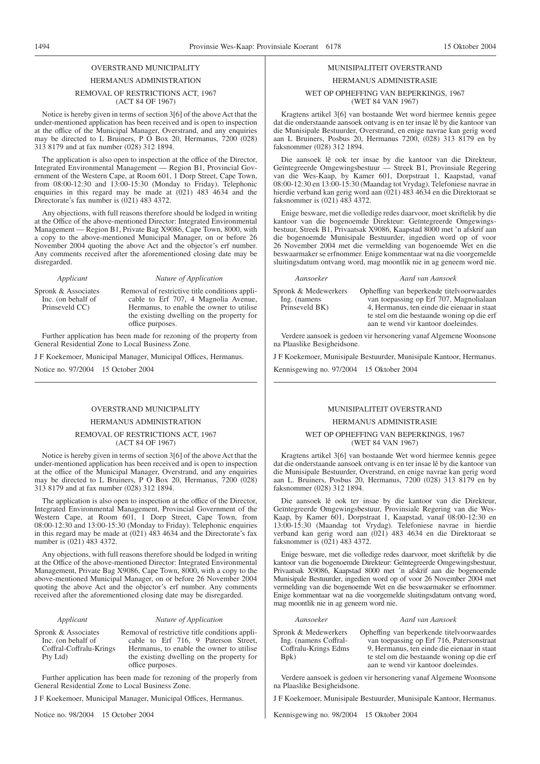## OVERSTRAND MUNICIPALITY

### HERMANUS ADMINISTRATION

### REMOVAL OF RESTRICTIONS ACT, 1967 (ACT 84 OF 1967)

Notice is hereby given in terms of section 3[6] of the above Act that the under-mentioned application has been received and is open to inspection at the office of the Municipal Manager, Overstrand, and any enquiries may be directed to L Bruiners, P O Box 20, Hermanus, 7200 (028) 313 8179 and at fax number (028) 312 1894.

The application is also open to inspection at the office of the Director, Integrated Environmental Management — Region B1, Provincial Government of the Western Cape, at Room 601, 1 Dorp Street, Cape Town, from 08:00-12:30 and 13:00-15:30 (Monday to Friday). Telephonic enquiries in this regard may be made at (021) 483 4634 and the Directorate's fax number is (021) 483 4372.

Any objections, with full reasons therefore should be lodged in writing at the Office of the above-mentioned Director: Integrated Environmental Management — Region B1, Private Bag X9086, Cape Town, 8000, with a copy to the above-mentioned Municipal Manager, on or before 26 November 2004 quoting the above Act and the objector's erf number. Any comments received after the aforementioned closing date may be disregarded.

| *Applicant* | *Nature of Application* |
|---|---|
| Spronk & Associates Inc. (on behalf of Prinseveld CC) | Removal of restrictive title conditions applicable to Erf 707, 4 Magnolia Avenue, Hermanus, to enable the owner to utilise the existing dwelling on the property for office purposes. |

Further application has been made for rezoning of the property from General Residential Zone to Local Business Zone.

J F Koekemoer, Municipal Manager, Municipal Offices, Hermanus.

Notice no. 97/2004 15 October 2004

## MUNISIPALITEIT OVERSTRAND

### HERMANUS ADMINISTRASIE

### WET OP OPHEFFING VAN BEPERKINGS, 1967 (WET 84 VAN 1967)

Kragtens artikel 3[6] van bostaande Wet word hiermee kennis gegee dat die onderstaande aansoek ontvang is en ter insae lê by die kantoor van die Munisipale Bestuurder, Overstrand, en enige navrae kan gerig word aan L Bruiners, Posbus 20, Hermanus 7200, (028) 313 8179 en by faksnommer (028) 312 1894.

Die aansoek lê ook ter insae by die kantoor van die Direkteur, Geïntegreerde Omgewingsbestuur — Streek B1, Provinsiale Regering van die Wes-Kaap, by Kamer 601, Dorpstraat 1, Kaapstad, vanaf 08:00-12:30 en 13:00-15:30 (Maandag tot Vrydag). Telefoniese navrae in hierdie verband kan gerig word aan (021) 483 4634 en die Direktoraat se faksnommer is (021) 483 4372.

Enige besware, met die volledige redes daarvoor, moet skriftelik by die kantoor van die bogenoemde Direkteur: Geïntegreerde Omgewingsbestuur, Streek B1, Privaatsak X9086, Kaapstad 8000 met 'n afskrif aan die bogenoemde Munisipale Bestuurder, ingedien word op of voor 26 November 2004 met die vermelding van bogenoemde Wet en die beswaarmaker se erfnommer. Enige kommentaar wat na die voorgemelde sluitingsdatum ontvang word, mag moontlik nie in ag geneem word nie.

| *Aansoeker* | *Aard van Aansoek* |
|---|---|
| Spronk & Medewerkers Ing. (namens Prinseveld BK) | Opheffing van beperkende titelvoorwaardes van toepassing op Erf 707, Magnolialaan 4, Hermanus, ten einde die eienaar in staat te stel om die bestaande woning op die erf aan te wend vir kantoor doeleindes. |

Verdere aansoek is gedoen vir hersonering vanaf Algemene Woonsone na Plaaslike Besigheidsone.

J F Koekemoer, Munisipale Bestuurder, Munisipale Kantoor, Hermanus.

Kennisgewing no. 97/2004 15 Oktober 2004

## OVERSTRAND MUNICIPALITY

### HERMANUS ADMINISTRATION

### REMOVAL OF RESTRICTIONS ACT, 1967 (ACT 84 OF 1967)

Notice is hereby given in terms of section 3[6] of the above Act that the under-mentioned application has been received and is open to inspection at the office of the Municipal Manager, Overstrand, and any enquiries may be directed to L Bruiners, P O Box 20, Hermanus, 7200 (028) 313 8179 and at fax number (028) 312 1894.

The application is also open to inspection at the office of the Director, Integrated Environmental Management, Provincial Government of the Western Cape, at Room 601, 1 Dorp Street, Cape Town, from 08:00-12:30 and 13:00-15:30 (Monday to Friday). Telephonic enquiries in this regard may be made at (021) 483 4634 and the Directorate's fax number is (021) 483 4372.

Any objections, with full reasons therefore should be lodged in writing at the Office of the above-mentioned Director: Integrated Environmental Management, Private Bag X9086, Cape Town, 8000, with a copy to the above-mentioned Municipal Manager, on or before 26 November 2004 quoting the above Act and the objector's erf number. Any comments received after the aforementioned closing date may be disregarded.

| *Applicant* | *Nature of Application* |
|---|---|
| Spronk & Associates Inc. (on behalf of Coffral-Coffralu-Krings Pty Ltd) | Removal of restrictive title conditions applicable to Erf 716, 9 Paterson Street, Hermanus, to enable the owner to utilise the existing dwelling on the property for office purposes. |

Further application has been made for rezoning of the properly from General Residential Zone to Local Business Zone.

J F Koekemoer, Municipal Manager, Municipal Offices, Hermanus.

Notice no. 98/2004 15 October 2004

## MUNISIPALITEIT OVERSTRAND

### HERMANUS ADMINISTRASIE

### WET OP OPHEFFING VAN BEPERKINGS, 1967 (WET 84 VAN 1967)

Kragtens artikel 3[6] van bostaande Wet word hiermee kennis gegee dat die onderstaande aansoek ontvang is en ter insae lê by die kantoor van die Munisipale Bestuurder, Overstrand, en enige navrae kan gerig word aan L. Bruiners, Posbus 20, Hermanus, 7200 (028) 313 8179 en by faksnommer (028) 312 1894.

Die aansoek lê ook ter insae by die kantoor van die Direkteur, Geïntegreerde Omgewingsbestuur, Provinsiale Regering van die Wes-Kaap, by Kamer 601, Dorpstraat 1, Kaapstad, vanaf 08:00-12:30 en 13:00-15:30 (Maandag tot Vrydag). Telefoniese navrae in hierdie verband kan gerig word aan (021) 483 4634 en die Direktoraat se faksnommer is (021) 483 4372.

Enige besware, met die volledige redes daarvoor, moet skriftelik by die kantoor van die bogenoemde Direkteur: Geïntegreerde Omgewingsbestuur, Privaatsak X9086, Kaapstad 8000 met 'n afskrif aan die bogenoemde Munisipale Bestuurder, ingedien word op of voor 26 November 2004 met vermelding van die bogenoemde Wet en die beswaarmaker se erfnommer. Enige kommentaar wat na die voorgemelde sluitingsdatum ontvang word, mag moontlik nie in ag geneem word nie.

| *Aansoeker* | *Aard van Aansoek* |
|---|---|
| Spronk & Medewerkers Ing. (namens Coffral-Coffralu-Krings Edms Bpk) | Opheffing van beperkende titelvoorwaardes van toepassing op Erf 716, Patersonstraat 9, Hermanus, ten einde die eienaar in staat te stel om die bestaande woning op die erf aan te wend vir kantoor doeleindes. |

Verdere aansoek is gedoen vir hersonering vanaf Algemene Woonsone na Plaaslike Besigheidsone.

J F Koekemoer, Munisipale Bestuurder, Munisipale Kantoor, Hermanus.

Kennisgewing no. 98/2004 15 Oktober 2004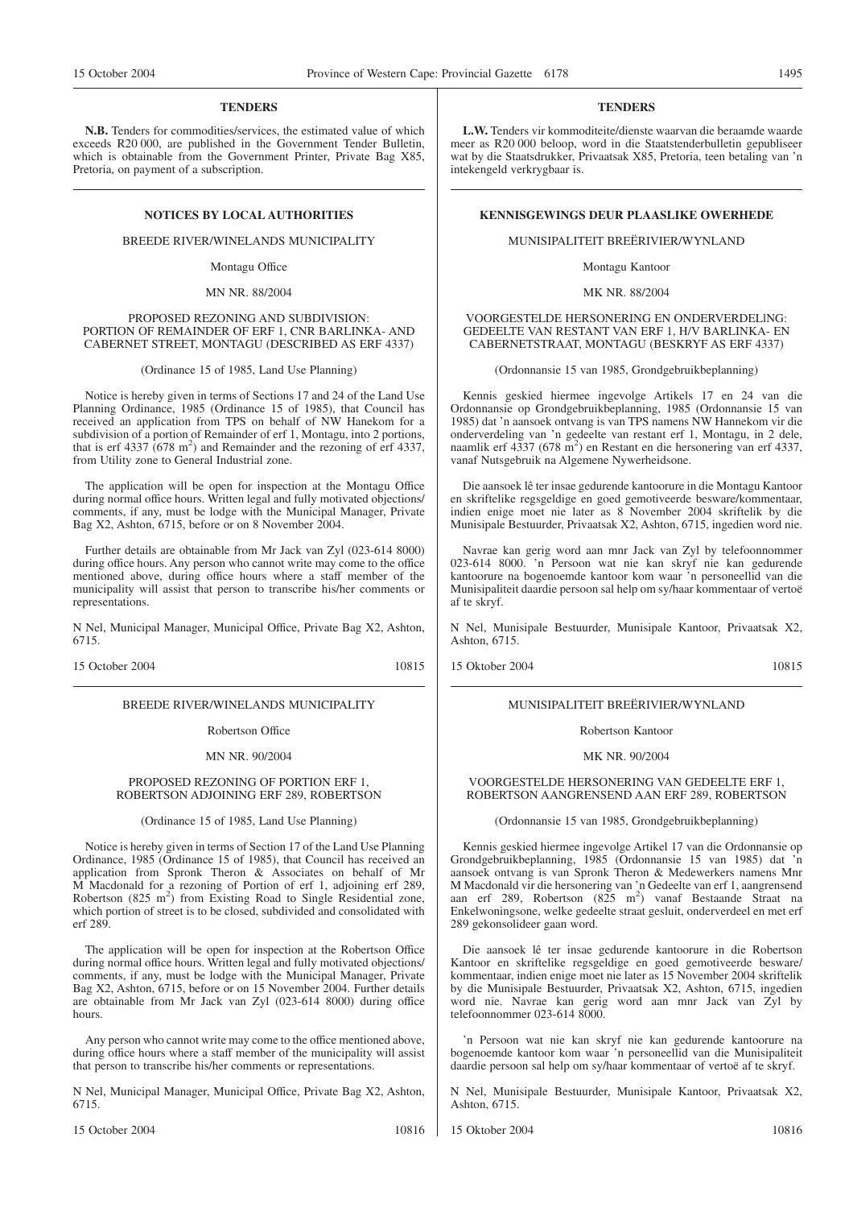## TENDERS

**N.B.** Tenders for commodities/services, the estimated value of which exceeds R20 000, are published in the Government Tender Bulletin, which is obtainable from the Government Printer, Private Bag X85, Pretoria, on payment of a subscription.

## NOTICES BY LOCAL AUTHORITIES

BREEDE RIVER/WINELANDS MUNICIPALITY

Montagu Office

MN NR. 88/2004

PROPOSED REZONING AND SUBDIVISION: PORTION OF REMAINDER OF ERF 1, CNR BARLINKA- AND CABERNET STREET, MONTAGU (DESCRIBED AS ERF 4337)

(Ordinance 15 of 1985, Land Use Planning)

Notice is hereby given in terms of Sections 17 and 24 of the Land Use Planning Ordinance, 1985 (Ordinance 15 of 1985), that Council has received an application from TPS on behalf of NW Hanekom for a subdivision of a portion of Remainder of erf 1, Montagu, into 2 portions, that is erf 4337 (678 $m^2$) and Remainder and the rezoning of erf 4337, from Utility zone to General Industrial zone.

The application will be open for inspection at the Montagu Office during normal office hours. Written legal and fully motivated objections/comments, if any, must be lodge with the Municipal Manager, Private Bag X2, Ashton, 6715, before or on 8 November 2004.

Further details are obtainable from Mr Jack van Zyl (023-614 8000) during office hours. Any person who cannot write may come to the office mentioned above, during office hours where a staff member of the municipality will assist that person to transcribe his/her comments or representations.

N Nel, Municipal Manager, Municipal Office, Private Bag X2, Ashton, 6715.

15 October 2004 10815

BREEDE RIVER/WINELANDS MUNICIPALITY

Robertson Office

MN NR. 90/2004

PROPOSED REZONING OF PORTION ERF 1, ROBERTSON ADJOINING ERF 289, ROBERTSON

(Ordinance 15 of 1985, Land Use Planning)

Notice is hereby given in terms of Section 17 of the Land Use Planning Ordinance, 1985 (Ordinance 15 of 1985), that Council has received an application from Spronk Theron & Associates on behalf of Mr M Macdonald for a rezoning of Portion of erf 1, adjoining erf 289, Robertson (825 $m^2$) from Existing Road to Single Residential zone, which portion of street is to be closed, subdivided and consolidated with erf 289.

The application will be open for inspection at the Robertson Office during normal office hours. Written legal and fully motivated objections/comments, if any, must be lodge with the Municipal Manager, Private Bag X2, Ashton, 6715, before or on 15 November 2004. Further details are obtainable from Mr Jack van Zyl (023-614 8000) during office hours.

Any person who cannot write may come to the office mentioned above, during office hours where a staff member of the municipality will assist that person to transcribe his/her comments or representations.

N Nel, Municipal Manager, Municipal Office, Private Bag X2, Ashton, 6715.

15 October 2004 10816

## TENDERS

**L.W.** Tenders vir kommoditeite/dienste waarvan die beraamde waarde meer as R20 000 beloop, word in die Staatstenderbulletin gepubliseer wat by die Staatsdrukker, Privaatsak X85, Pretoria, teen betaling van 'n intekengeld verkrygbaar is.

## KENNISGEWINGS DEUR PLAASLIKE OWERHEDE

MUNISIPALITEIT BREËRIVIER/WYNLAND

Montagu Kantoor

MK NR. 88/2004

VOORGESTELDE HERSONERING EN ONDERVERDELING: GEDEELTE VAN RESTANT VAN ERF 1, H/V BARLINKA- EN CABERNETSTRAAT, MONTAGU (BESKRYF AS ERF 4337)

(Ordonnansie 15 van 1985, Grondgebruikbeplanning)

Kennis geskied hiermee ingevolge Artikels 17 en 24 van die Ordonnansie op Grondgebruikbeplanning, 1985 (Ordonnansie 15 van 1985) dat 'n aansoek ontvang is van TPS namens NW Hannekom vir die onderverdeling van 'n gedeelte van restant erf 1, Montagu, in 2 dele, naamlik erf 4337 (678 $m^2$) en Restant en die hersonering van erf 4337, vanaf Nutsgebruik na Algemene Nywerheidsone.

Die aansoek lê ter insae gedurende kantoorure in die Montagu Kantoor en skriftelike regsgeldige en goed gemotiveerde besware/kommentaar, indien enige moet nie later as 8 November 2004 skriftelik by die Munisipale Bestuurder, Privaatsak X2, Ashton, 6715, ingedien word nie.

Navrae kan gerig word aan mnr Jack van Zyl by telefoonnommer 023-614 8000. 'n Persoon wat nie kan skryf nie kan gedurende kantoorure na bogenoemde kantoor kom waar 'n personeellid van die Munisipaliteit daardie persoon sal help om sy/haar kommentaar of vertoë af te skryf.

N Nel, Munisipale Bestuurder, Munisipale Kantoor, Privaatsak X2, Ashton, 6715.

15 Oktober 2004 10815

MUNISIPALITEIT BREËRIVIER/WYNLAND

Robertson Kantoor

MK NR. 90/2004

VOORGESTELDE HERSONERING VAN GEDEELTE ERF 1, ROBERTSON AANGRENSEND AAN ERF 289, ROBERTSON

(Ordonnansie 15 van 1985, Grondgebruikbeplanning)

Kennis geskied hiermee ingevolge Artikel 17 van die Ordonnansie op Grondgebruikbeplanning, 1985 (Ordonnansie 15 van 1985) dat 'n aansoek ontvang is van Spronk Theron & Medewerkers namens Mnr M Macdonald vir die hersonering van 'n Gedeelte van erf 1, aangrensend aan erf 289, Robertson (825 $m^2$) vanaf Bestaande Straat na Enkelwoningsone, welke gedeelte straat gesluit, onderverdeel en met erf 289 gekonsolideer gaan word.

Die aansoek lê ter insae gedurende kantoorure in die Robertson Kantoor en skriftelike regsgeldige en goed gemotiveerde besware/kommentaar, indien enige moet nie later as 15 November 2004 skriftelik by die Munisipale Bestuurder, Privaatsak X2, Ashton, 6715, ingedien word nie. Navrae kan gerig word aan mnr Jack van Zyl by telefoonnommer 023-614 8000.

'n Persoon wat nie kan skryf nie kan gedurende kantoorure na bogenoemde kantoor kom waar 'n personeellid van die Munisipaliteit daardie persoon sal help om sy/haar kommentaar of vertoë af te skryf.

N Nel, Munisipale Bestuurder, Munisipale Kantoor, Privaatsak X2, Ashton, 6715.

15 Oktober 2004 10816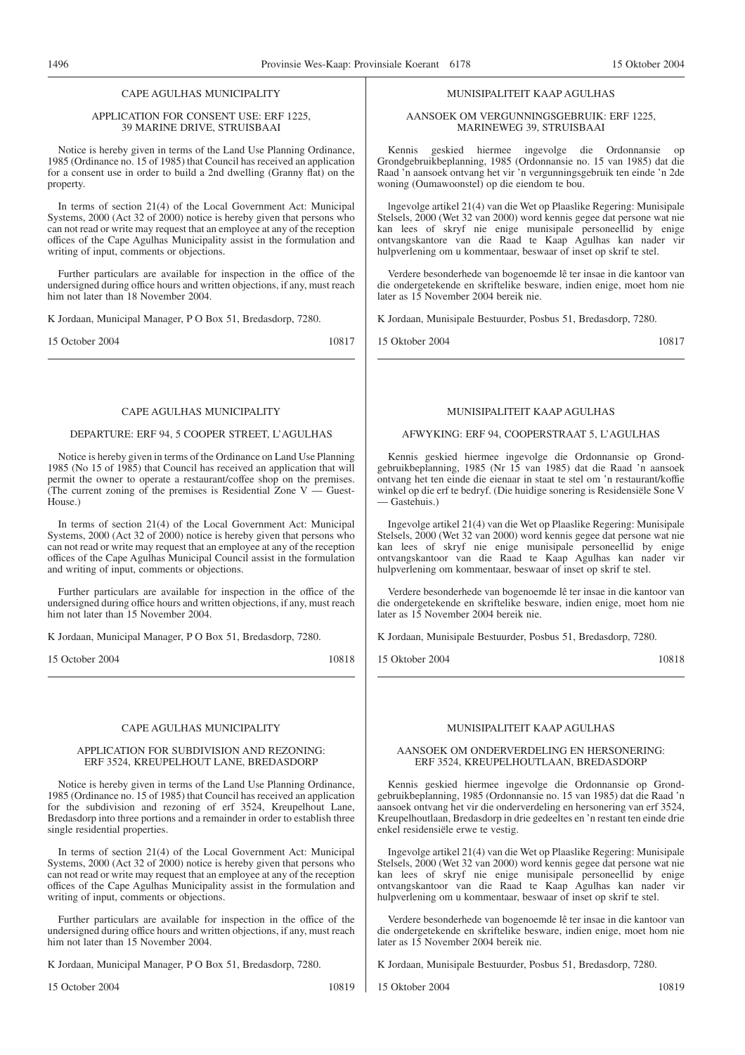## CAPE AGULHAS MUNICIPALITY

### APPLICATION FOR CONSENT USE: ERF 1225, 39 MARINE DRIVE, STRUISBAAI

Notice is hereby given in terms of the Land Use Planning Ordinance, 1985 (Ordinance no. 15 of 1985) that Council has received an application for a consent use in order to build a 2nd dwelling (Granny flat) on the property.

In terms of section 21(4) of the Local Government Act: Municipal Systems, 2000 (Act 32 of 2000) notice is hereby given that persons who can not read or write may request that an employee at any of the reception offices of the Cape Agulhas Municipality assist in the formulation and writing of input, comments or objections.

Further particulars are available for inspection in the office of the undersigned during office hours and written objections, if any, must reach him not later than 18 November 2004.

K Jordaan, Municipal Manager, P O Box 51, Bredasdorp, 7280.

15 October 2004 10817

---

## MUNISIPALITEIT KAAP AGULHAS

### AANSOEK OM VERGUNNINGSGEBRUIK: ERF 1225, MARINEWEG 39, STRUISBAAI

Kennis geskied hiermee ingevolge die Ordonnansie op Grondgebruikbeplanning, 1985 (Ordonnansie no. 15 van 1985) dat die Raad 'n aansoek ontvang het vir 'n vergunningsgebruik ten einde 'n 2de woning (Oumawoonstel) op die eiendom te bou.

lngevolge artikel 21(4) van die Wet op Plaaslike Regering: Munisipale Stelsels, 2000 (Wet 32 van 2000) word kennis gegee dat persone wat nie kan lees of skryf nie enige munisipale personeellid by enige ontvangskantore van die Raad te Kaap Agulhas kan nader vir hulpverlening om u kommentaar, beswaar of inset op skrif te stel.

Verdere besonderhede van bogenoemde lê ter insae in die kantoor van die ondergetekende en skriftelike besware, indien enige, moet hom nie later as 15 November 2004 bereik nie.

K Jordaan, Munisipale Bestuurder, Posbus 51, Bredasdorp, 7280.

15 Oktober 2004 10817

---

## CAPE AGULHAS MUNICIPALITY

### DEPARTURE: ERF 94, 5 COOPER STREET, L'AGULHAS

Notice is hereby given in terms of the Ordinance on Land Use Planning 1985 (No 15 of 1985) that Council has received an application that will permit the owner to operate a restaurant/coffee shop on the premises. (The current zoning of the premises is Residential Zone V — Guest-House.)

In terms of section 21(4) of the Local Government Act: Municipal Systems, 2000 (Act 32 of 2000) notice is hereby given that persons who can not read or write may request that an employee at any of the reception offices of the Cape Agulhas Municipal Council assist in the formulation and writing of input, comments or objections.

Further particulars are available for inspection in the office of the undersigned during office hours and written objections, if any, must reach him not later than 15 November 2004.

K Jordaan, Municipal Manager, P O Box 51, Bredasdorp, 7280.

15 October 2004 10818

---

## MUNISIPALITEIT KAAP AGULHAS

### AFWYKING: ERF 94, COOPERSTRAAT 5, L'AGULHAS

Kennis geskied hiermee ingevolge die Ordonnansie op Grondgebruikbeplanning, 1985 (Nr 15 van 1985) dat die Raad 'n aansoek ontvang het ten einde die eienaar in staat te stel om 'n restaurant/koffie winkel op die erf te bedryf. (Die huidige sonering is Residensiële Sone V — Gastehuis.)

Ingevolge artikel 21(4) van die Wet op Plaaslike Regering: Munisipale Stelsels, 2000 (Wet 32 van 2000) word kennis gegee dat persone wat nie kan lees of skryf nie enige munisipale personeellid by enige ontvangskantoor van die Raad te Kaap Agulhas kan nader vir hulpverlening om kommentaar, beswaar of inset op skrif te stel.

Verdere besonderhede van bogenoemde lê ter insae in die kantoor van die ondergetekende en skriftelike besware, indien enige, moet hom nie later as 15 November 2004 bereik nie.

K Jordaan, Munisipale Bestuurder, Posbus 51, Bredasdorp, 7280.

15 Oktober 2004 10818

---

## CAPE AGULHAS MUNICIPALITY

### APPLICATION FOR SUBDIVISION AND REZONING: ERF 3524, KREUPELHOUT LANE, BREDASDORP

Notice is hereby given in terms of the Land Use Planning Ordinance, 1985 (Ordinance no. 15 of 1985) that Council has received an application for the subdivision and rezoning of erf 3524, Kreupelhout Lane, Bredasdorp into three portions and a remainder in order to establish three single residential properties.

In terms of section 21(4) of the Local Government Act: Municipal Systems, 2000 (Act 32 of 2000) notice is hereby given that persons who can not read or write may request that an employee at any of the reception offices of the Cape Agulhas Municipality assist in the formulation and writing of input, comments or objections.

Further particulars are available for inspection in the office of the undersigned during office hours and written objections, if any, must reach him not later than 15 November 2004.

K Jordaan, Municipal Manager, P O Box 51, Bredasdorp, 7280.

15 October 2004 10819

---

## MUNISIPALITEIT KAAP AGULHAS

### AANSOEK OM ONDERVERDELING EN HERSONERING: ERF 3524, KREUPELHOUTLAAN, BREDASDORP

Kennis geskied hiermee ingevolge die Ordonnansie op Grondgebruikbeplanning, 1985 (Ordonnansie no. 15 van 1985) dat die Raad 'n aansoek ontvang het vir die onderverdeling en hersonering van erf 3524, Kreupelhoutlaan, Bredasdorp in drie gedeeltes en 'n restant ten einde drie enkel residensiële erwe te vestig.

Ingevolge artikel 21(4) van die Wet op Plaaslike Regering: Munisipale Stelsels, 2000 (Wet 32 van 2000) word kennis gegee dat persone wat nie kan lees of skryf nie enige munisipale personeellid by enige ontvangskantoor van die Raad te Kaap Agulhas kan nader vir hulpverlening om u kommentaar, beswaar of inset op skrif te stel.

Verdere besonderhede van bogenoemde lê ter insae in die kantoor van die ondergetekende en skriftelike besware, indien enige, moet hom nie later as 15 November 2004 bereik nie.

K Jordaan, Munisipale Bestuurder, Posbus 51, Bredasdorp, 7280.

15 Oktober 2004 10819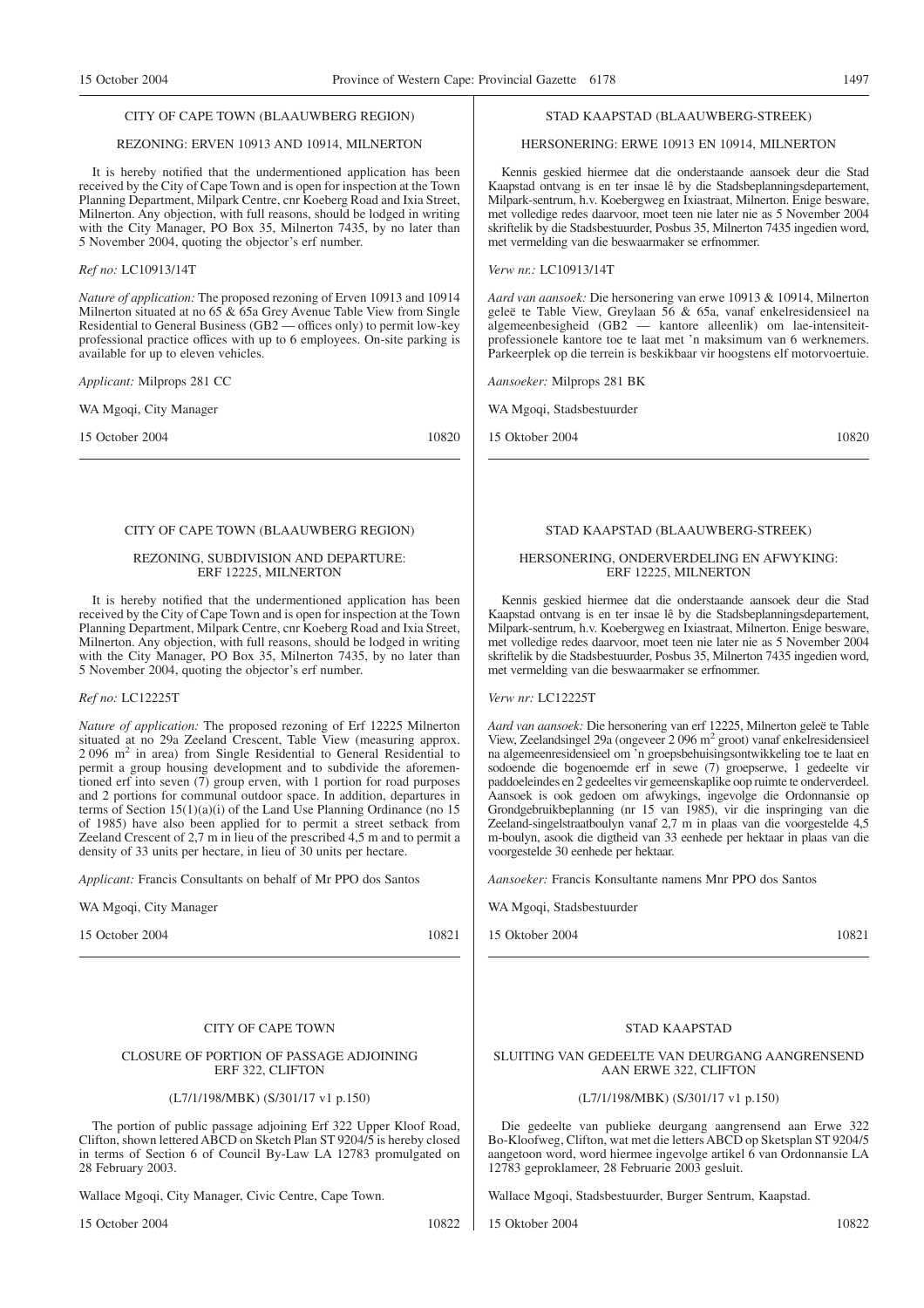CITY OF CAPE TOWN (BLAAUWBERG REGION)

REZONING: ERVEN 10913 AND 10914, MILNERTON

It is hereby notified that the undermentioned application has been received by the City of Cape Town and is open for inspection at the Town Planning Department, Milpark Centre, cnr Koeberg Road and Ixia Street, Milnerton. Any objection, with full reasons, should be lodged in writing with the City Manager, PO Box 35, Milnerton 7435, by no later than 5 November 2004, quoting the objector's erf number.

*Ref no:* LC10913/14T

*Nature of application:* The proposed rezoning of Erven 10913 and 10914 Milnerton situated at no 65 & 65a Grey Avenue Table View from Single Residential to General Business (GB2 — offices only) to permit low-key professional practice offices with up to 6 employees. On-site parking is available for up to eleven vehicles.

*Applicant:* Milprops 281 CC

WA Mgoqi, City Manager

15 October 2004 10820

---

STAD KAAPSTAD (BLAAUWBERG-STREEK)

HERSONERING: ERWE 10913 EN 10914, MILNERTON

Kennis geskied hiermee dat die onderstaande aansoek deur die Stad Kaapstad ontvang is en ter insae lê by die Stadsbeplanningsdepartement, Milpark-sentrum, h.v. Koebergweg en Ixiastraat, Milnerton. Enige besware, met volledige redes daarvoor, moet teen nie later nie as 5 November 2004 skriftelik by die Stadsbestuurder, Posbus 35, Milnerton 7435 ingedien word, met vermelding van die beswaarmaker se erfnommer.

*Verw nr.:* LC10913/14T

*Aard van aansoek:* Die hersonering van erwe 10913 & 10914, Milnerton geleë te Table View, Greylaan 56 & 65a, vanaf enkelresidensieel na algemeenbesigheid (GB2 — kantore alleenlik) om lae-intensiteit-professionele kantore toe te laat met 'n maksimum van 6 werknemers. Parkeerplek op die terrein is beskikbaar vir hoogstens elf motorvoertuie.

*Aansoeker:* Milprops 281 BK

WA Mgoqi, Stadsbestuurder

15 Oktober 2004 10820

---

CITY OF CAPE TOWN (BLAAUWBERG REGION)

REZONING, SUBDIVISION AND DEPARTURE: ERF 12225, MILNERTON

It is hereby notified that the undermentioned application has been received by the City of Cape Town and is open for inspection at the Town Planning Department, Milpark Centre, cnr Koeberg Road and Ixia Street, Milnerton. Any objection, with full reasons, should be lodged in writing with the City Manager, PO Box 35, Milnerton 7435, by no later than 5 November 2004, quoting the objector's erf number.

*Ref no:* LC12225T

*Nature of application:* The proposed rezoning of Erf 12225 Milnerton situated at no 29a Zeeland Crescent, Table View (measuring approx. 2 096 $m^2$ in area) from Single Residential to General Residential to permit a group housing development and to subdivide the aforementioned erf into seven (7) group erven, with 1 portion for road purposes and 2 portions for communal outdoor space. In addition, departures in terms of Section 15(1)(a)(i) of the Land Use Planning Ordinance (no 15 of 1985) have also been applied for to permit a street setback from Zeeland Crescent of 2,7 m in lieu of the prescribed 4,5 m and to permit a density of 33 units per hectare, in lieu of 30 units per hectare.

*Applicant:* Francis Consultants on behalf of Mr PPO dos Santos

WA Mgoqi, City Manager

15 October 2004 10821

---

STAD KAAPSTAD (BLAAUWBERG-STREEK)

HERSONERING, ONDERVERDELING EN AFWYKING: ERF 12225, MILNERTON

Kennis geskied hiermee dat die onderstaande aansoek deur die Stad Kaapstad ontvang is en ter insae lê by die Stadsbeplanningsdepartement, Milpark-sentrum, h.v. Koebergweg en Ixiastraat, Milnerton. Enige besware, met volledige redes daarvoor, moet teen nie later nie as 5 November 2004 skriftelik by die Stadsbestuurder, Posbus 35, Milnerton 7435 ingedien word, met vermelding van die beswaarmaker se erfnommer.

*Verw nr:* LC12225T

*Aard van aansoek:* Die hersonering van erf 12225, Milnerton geleë te Table View, Zeelandsingel 29a (ongeveer 2 096 $m^2$ groot) vanaf enkelresidensieel na algemeenresidensieel om 'n groepsbehuisingsontwikkeling toe te laat en sodoende die bogenoemde erf in sewe (7) groepserwe, 1 gedeelte vir paddoeleindes en 2 gedeeltes vir gemeenskaplike oop ruimte te onderverdeel. Aansoek is ook gedoen om afwykings, ingevolge die Ordonnansie op Grondgebruikbeplanning (nr 15 van 1985), vir die inspringing van die Zeeland-singelstraatboulyn vanaf 2,7 m in plaas van die voorgestelde 4,5 m-boulyn, asook die digtheid van 33 eenhede per hektaar in plaas van die voorgestelde 30 eenhede per hektaar.

*Aansoeker:* Francis Konsultante namens Mnr PPO dos Santos

WA Mgoqi, Stadsbestuurder

15 Oktober 2004 10821

---

CITY OF CAPE TOWN

CLOSURE OF PORTION OF PASSAGE ADJOINING ERF 322, CLIFTON

(L7/1/198/MBK) (S/301/17 v1 p.150)

The portion of public passage adjoining Erf 322 Upper Kloof Road, Clifton, shown lettered ABCD on Sketch Plan ST 9204/5 is hereby closed in terms of Section 6 of Council By-Law LA 12783 promulgated on 28 February 2003.

Wallace Mgoqi, City Manager, Civic Centre, Cape Town.

15 October 2004 10822

---

STAD KAAPSTAD

SLUITING VAN GEDEELTE VAN DEURGANG AANGRENSEND AAN ERWE 322, CLIFTON

(L7/1/198/MBK) (S/301/17 v1 p.150)

Die gedeelte van publieke deurgang aangrensend aan Erwe 322 Bo-Kloofweg, Clifton, wat met die letters ABCD op Sketsplan ST 9204/5 aangetoon word, word hiermee ingevolge artikel 6 van Ordonnansie LA 12783 geproklameer, 28 Februarie 2003 gesluit.

Wallace Mgoqi, Stadsbestuurder, Burger Sentrum, Kaapstad.

15 Oktober 2004 10822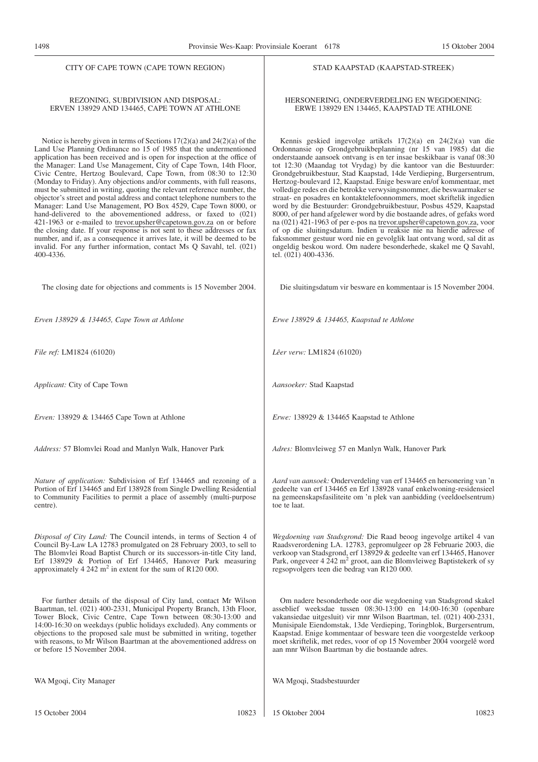CITY OF CAPE TOWN (CAPE TOWN REGION)

REZONING, SUBDIVISION AND DISPOSAL: ERVEN 138929 AND 134465, CAPE TOWN AT ATHLONE

Notice is hereby given in terms of Sections 17(2)(a) and 24(2)(a) of the Land Use Planning Ordinance no 15 of 1985 that the undermentioned application has been received and is open for inspection at the office of the Manager: Land Use Management, City of Cape Town, 14th Floor, Civic Centre, Hertzog Boulevard, Cape Town, from 08:30 to 12:30 (Monday to Friday). Any objections and/or comments, with full reasons, must be submitted in writing, quoting the relevant reference number, the objector's street and postal address and contact telephone numbers to the Manager: Land Use Management, PO Box 4529, Cape Town 8000, or hand-delivered to the abovementioned address, or faxed to (021) 421-1963 or e-mailed to trevor.upsher@capetown.gov.za on or before the closing date. If your response is not sent to these addresses or fax number, and if, as a consequence it arrives late, it will be deemed to be invalid. For any further information, contact Ms Q Savahl, tel. (021) 400-4336.

The closing date for objections and comments is 15 November 2004.

*Erven 138929 & 134465, Cape Town at Athlone*

*File ref:* LM1824 (61020)

*Applicant:* City of Cape Town

*Erven:* 138929 & 134465 Cape Town at Athlone

*Address:* 57 Blomvlei Road and Manlyn Walk, Hanover Park

*Nature of application:* Subdivision of Erf 134465 and rezoning of a Portion of Erf 134465 and Erf 138928 from Single Dwelling Residential to Community Facilities to permit a place of assembly (multi-purpose centre).

*Disposal of City Land:* The Council intends, in terms of Section 4 of Council By-Law LA 12783 promulgated on 28 February 2003, to sell to The Blomvlei Road Baptist Church or its successors-in-title City land, Erf 138929 & Portion of Erf 134465, Hanover Park measuring approximately 4 242 m$^2$ in extent for the sum of R120 000.

For further details of the disposal of City land, contact Mr Wilson Baartman, tel. (021) 400-2331, Municipal Property Branch, 13th Floor, Tower Block, Civic Centre, Cape Town between 08:30-13:00 and 14:00-16:30 on weekdays (public holidays excluded). Any comments or objections to the proposed sale must be submitted in writing, together with reasons, to Mr Wilson Baartman at the abovementioned address on or before 15 November 2004.

WA Mgoqi, City Manager

15 October 2004 10823

STAD KAAPSTAD (KAAPSTAD-STREEK)

HERSONERING, ONDERVERDELING EN WEGDOENING: ERWE 138929 EN 134465, KAAPSTAD TE ATHLONE

Kennis geskied ingevolge artikels 17(2)(a) en 24(2)(a) van die Ordonnansie op Grondgebruikbeplanning (nr 15 van 1985) dat die onderstaande aansoek ontvang is en ter insae beskikbaar is vanaf 08:30 tot 12:30 (Maandag tot Vrydag) by die kantoor van die Bestuurder: Grondgebruikbestuur, Stad Kaapstad, 14de Verdieping, Burgersentrum, Hertzog-boulevard 12, Kaapstad. Enige besware en/of kommentaar, met volledige redes en die betrokke verwysingsnommer, die beswaarmaker se straat- en posadres en kontaktelefoonnommers, moet skriftelik ingedien word by die Bestuurder: Grondgebruikbestuur, Posbus 4529, Kaapstad 8000, of per hand afgelewer word by die bostaande adres, of gefaks word na (021) 421-1963 of per e-pos na trevor.upsher@capetown.gov.za, voor of op die sluitingsdatum. Indien u reaksie nie na hierdie adresse of faksnommer gestuur word nie en gevolglik laat ontvang word, sal dit as ongeldig beskou word. Om nadere besonderhede, skakel me Q Savahl, tel. (021) 400-4336.

Die sluitingsdatum vir besware en kommentaar is 15 November 2004.

*Erwe 138929 & 134465, Kaapstad te Athlone*

*Lêer verw:* LM1824 (61020)

*Aansoeker:* Stad Kaapstad

*Erwe:* 138929 & 134465 Kaapstad te Athlone

*Adres:* Blomvleiweg 57 en Manlyn Walk, Hanover Park

*Aard van aansoek:* Onderverdeling van erf 134465 en hersonering van 'n gedeelte van erf 134465 en Erf 138928 vanaf enkelwoning-residensieel na gemeenskapsfasiliteite om 'n plek van aanbidding (veeldoelsentrum) toe te laat.

*Wegdoening van Stadsgrond:* Die Raad beoog ingevolge artikel 4 van Raadsverordening LA. 12783, gepromulgeer op 28 Februarie 2003, die verkoop van Stadsgrond, erf 138929 & gedeelte van erf 134465, Hanover Park, ongeveer 4 242 m$^2$ groot, aan die Blomvleiweg Baptistekerk of sy regsopvolgers teen die bedrag van R120 000.

Om nadere besonderhede oor die wegdoening van Stadsgrond skakel asseblief weeksdae tussen 08:30-13:00 en 14:00-16:30 (openbare vakansiedae uitgesluit) vir mnr Wilson Baartman, tel. (021) 400-2331, Munisipale Eiendomstak, 13de Verdieping, Toringblok, Burgersentrum, Kaapstad. Enige kommentaar of besware teen die voorgestelde verkoop moet skriftelik, met redes, voor of op 15 November 2004 voorgelê word aan mnr Wilson Baartman by die bostaande adres.

WA Mgoqi, Stadsbestuurder

15 Oktober 2004 10823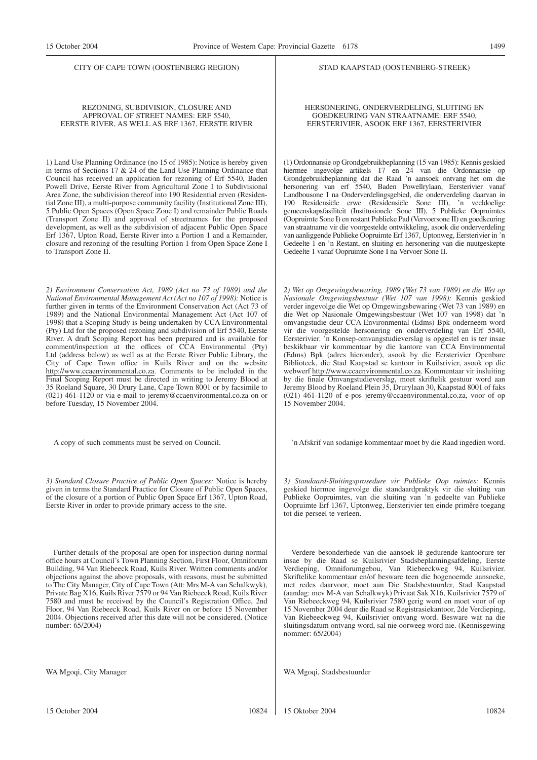## CITY OF CAPE TOWN (OOSTENBERG REGION)

### REZONING, SUBDIVISION, CLOSURE AND APPROVAL OF STREET NAMES: ERF 5540, EERSTE RIVER, AS WELL AS ERF 1367, EERSTE RIVER

1) Land Use Planning Ordinance (no 15 of 1985): Notice is hereby given in terms of Sections 17 & 24 of the Land Use Planning Ordinance that Council has received an application for rezoning of Erf 5540, Baden Powell Drive, Eerste River from Agricultural Zone I to Subdivisional Area Zone, the subdivision thereof into 190 Residential erven (Residential Zone III), a multi-purpose community facility (Institutional Zone III), 5 Public Open Spaces (Open Space Zone I) and remainder Public Roads (Transport Zone II) and approval of streetnames for the proposed development, as well as the subdivision of adjacent Public Open Space Erf 1367, Upton Road, Eerste River into a Portion 1 and a Remainder, closure and rezoning of the resulting Portion 1 from Open Space Zone I to Transport Zone II.

*2) Environment Conservation Act, 1989 (Act no 73 of 1989) and the National Environmental Management Act (Act no 107 of 1998):* Notice is further given in terms of the Environment Conservation Act (Act 73 of 1989) and the National Environmental Management Act (Act 107 of 1998) that a Scoping Study is being undertaken by CCA Environmental (Pty) Ltd for the proposed rezoning and subdivision of Erf 5540, Eerste River. A draft Scoping Report has been prepared and is available for comment/inspection at the offices of CCA Environmental (Pty) Ltd (address below) as well as at the Eerste River Public Library, the City of Cape Town office in Kuils River and on the website http://www.ccaenvironmental.co.za. Comments to be included in the Final Scoping Report must be directed in writing to Jeremy Blood at 35 Roeland Square, 30 Drury Lane, Cape Town 8001 or by facsimile to (021) 461-1120 or via e-mail to jeremy@ccaenvironmental.co.za on or before Tuesday, 15 November 2004.

A copy of such comments must be served on Council.

*3) Standard Closure Practice of Public Open Spaces:* Notice is hereby given in terms the Standard Practice for Closure of Public Open Spaces, of the closure of a portion of Public Open Space Erf 1367, Upton Road, Eerste River in order to provide primary access to the site.

Further details of the proposal are open for inspection during normal office hours at Council's Town Planning Section, First Floor, Omniforum Building, 94 Van Riebeeck Road, Kuils River. Written comments and/or objections against the above proposals, with reasons, must be submitted to The City Manager, City of Cape Town (Att: Mrs M-A van Schalkwyk), Private Bag X16, Kuils River 7579 or 94 Van Riebeeck Road, Kuils River 7580 and must be received by the Council's Registration Office, 2nd Floor, 94 Van Riebeeck Road, Kuils River on or before 15 November 2004. Objections received after this date will not be considered. (Notice number: 65/2004)

WA Mgoqi, City Manager

15 October 2004 10824

## STAD KAAPSTAD (OOSTENBERG-STREEK)

### HERSONERING, ONDERVERDELING, SLUITING EN GOEDKEURING VAN STRAATNAME: ERF 5540, EERSTERIVIER, ASOOK ERF 1367, EERSTERIVIER

(1) Ordonnansie op Grondgebruikbeplanning (15 van 1985): Kennis geskied hiermee ingevolge artikels 17 en 24 van die Ordonnansie op Grondgebruikbeplanning dat die Raad 'n aansoek ontvang het om die hersonering van erf 5540, Baden Powellrylaan, Eersterivier vanaf Landbousone I na Onderverdelingsgebied, die onderverdeling daarvan in 190 Residensiële erwe (Residensiële Sone III), 'n veeldoelige gemeenskapsfasiliteit (Institusionele Sone III), 5 Publieke Oopruimtes (Oopruimte Sone I) en restant Publieke Pad (Vervoersone II) en goedkeuring van straatname vir die voorgestelde ontwikkeling, asook die onderverdeling van aanliggende Publieke Oopruimte Erf 1367, Uptonweg, Eersterivier in 'n Gedeelte 1 en 'n Restant, en sluiting en hersonering van die nuutgeskepte Gedeelte 1 vanaf Oopruimte Sone I na Vervoer Sone II.

*2) Wet op Omgewingsbewaring, 1989 (Wet 73 van 1989) en die Wet op Nasionale Omgewingsbestuur (Wet 107 van 1998):* Kennis geskied verder ingevolge die Wet op Omgewingsbewaring (Wet 73 van 1989) en die Wet op Nasionale Omgewingsbestuur (Wet 107 van 1998) dat 'n omvangstudie deur CCA Environmental (Edms) Bpk onderneem word vir die voorgestelde hersonering en onderverdeling van Erf 5540, Eersterivier. 'n Konsep-omvangstudieverslag is opgestel en is ter insae beskikbaar vir kommentaar by die kantore van CCA Environmental (Edms) Bpk (adres hieronder), asook by die Eersterivier Openbare Biblioteek, die Stad Kaapstad se kantoor in Kuilsrivier, asook op die webwerf http://www.ccaenvironmental.co.za. Kommentaar vir insluiting by die finale Omvangstudieverslag, moet skriftelik gestuur word aan Jeremy Blood by Roeland Plein 35, Drurylaan 30, Kaapstad 8001 of faks (021) 461-1120 of e-pos jeremy@ccaenvironmental.co.za, voor of op 15 November 2004.

'n Afskrif van sodanige kommentaar moet by die Raad ingedien word.

*3) Standaard-Sluitingsprosedure vir Publieke Oop ruimtes:* Kennis geskied hiermee ingevolge die standaardpraktyk vir die sluiting van Publieke Oopruimtes, van die sluiting van 'n gedeelte van Publieke Oopruimte Erf 1367, Uptonweg, Eersterivier ten einde primêre toegang tot die perseel te verleen.

Verdere besonderhede van die aansoek lê gedurende kantoorure ter insae by die Raad se Kuilsrivier Stadsbeplanningsafdeling, Eerste Verdieping, Omniforumgebou, Van Riebeeckweg 94, Kuilsrivier. Skriftelike kommentaar en/of besware teen die bogenoemde aansoeke, met redes daarvoor, moet aan Die Stadsbestuurder, Stad Kaapstad (aandag: mev M-A van Schalkwyk) Privaat Sak X16, Kuilsrivier 7579 of Van Riebeeckweg 94, Kuilsrivier 7580 gerig word en moet voor of op 15 November 2004 deur die Raad se Registrasiekantoor, 2de Verdieping, Van Riebeeckweg 94, Kuilsrivier ontvang word. Besware wat na die sluitingsdatum ontvang word, sal nie oorweeg word nie. (Kennisgewing nommer: 65/2004)

WA Mgoqi, Stadsbestuurder

15 Oktober 2004 10824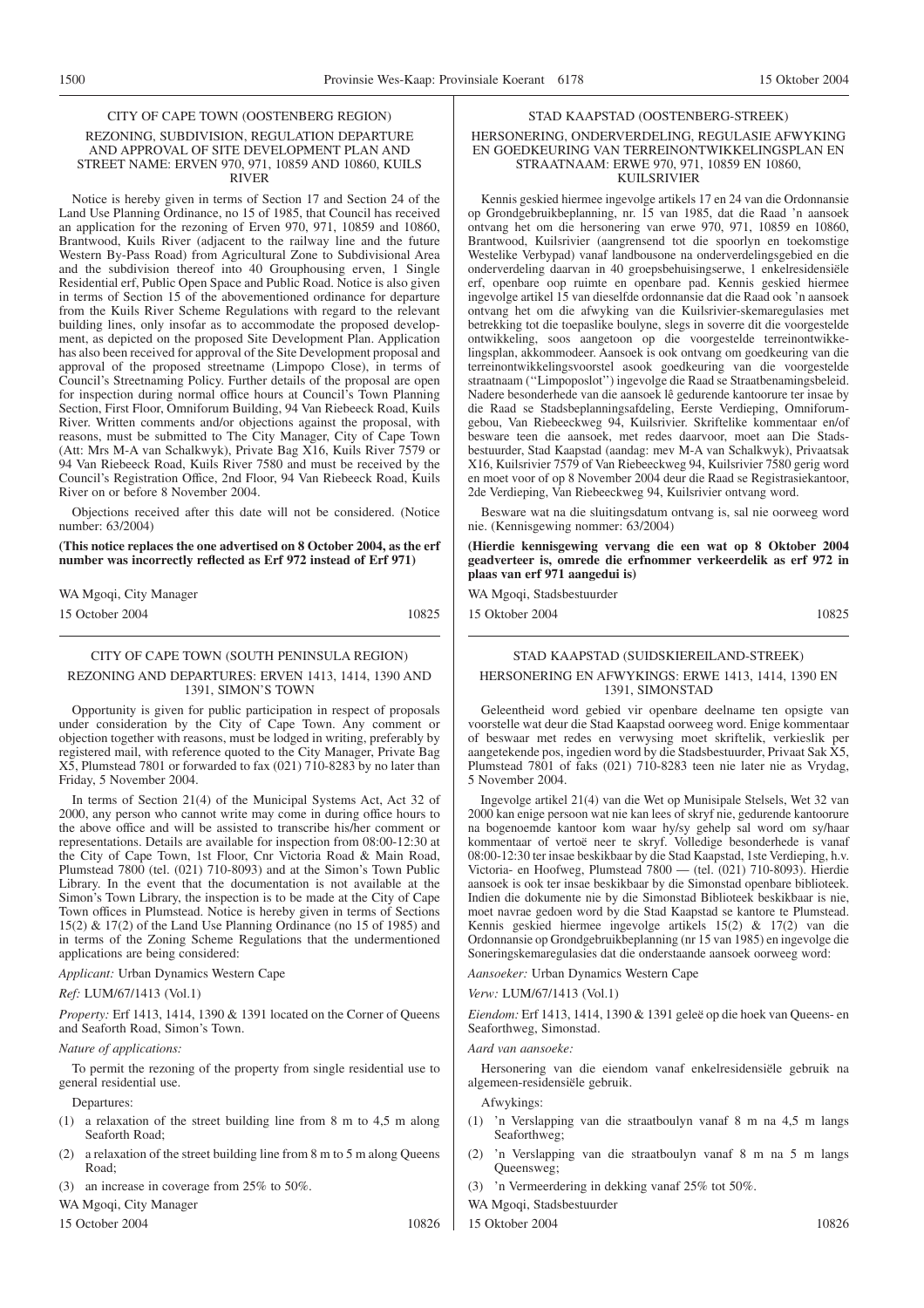## CITY OF CAPE TOWN (OOSTENBERG REGION)

### REZONING, SUBDIVISION, REGULATION DEPARTURE AND APPROVAL OF SITE DEVELOPMENT PLAN AND STREET NAME: ERVEN 970, 971, 10859 AND 10860, KUILS RIVER

Notice is hereby given in terms of Section 17 and Section 24 of the Land Use Planning Ordinance, no 15 of 1985, that Council has received an application for the rezoning of Erven 970, 971, 10859 and 10860, Brantwood, Kuils River (adjacent to the railway line and the future Western By-Pass Road) from Agricultural Zone to Subdivisional Area and the subdivision thereof into 40 Grouphousing erven, 1 Single Residential erf, Public Open Space and Public Road. Notice is also given in terms of Section 15 of the abovementioned ordinance for departure from the Kuils River Scheme Regulations with regard to the relevant building lines, only insofar as to accommodate the proposed development, as depicted on the proposed Site Development Plan. Application has also been received for approval of the Site Development proposal and approval of the proposed streetname (Limpopo Close), in terms of Council's Streetnaming Policy. Further details of the proposal are open for inspection during normal office hours at Council's Town Planning Section, First Floor, Omniforum Building, 94 Van Riebeeck Road, Kuils River. Written comments and/or objections against the proposal, with reasons, must be submitted to The City Manager, City of Cape Town (Att: Mrs M-A van Schalkwyk), Private Bag X16, Kuils River 7579 or 94 Van Riebeeck Road, Kuils River 7580 and must be received by the Council's Registration Office, 2nd Floor, 94 Van Riebeeck Road, Kuils River on or before 8 November 2004.

Objections received after this date will not be considered. (Notice number: 63/2004)

**(This notice replaces the one advertised on 8 October 2004, as the erf number was incorrectly reflected as Erf 972 instead of Erf 971)**

WA Mgoqi, City Manager

15 October 2004 10825

## STAD KAAPSTAD (OOSTENBERG-STREEK)

### HERSONERING, ONDERVERDELING, REGULASIE AFWYKING EN GOEDKEURING VAN TERREINONTWIKKELINGSPLAN EN STRAATNAAM: ERWE 970, 971, 10859 EN 10860, KUILSRIVIER

Kennis geskied hiermee ingevolge artikels 17 en 24 van die Ordonnansie op Grondgebruikbeplanning, nr. 15 van 1985, dat die Raad 'n aansoek ontvang het om die hersonering van erwe 970, 971, 10859 en 10860, Brantwood, Kuilsrivier (aangrensend tot die spoorlyn en toekomstige Westelike Verbypad) vanaf landbousone na onderverdelingsgebied en die onderverdeling daarvan in 40 groepsbehuisingserwe, 1 enkelresidensiële erf, openbare oop ruimte en openbare pad. Kennis geskied hiermee ingevolge artikel 15 van dieselfde ordonnansie dat die Raad ook 'n aansoek ontvang het om die afwyking van die Kuilsrivier-skemaregulasies met betrekking tot die toepaslike boulyne, slegs in soverre dit die voorgestelde ontwikkeling, soos aangetoon op die voorgestelde terreinontwikkelingsplan, akkommodeer. Aansoek is ook ontvang om goedkeuring van die terreinontwikkelingsvoorstel asook goedkeuring van die voorgestelde straatnaam ("Limpoposlot") ingevolge die Raad se Straatbenamingsbeleid. Nadere besonderhede van die aansoek lê gedurende kantoorure ter insae by die Raad se Stadsbeplanningsafdeling, Eerste Verdieping, Omniforumgebou, Van Riebeeckweg 94, Kuilsrivier. Skriftelike kommentaar en/of besware teen die aansoek, met redes daarvoor, moet aan Die Stadsbestuurder, Stad Kaapstad (aandag: mev M-A van Schalkwyk), Privaatsak X16, Kuilsrivier 7579 of Van Riebeeckweg 94, Kuilsrivier 7580 gerig word en moet voor of op 8 November 2004 deur die Raad se Registrasiekantoor, 2de Verdieping, Van Riebeeckweg 94, Kuilsrivier ontvang word.

Besware wat na die sluitingsdatum ontvang is, sal nie oorweeg word nie. (Kennisgewing nommer: 63/2004)

**(Hierdie kennisgewing vervang die een wat op 8 Oktober 2004 geadverteer is, omrede die erfnommer verkeerdelik as erf 972 in plaas van erf 971 aangedui is)**

WA Mgoqi, Stadsbestuurder

15 Oktober 2004 10825

## CITY OF CAPE TOWN (SOUTH PENINSULA REGION)

### REZONING AND DEPARTURES: ERVEN 1413, 1414, 1390 AND 1391, SIMON'S TOWN

Opportunity is given for public participation in respect of proposals under consideration by the City of Cape Town. Any comment or objection together with reasons, must be lodged in writing, preferably by registered mail, with reference quoted to the City Manager, Private Bag X5, Plumstead 7801 or forwarded to fax (021) 710-8283 by no later than Friday, 5 November 2004.

In terms of Section 21(4) of the Municipal Systems Act, Act 32 of 2000, any person who cannot write may come in during office hours to the above office and will be assisted to transcribe his/her comment or representations. Details are available for inspection from 08:00-12:30 at the City of Cape Town, 1st Floor, Cnr Victoria Road & Main Road, Plumstead 7800 (tel. (021) 710-8093) and at the Simon's Town Public Library. In the event that the documentation is not available at the Simon's Town Library, the inspection is to be made at the City of Cape Town offices in Plumstead. Notice is hereby given in terms of Sections 15(2) & 17(2) of the Land Use Planning Ordinance (no 15 of 1985) and in terms of the Zoning Scheme Regulations that the undermentioned applications are being considered:

*Applicant:* Urban Dynamics Western Cape

*Ref:* LUM/67/1413 (Vol.1)

*Property:* Erf 1413, 1414, 1390 & 1391 located on the Corner of Queens and Seaforth Road, Simon's Town.

*Nature of applications:*

To permit the rezoning of the property from single residential use to general residential use.

Departures:

(1) a relaxation of the street building line from 8 m to 4,5 m along Seaforth Road;

(2) a relaxation of the street building line from 8 m to 5 m along Queens Road;

(3) an increase in coverage from 25% to 50%.

WA Mgoqi, City Manager

15 October 2004 10826

## STAD KAAPSTAD (SUIDSKIEREILAND-STREEK)

### HERSONERING EN AFWYKINGS: ERWE 1413, 1414, 1390 EN 1391, SIMONSTAD

Geleentheid word gebied vir openbare deelname ten opsigte van voorstelle wat deur die Stad Kaapstad oorweeg word. Enige kommentaar of beswaar met redes en verwysing moet skriftelik, verkieslik per aangetekende pos, ingedien word by die Stadsbestuurder, Privaat Sak X5, Plumstead 7801 of faks (021) 710-8283 teen nie later nie as Vrydag, 5 November 2004.

Ingevolge artikel 21(4) van die Wet op Munisipale Stelsels, Wet 32 van 2000 kan enige persoon wat nie kan lees of skryf nie, gedurende kantoorure na bogenoemde kantoor kom waar hy/sy gehelp sal word om sy/haar kommentaar of vertoë neer te skryf. Volledige besonderhede is vanaf 08:00-12:30 ter insae beskikbaar by die Stad Kaapstad, 1ste Verdieping, h.v. Victoria- en Hoofweg, Plumstead 7800 — (tel. (021) 710-8093). Hierdie aansoek is ook ter insae beskikbaar by die Simonstad openbare biblioteek. Indien die dokumente nie by die Simonstad Biblioteek beskikbaar is nie, moet navrae gedoen word by die Stad Kaapstad se kantore te Plumstead. Kennis geskied hiermee ingevolge artikels 15(2) & 17(2) van die Ordonnansie op Grondgebruikbeplanning (nr 15 van 1985) en ingevolge die Soneringskemaregulasies dat die onderstaande aansoek oorweeg word:

*Aansoeker:* Urban Dynamics Western Cape

*Verw:* LUM/67/1413 (Vol.1)

*Eiendom:* Erf 1413, 1414, 1390 & 1391 geleë op die hoek van Queens- en Seaforthweg, Simonstad.

*Aard van aansoeke:*

Hersonering van die eiendom vanaf enkelresidensiële gebruik na algemeen-residensiële gebruik.

Afwykings:

(1) 'n Verslapping van die straatboulyn vanaf 8 m na 4,5 m langs Seaforthweg;

(2) 'n Verslapping van die straatboulyn vanaf 8 m na 5 m langs Queensweg;

(3) 'n Vermeerdering in dekking vanaf 25% tot 50%.

WA Mgoqi, Stadsbestuurder

15 Oktober 2004 10826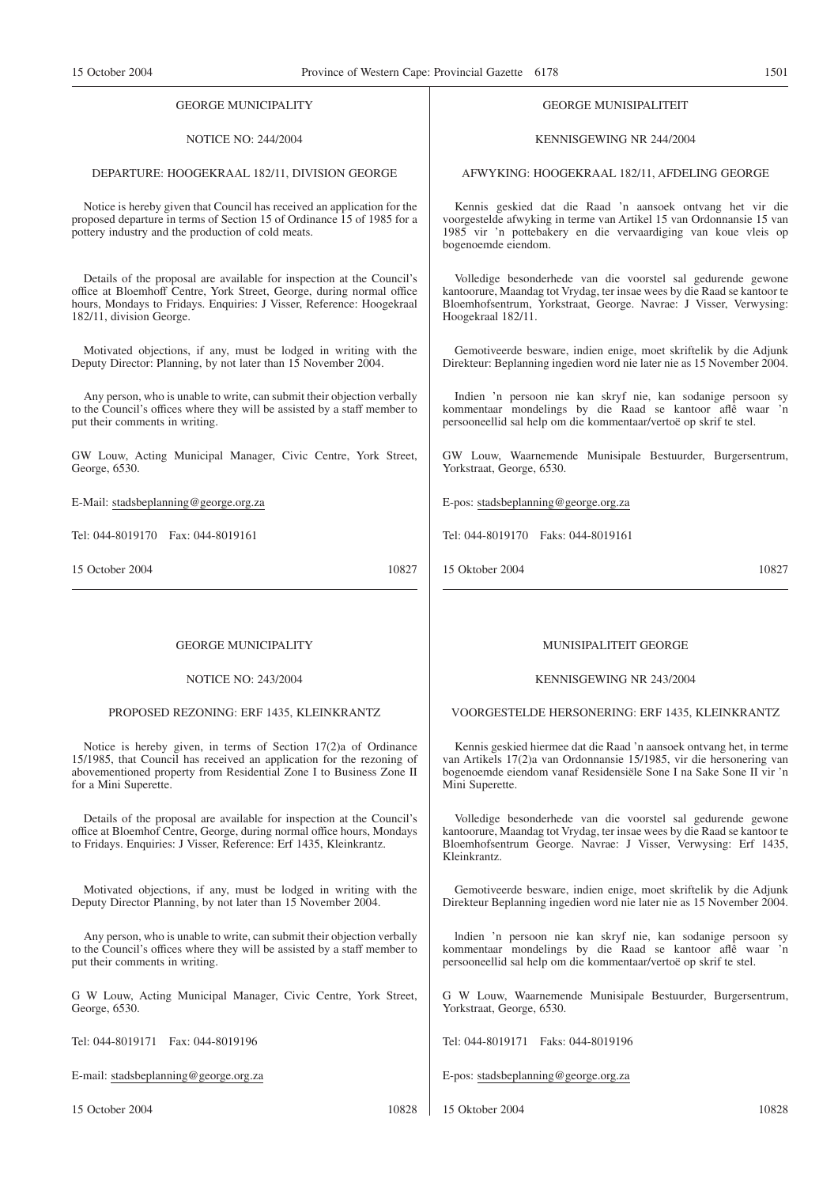GEORGE MUNICIPALITY

NOTICE NO: 244/2004

DEPARTURE: HOOGEKRAAL 182/11, DIVISION GEORGE

Notice is hereby given that Council has received an application for the proposed departure in terms of Section 15 of Ordinance 15 of 1985 for a pottery industry and the production of cold meats.

Details of the proposal are available for inspection at the Council's office at Bloemhoff Centre, York Street, George, during normal office hours, Mondays to Fridays. Enquiries: J Visser, Reference: Hoogekraal 182/11, division George.

Motivated objections, if any, must be lodged in writing with the Deputy Director: Planning, by not later than 15 November 2004.

Any person, who is unable to write, can submit their objection verbally to the Council's offices where they will be assisted by a staff member to put their comments in writing.

GW Louw, Acting Municipal Manager, Civic Centre, York Street, George, 6530.

E-Mail: stadsbeplanning@george.org.za

Tel: 044-8019170 Fax: 044-8019161

15 October 2004 10827

---

GEORGE MUNISIPALITEIT

KENNISGEWING NR 244/2004

AFWYKING: HOOGEKRAAL 182/11, AFDELING GEORGE

Kennis geskied dat die Raad 'n aansoek ontvang het vir die voorgestelde afwyking in terme van Artikel 15 van Ordonnansie 15 van 1985 vir 'n pottebakery en die vervaardiging van koue vleis op bogenoemde eiendom.

Volledige besonderhede van die voorstel sal gedurende gewone kantoorure, Maandag tot Vrydag, ter insae wees by die Raad se kantoor te Bloemhofsentrum, Yorkstraat, George. Navrae: J Visser, Verwysing: Hoogekraal 182/11.

Gemotiveerde besware, indien enige, moet skriftelik by die Adjunk Direkteur: Beplanning ingedien word nie later nie as 15 November 2004.

Indien 'n persoon nie kan skryf nie, kan sodanige persoon sy kommentaar mondelings by die Raad se kantoor aflê waar 'n persooneellid sal help om die kommentaar/vertoë op skrif te stel.

GW Louw, Waarnemende Munisipale Bestuurder, Burgersentrum, Yorkstraat, George, 6530.

E-pos: stadsbeplanning@george.org.za

Tel: 044-8019170 Faks: 044-8019161

15 Oktober 2004 10827

---

GEORGE MUNICIPALITY

NOTICE NO: 243/2004

PROPOSED REZONING: ERF 1435, KLEINKRANTZ

Notice is hereby given, in terms of Section 17(2)a of Ordinance 15/1985, that Council has received an application for the rezoning of abovementioned property from Residential Zone I to Business Zone II for a Mini Superette.

Details of the proposal are available for inspection at the Council's office at Bloemhof Centre, George, during normal office hours, Mondays to Fridays. Enquiries: J Visser, Reference: Erf 1435, Kleinkrantz.

Motivated objections, if any, must be lodged in writing with the Deputy Director Planning, by not later than 15 November 2004.

Any person, who is unable to write, can submit their objection verbally to the Council's offices where they will be assisted by a staff member to put their comments in writing.

G W Louw, Acting Municipal Manager, Civic Centre, York Street, George, 6530.

Tel: 044-8019171 Fax: 044-8019196

E-mail: stadsbeplanning@george.org.za

15 October 2004 10828

---

MUNISIPALITEIT GEORGE

KENNISGEWING NR 243/2004

VOORGESTELDE HERSONERING: ERF 1435, KLEINKRANTZ

Kennis geskied hiermee dat die Raad 'n aansoek ontvang het, in terme van Artikels 17(2)a van Ordonnansie 15/1985, vir die hersonering van bogenoemde eiendom vanaf Residensiële Sone I na Sake Sone II vir 'n Mini Superette.

Volledige besonderhede van die voorstel sal gedurende gewone kantoorure, Maandag tot Vrydag, ter insae wees by die Raad se kantoor te Bloemhofsentrum George. Navrae: J Visser, Verwysing: Erf 1435, Kleinkrantz.

Gemotiveerde besware, indien enige, moet skriftelik by die Adjunk Direkteur Beplanning ingedien word nie later nie as 15 November 2004.

Indien 'n persoon nie kan skryf nie, kan sodanige persoon sy kommentaar mondelings by die Raad se kantoor aflê waar 'n persooneellid sal help om die kommentaar/vertoë op skrif te stel.

G W Louw, Waarnemende Munisipale Bestuurder, Burgersentrum, Yorkstraat, George, 6530.

Tel: 044-8019171 Faks: 044-8019196

E-pos: stadsbeplanning@george.org.za

15 Oktober 2004 10828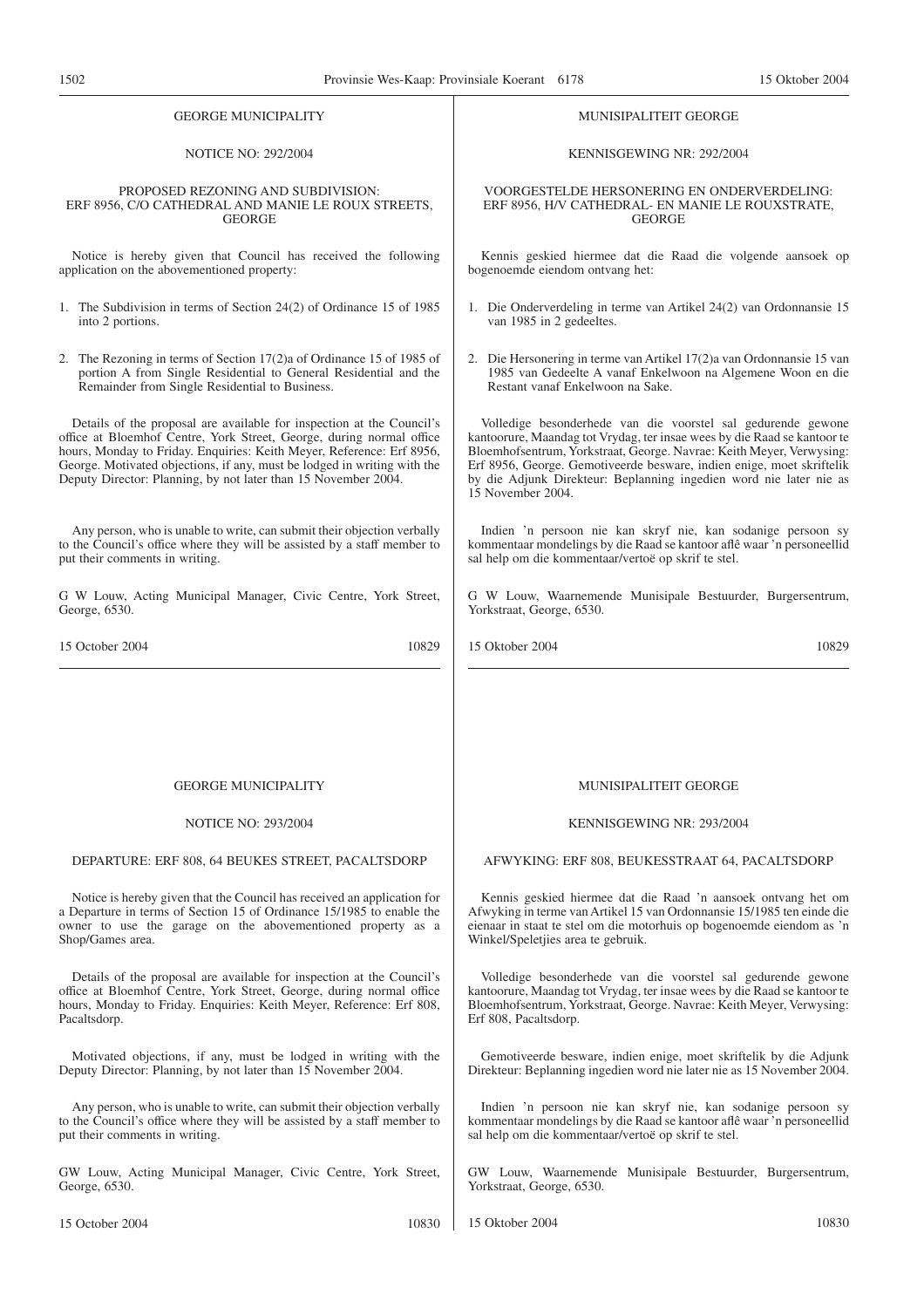GEORGE MUNICIPALITY

NOTICE NO: 292/2004

PROPOSED REZONING AND SUBDIVISION: ERF 8956, C/O CATHEDRAL AND MANIE LE ROUX STREETS, GEORGE

Notice is hereby given that Council has received the following application on the abovementioned property:

1. The Subdivision in terms of Section 24(2) of Ordinance 15 of 1985 into 2 portions.
2. The Rezoning in terms of Section 17(2)a of Ordinance 15 of 1985 of portion A from Single Residential to General Residential and the Remainder from Single Residential to Business.

Details of the proposal are available for inspection at the Council's office at Bloemhof Centre, York Street, George, during normal office hours, Monday to Friday. Enquiries: Keith Meyer, Reference: Erf 8956, George. Motivated objections, if any, must be lodged in writing with the Deputy Director: Planning, by not later than 15 November 2004.

Any person, who is unable to write, can submit their objection verbally to the Council's office where they will be assisted by a staff member to put their comments in writing.

G W Louw, Acting Municipal Manager, Civic Centre, York Street, George, 6530.

15 October 2004 10829

---

MUNISIPALITEIT GEORGE

KENNISGEWING NR: 292/2004

VOORGESTELDE HERSONERING EN ONDERVERDELING: ERF 8956, H/V CATHEDRAL- EN MANIE LE ROUXSTRATE, GEORGE

Kennis geskied hiermee dat die Raad die volgende aansoek op bogenoemde eiendom ontvang het:

1. Die Onderverdeling in terme van Artikel 24(2) van Ordonnansie 15 van 1985 in 2 gedeeltes.
2. Die Hersonering in terme van Artikel 17(2)a van Ordonnansie 15 van 1985 van Gedeelte A vanaf Enkelwoon na Algemene Woon en die Restant vanaf Enkelwoon na Sake.

Volledige besonderhede van die voorstel sal gedurende gewone kantoorure, Maandag tot Vrydag, ter insae wees by die Raad se kantoor te Bloemhofsentrum, Yorkstraat, George. Navrae: Keith Meyer, Verwysing: Erf 8956, George. Gemotiveerde besware, indien enige, moet skriftelik by die Adjunk Direkteur: Beplanning ingedien word nie later nie as 15 November 2004.

Indien 'n persoon nie kan skryf nie, kan sodanige persoon sy kommentaar mondelings by die Raad se kantoor aflê waar 'n personeellid sal help om die kommentaar/vertoë op skrif te stel.

G W Louw, Waarnemende Munisipale Bestuurder, Burgersentrum, Yorkstraat, George, 6530.

15 Oktober 2004 10829

---

GEORGE MUNICIPALITY

NOTICE NO: 293/2004

DEPARTURE: ERF 808, 64 BEUKES STREET, PACALTSDORP

Notice is hereby given that the Council has received an application for a Departure in terms of Section 15 of Ordinance 15/1985 to enable the owner to use the garage on the abovementioned property as a Shop/Games area.

Details of the proposal are available for inspection at the Council's office at Bloemhof Centre, York Street, George, during normal office hours, Monday to Friday. Enquiries: Keith Meyer, Reference: Erf 808, Pacaltsdorp.

Motivated objections, if any, must be lodged in writing with the Deputy Director: Planning, by not later than 15 November 2004.

Any person, who is unable to write, can submit their objection verbally to the Council's office where they will be assisted by a staff member to put their comments in writing.

GW Louw, Acting Municipal Manager, Civic Centre, York Street, George, 6530.

15 October 2004 10830

---

MUNISIPALITEIT GEORGE

KENNISGEWING NR: 293/2004

AFWYKING: ERF 808, BEUKESSTRAAT 64, PACALTSDORP

Kennis geskied hiermee dat die Raad 'n aansoek ontvang het om Afwyking in terme van Artikel 15 van Ordonnansie 15/1985 ten einde die eienaar in staat te stel om die motorhuis op bogenoemde eiendom as 'n Winkel/Speletjies area te gebruik.

Volledige besonderhede van die voorstel sal gedurende gewone kantoorure, Maandag tot Vrydag, ter insae wees by die Raad se kantoor te Bloemhofsentrum, Yorkstraat, George. Navrae: Keith Meyer, Verwysing: Erf 808, Pacaltsdorp.

Gemotiveerde besware, indien enige, moet skriftelik by die Adjunk Direkteur: Beplanning ingedien word nie later nie as 15 November 2004.

Indien 'n persoon nie kan skryf nie, kan sodanige persoon sy kommentaar mondelings by die Raad se kantoor aflê waar 'n personeellid sal help om die kommentaar/vertoë op skrif te stel.

GW Louw, Waarnemende Munisipale Bestuurder, Burgersentrum, Yorkstraat, George, 6530.

15 Oktober 2004 10830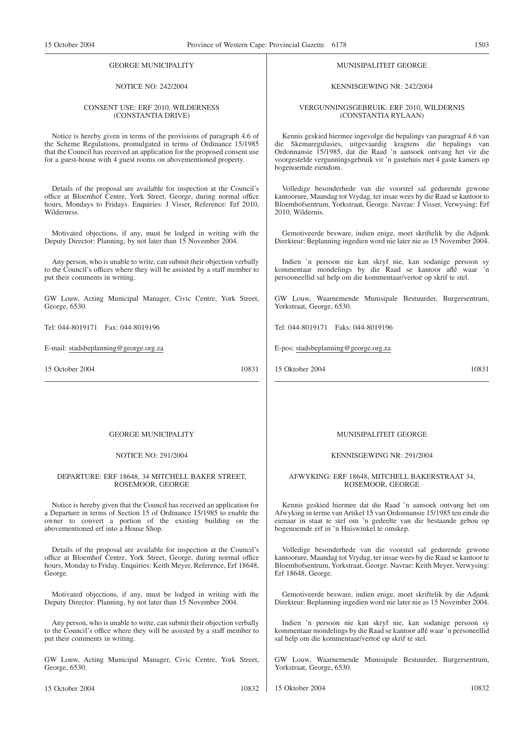GEORGE MUNICIPALITY

NOTICE NO: 242/2004

CONSENT USE: ERF 2010, WILDERNESS (CONSTANTIA DRIVE)

Notice is hereby given in terms of the provisions of paragraph 4.6 of the Scheme Regulations, promulgated in terms of Ordinance 15/1985 that the Council has received an application for the proposed consent use for a guest-house with 4 guest rooms on abovementioned property.

Details of the proposal are available for inspection at the Council's office at Bloemhof Centre, York Street, George, during normal office hours, Mondays to Fridays. Enquiries: J Visser, Reference: Erf 2010, Wilderness.

Motivated objections, if any, must be lodged in writing with the Deputy Director: Planning, by not later than 15 November 2004.

Any person, who is unable to write, can submit their objection verbally to the Council's offices where they will be assisted by a staff member to put their comments in writing.

GW Louw, Acting Municipal Manager, Civic Centre, York Street, George, 6530.

Tel: 044-8019171 Fax: 044-8019196

E-mail: stadsbeplanning@george.org.za

15 October 2004 10831

---

MUNISIPALITEIT GEORGE

KENNISGEWING NR: 242/2004

VERGUNNINGSGEBRUIK: ERF 2010, WILDERNIS (CONSTANTIA RYLAAN)

Kennis geskied hiermee ingevolge die bepalings van paragraaf 4.6 van die Skemaregulasies, uitgevaardig kragtens die bepalings van Ordonnansie 15/1985, dat die Raad 'n aansoek ontvang het vir die voorgestelde vergunningsgebruik vir 'n gastehuis met 4 gaste kamers op bogenoemde eiendom.

Volledige besonderhede van die voorstel sal gedurende gewone kantoorure, Maandag tot Vrydag, ter insae wees by die Raad se kantoor to Bloemhofsentrum, Yorkstraat, George. Navrae: J Visser, Verwysing: Erf 2010, Wildernis.

Gemotiveerde besware, indien enige, moet skriftelik by die Adjunk Direkteur: Beplanning ingedien word nie later nie as 15 November 2004.

Indien 'n persoon nie kan skryf nie, kan sodanige persoon sy kommentaar mondelings by die Raad se kantoor aflê waar 'n persooneellid sal help om die kommentaar/vertoë op skrif te stel.

GW Louw, Waarnemende Munisipale Bestuurder, Burgersentrum, Yorkstraat, George, 6530.

Tel: 044-8019171 Faks: 044-8019196

E-pos: stadsbeplanning@george.org.za

15 Oktober 2004 10831

---

GEORGE MUNICIPALITY

NOTICE NO: 291/2004

DEPARTURE: ERF 18648, 34 MITCHELL BAKER STREET, ROSEMOOR, GEORGE

Notice is hereby given that the Council has received an application for a Departure in terms of Section 15 of Ordinance 15/1985 to enable the owner to convert a portion of the existing building on the abovementioned erf into a House Shop.

Details of the proposal are available for inspection at the Council's office at Bloemhof Centre, York Street, George, during normal office hours, Monday to Friday. Enquiries: Keith Meyer, Reference, Erf 18648, George.

Motivated objections, if any, must be lodged in writing with the Deputy Director: Planning, by not later than 15 November 2004.

Any person, who is unable to write, can submit their objection verbally to the Council's office where they will be assisted by a staff member to put their comments in writing.

GW Louw, Acting Municipal Manager, Civic Centre, York Street, George, 6530.

15 October 2004 10832

---

MUNISIPALITEIT GEORGE

KENNISGEWING NR: 291/2004

AFWYKING: ERF 18648, MITCHELL BAKERSTRAAT 34, ROSEMOOR, GEORGE

Kennis geskied hiermee dat die Raad 'n aansoek ontvang het om Afwyking in terme van Artikel 15 van Ordonnansie 15/1985 ten einde die eienaar in staat te stel om 'n gedeelte van die bestaande gebou op bogenoemde erf in 'n Huiswinkel te omskep.

Volledige besonderhede van die voorstel sal gedurende gewone kantoorure, Maandag tot Vrydag, ter insae wees by die Raad se kantoor te Bloemhofsentrum, Yorkstraat, George. Navrae: Keith Meyer, Verwysing: Erf 18648, George.

Gemotiveerde besware, indien enige, moet skriftelik by die Adjunk Direkteur: Beplanning ingedien word nie later nie as 15 November 2004.

Indien 'n persoon nie kan skryf nie, kan sodanige persoon sy kommentaar mondelings by die Raad se kantoor aflê waar 'n personeellid sal help om die kommentaar/vertoë op skrif te stel.

GW Louw, Waarnemende Munisipale Bestuurder, Burgersentrum, Yorkstraat, George, 6530.

15 Oktober 2004 10832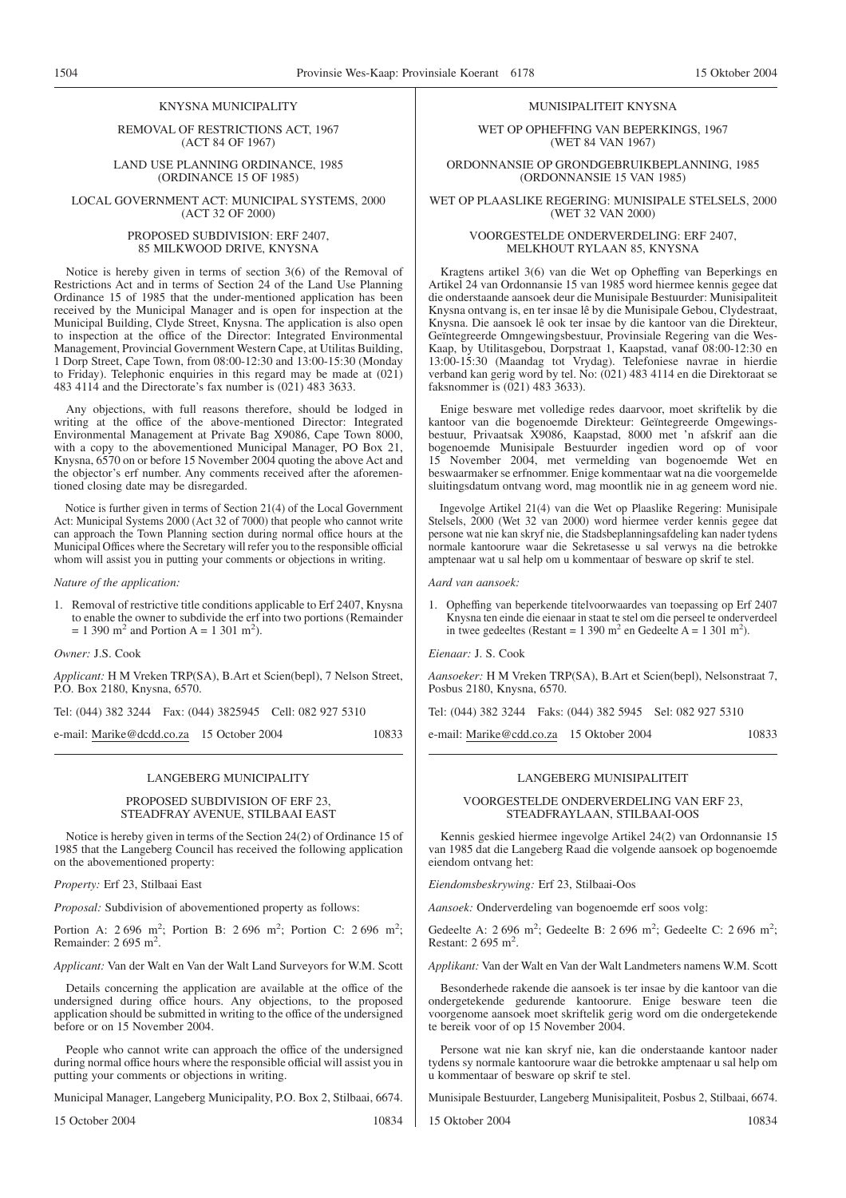KNYSNA MUNICIPALITY

REMOVAL OF RESTRICTIONS ACT, 1967 (ACT 84 OF 1967)

LAND USE PLANNING ORDINANCE, 1985 (ORDINANCE 15 OF 1985)

LOCAL GOVERNMENT ACT: MUNICIPAL SYSTEMS, 2000 (ACT 32 OF 2000)

PROPOSED SUBDIVISION: ERF 2407, 85 MILKWOOD DRIVE, KNYSNA

Notice is hereby given in terms of section 3(6) of the Removal of Restrictions Act and in terms of Section 24 of the Land Use Planning Ordinance 15 of 1985 that the under-mentioned application has been received by the Municipal Manager and is open for inspection at the Municipal Building, Clyde Street, Knysna. The application is also open to inspection at the office of the Director: Integrated Environmental Management, Provincial Government Western Cape, at Utilitas Building, 1 Dorp Street, Cape Town, from 08:00-12:30 and 13:00-15:30 (Monday to Friday). Telephonic enquiries in this regard may be made at (021) 483 4114 and the Directorate's fax number is (021) 483 3633.

Any objections, with full reasons therefore, should be lodged in writing at the office of the above-mentioned Director: Integrated Environmental Management at Private Bag X9086, Cape Town 8000, with a copy to the abovementioned Municipal Manager, PO Box 21, Knysna, 6570 on or before 15 November 2004 quoting the above Act and the objector's erf number. Any comments received after the aforementioned closing date may be disregarded.

Notice is further given in terms of Section 21(4) of the Local Government Act: Municipal Systems 2000 (Act 32 of 7000) that people who cannot write can approach the Town Planning section during normal office hours at the Municipal Offices where the Secretary will refer you to the responsible official whom will assist you in putting your comments or objections in writing.

*Nature of the application:*

1. Removal of restrictive title conditions applicable to Erf 2407, Knysna to enable the owner to subdivide the erf into two portions (Remainder = 1 390 $m^2$ and Portion A = 1 301 $m^2$).

*Owner:* J.S. Cook

*Applicant:* H M Vreken TRP(SA), B.Art et Scien(bepl), 7 Nelson Street, P.O. Box 2180, Knysna, 6570.

Tel: (044) 382 3244 Fax: (044) 3825945 Cell: 082 927 5310

e-mail: Marike@dcdd.co.za 15 October 2004 10833

---

MUNISIPALITEIT KNYSNA

WET OP OPHEFFING VAN BEPERKINGS, 1967 (WET 84 VAN 1967)

ORDONNANSIE OP GRONDGEBRUIKBEPLANNING, 1985 (ORDONNANSIE 15 VAN 1985)

WET OP PLAASLIKE REGERING: MUNISIPALE STELSELS, 2000 (WET 32 VAN 2000)

VOORGESTELDE ONDERVERDELING: ERF 2407, MELKHOUT RYLAAN 85, KNYSNA

Kragtens artikel 3(6) van die Wet op Opheffing van Beperkings en Artikel 24 van Ordonnansie 15 van 1985 word hiermee kennis gegee dat die onderstaande aansoek deur die Munisipale Bestuurder: Munisipaliteit Knysna ontvang is, en ter insae lê by die Munisipale Gebou, Clydestraat, Knysna. Die aansoek lê ook ter insae by die kantoor van die Direkteur, Geïntegreerde Omngewingsbestuur, Provinsiale Regering van die Wes-Kaap, by Utilitasgebou, Dorpstraat 1, Kaapstad, vanaf 08:00-12:30 en 13:00-15:30 (Maandag tot Vrydag). Telefoniese navrae in hierdie verband kan gerig word by tel. No: (021) 483 4114 en die Direktoraat se faksnommer is (021) 483 3633).

Enige besware met volledige redes daarvoor, moet skriftelik by die kantoor van die bogenoemde Direkteur: Geïntegreerde Omgewingsbestuur, Privaatsak X9086, Kaapstad, 8000 met 'n afskrif aan die bogenoemde Munisipale Bestuurder ingedien word op of voor 15 November 2004, met vermelding van bogenoemde Wet en beswaarmaker se erfnommer. Enige kommentaar wat na die voorgemelde sluitingsdatum ontvang word, mag moontlik nie in ag geneem word nie.

Ingevolge Artikel 21(4) van die Wet op Plaaslike Regering: Munisipale Stelsels, 2000 (Wet 32 van 2000) word hiermee verder kennis gegee dat persone wat nie kan skryf nie, die Stadsbeplanningsafdeling kan nader tydens normale kantoorure waar die Sekretasesse u sal verwys na die betrokke amptenaar wat u sal help om u kommentaar of besware op skrif te stel.

*Aard van aansoek:*

1. Opheffing van beperkende titelvoorwaardes van toepassing op Erf 2407 Knysna ten einde die eienaar in staat te stel om die perseel te onderverdeel in twee gedeeltes (Restant = 1 390 $m^2$ en Gedeelte A = 1 301 $m^2$).

*Eienaar:* J. S. Cook

*Aansoeker:* H M Vreken TRP(SA), B.Art et Scien(bepl), Nelsonstraat 7, Posbus 2180, Knysna, 6570.

Tel: (044) 382 3244 Faks: (044) 382 5945 Sel: 082 927 5310

e-mail: Marike@cdd.co.za 15 Oktober 2004 10833

---

LANGEBERG MUNICIPALITY

PROPOSED SUBDIVISION OF ERF 23, STEADFRAY AVENUE, STILBAAI EAST

Notice is hereby given in terms of the Section 24(2) of Ordinance 15 of 1985 that the Langeberg Council has received the following application on the abovementioned property:

*Property:* Erf 23, Stilbaai East

*Proposal:* Subdivision of abovementioned property as follows:

Portion A: 2 696 $m^2$; Portion B: 2 696 $m^2$; Portion C: 2 696 $m^2$; Remainder: 2 695 $m^2$.

*Applicant:* Van der Walt en Van der Walt Land Surveyors for W.M. Scott

Details concerning the application are available at the office of the undersigned during office hours. Any objections, to the proposed application should be submitted in writing to the office of the undersigned before or on 15 November 2004.

People who cannot write can approach the office of the undersigned during normal office hours where the responsible official will assist you in putting your comments or objections in writing.

Municipal Manager, Langeberg Municipality, P.O. Box 2, Stilbaai, 6674.

15 October 2004 10834

---

LANGEBERG MUNISIPALITEIT

VOORGESTELDE ONDERVERDELING VAN ERF 23, STEADFRAYLAAN, STILBAAI-OOS

Kennis geskied hiermee ingevolge Artikel 24(2) van Ordonnansie 15 van 1985 dat die Langeberg Raad die volgende aansoek op bogenoemde eiendom ontvang het:

*Eiendomsbeskrywing:* Erf 23, Stilbaai-Oos

*Aansoek:* Onderverdeling van bogenoemde erf soos volg:

Gedeelte A: 2 696 $m^2$; Gedeelte B: 2 696 $m^2$; Gedeelte C: 2 696 $m^2$; Restant: 2 695 $m^2$.

*Applikant:* Van der Walt en Van der Walt Landmeters namens W.M. Scott

Besonderhede rakende die aansoek is ter insae by die kantoor van die ondergetekende gedurende kantoorure. Enige besware teen die voorgenome aansoek moet skriftelik gerig word om die ondergetekende te bereik voor of op 15 November 2004.

Persone wat nie kan skryf nie, kan die onderstaande kantoor nader tydens sy normale kantoorure waar die betrokke amptenaar u sal help om u kommentaar of besware op skrif te stel.

Munisipale Bestuurder, Langeberg Munisipaliteit, Posbus 2, Stilbaai, 6674.

15 Oktober 2004 10834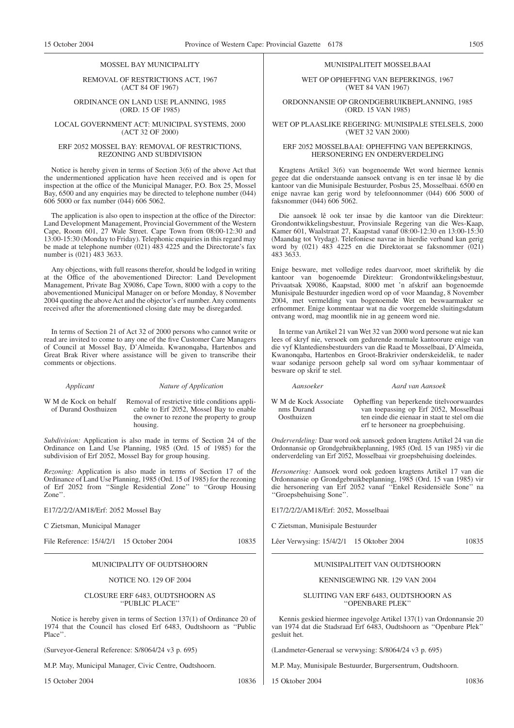MOSSEL BAY MUNICIPALITY

REMOVAL OF RESTRICTIONS ACT, 1967
(ACT 84 OF 1967)

ORDINANCE ON LAND USE PLANNING, 1985
(ORD. 15 OF 1985)

LOCAL GOVERNMENT ACT: MUNICIPAL SYSTEMS, 2000
(ACT 32 OF 2000)

ERF 2052 MOSSEL BAY: REMOVAL OF RESTRICTIONS, REZONING AND SUBDIVISION

Notice is hereby given in terms of Section 3(6) of the above Act that the undermentioned application have heen received and is open for inspection at the office of the Municipal Manager, P.O. Box 25, Mossel Bay, 6500 and any enquiries may be directed to telephone number (044) 606 5000 or fax number (044) 606 5062.

The application is also open to inspection at the office of the Director: Land Development Management, Provincial Government of the Western Cape, Room 601, 27 Wale Street. Cape Town from 08:00-12:30 and 13:00-15:30 (Monday to Friday). Telephonic enquiries in this regard may be made at telephone number (021) 483 4225 and the Directorate's fax number is (021) 483 3633.

Any objections, with full reasons therefor, should be lodged in writing at the Office of the abovementioned Director: Land Development Management, Private Bag X9086, Cape Town, 8000 with a copy to the abovementioned Municipal Manager on or before Monday, 8 November 2004 quoting the above Act and the objector's erf number. Any comments received after the aforementioned closing date may be disregarded.

In terms of Section 21 of Act 32 of 2000 persons who cannot write or read are invited to come to any one of the five Customer Care Managers of Council at Mossel Bay, D'Almeida. Kwanonqaba, Hartenbos and Great Brak River where assistance will be given to transcribe their comments or objections.

| *Applicant* | *Nature of Application* |
|---|---|
| W M de Kock on behalf of Durand Oosthuizen | Removal of restrictive title conditions applicable to Erf 2052, Mossel Bay to enable the owner to rezone the property to group housing. |

*Subdivision:* Application is also made in terms of Section 24 of the Ordinance on Land Use Planning, 1985 (Ord. 15 of 1985) for the subdivision of Erf 2052, Mossel Bay for group housing.

*Rezoning:* Application is also made in terms of Section 17 of the Ordinance of Land Use Planning, 1985 (Ord. 15 of 1985) for the rezoning of Erf 2052 from ''Single Residential Zone'' to ''Group Housing Zone''.

E17/2/2/2/AM18/Erf: 2052 Mossel Bay

C Zietsman, Municipal Manager

File Reference: 15/4/2/1 15 October 2004 10835

---

MUNISIPALITEIT MOSSELBAAI

WET OP OPHEFFING VAN BEPERKINGS, 1967
(WET 84 VAN 1967)

ORDONNANSIE OP GRONDGEBRUIKBEPLANNING, 1985
(ORD. 15 VAN 1985)

WET OP PLAASLIKE REGERING: MUNISIPALE STELSELS, 2000
(WET 32 VAN 2000)

ERF 2052 MOSSELBAAI: OPHEFFING VAN BEPERKINGS, HERSONERING EN ONDERVERDELING

Kragtens Artikel 3(6) van bogenoemde Wet word hiermee kennis gegee dat die onderstaande aansoek ontvang is en ter insae lê by die kantoor van die Munisipale Bestuurder, Posbus 25, Mosselbaai. 6500 en enige navrae kan gerig word by telefoonnommer (044) 606 5000 of faksnommer (044) 606 5062.

Die aansoek lê ook ter insae by die kantoor van die Direkteur: Grondontwikkelingsbestuur, Provinsiale Regering van die Wes-Kaap, Kamer 601, Waalstraat 27, Kaapstad vanaf 08:00-12:30 en 13:00-15:30 (Maandag tot Vrydag). Telefoniese navrae in hierdie verband kan gerig word by (021) 483 4225 en die Direktoraat se faksnommer (021) 483 3633.

Enige besware, met volledige redes daarvoor, moet skriftelik by die kantoor van bogenoemde Direkteur: Grondontwikkelingsbestuur, Privaatsak X9086, Kaapstad, 8000 met 'n afskrif aan bogenoemde Munisipale Bestuurder ingedien word op of voor Maandag, 8 November 2004, met vermelding van bogenoemde Wet en beswaarmaker se erfnommer. Enige kommentaar wat na die voorgemelde sluitingsdatum ontvang word, mag moontlik nie in ag geneem word nie.

In terme van Artikel 21 van Wet 32 van 2000 word persone wat nie kan lees of skryf nie, versoek om gedurende normale kantoorure enige van die vyf Klantediensbestuurders van die Raad te Mosselbaai, D'Almeida, Kwanonqaba, Hartenbos en Groot-Brakrivier onderskeidelik, te nader waar sodanige persoon gehelp sal word om sy/haar kommentaar of besware op skrif te stel.

| *Aansoeker* | *Aard van Aansoek* |
|---|---|
| W M de Kock Associate nms Durand Oosthuizen | Opheffing van beperkende titelvoorwaardes van toepassing op Erf 2052, Mosselbaai ten einde die eienaar in staat te stel om die erf te hersoneer na groepbehuising. |

*Onderverdeling:* Daar word ook aansoek gedoen kragtens Artikel 24 van die Ordonnansie op Grondgebruikbeplanning, 1985 (Ord. 15 van 1985) vir die onderverdeling van Erf 2052, Mosselbaai vir groepsbehuising doeleindes.

*Hersonering:* Aansoek word ook gedoen kragtens Artikel 17 van die Ordonnansie op Grondgebruikbeplanning, 1985 (Ord. 15 van 1985) vir die hersonering van Erf 2052 vanaf ''Enkel Residensiële Sone'' na ''Groepsbehuising Sone''.

E17/2/2/2/AM18/Erf: 2052, Mosselbaai

C Zietsman, Munisipale Bestuurder

Lêer Verwysing: 15/4/2/1 15 Oktober 2004 10835

---

MUNICIPALITY OF OUDTSHOORN

NOTICE NO. 129 OF 2004

CLOSURE ERF 6483, OUDTSHOORN AS ''PUBLIC PLACE''

Notice is hereby given in terms of Section 137(1) of Ordinance 20 of 1974 that the Council has closed Erf 6483, Oudtshoorn as ''Public Place''.

(Surveyor-General Reference: S/8064/24 v3 p. 695)

M.P. May, Municipal Manager, Civic Centre, Oudtshoorn.

15 October 2004 10836

---

MUNISIPALITEIT VAN OUDTSHOORN

KENNISGEWING NR. 129 VAN 2004

SLUITING VAN ERF 6483, OUDTSHOORN AS ''OPENBARE PLEK''

Kennis geskied hiermee ingevolge Artikel 137(1) van Ordonnansie 20 van 1974 dat die Stadsraad Erf 6483, Oudtshoorn as ''Openbare Plek'' gesluit het.

(Landmeter-Generaal se verwysing: S/8064/24 v3 p. 695)

M.P. May, Munisipale Bestuurder, Burgersentrum, Oudtshoorn.

15 Oktober 2004 10836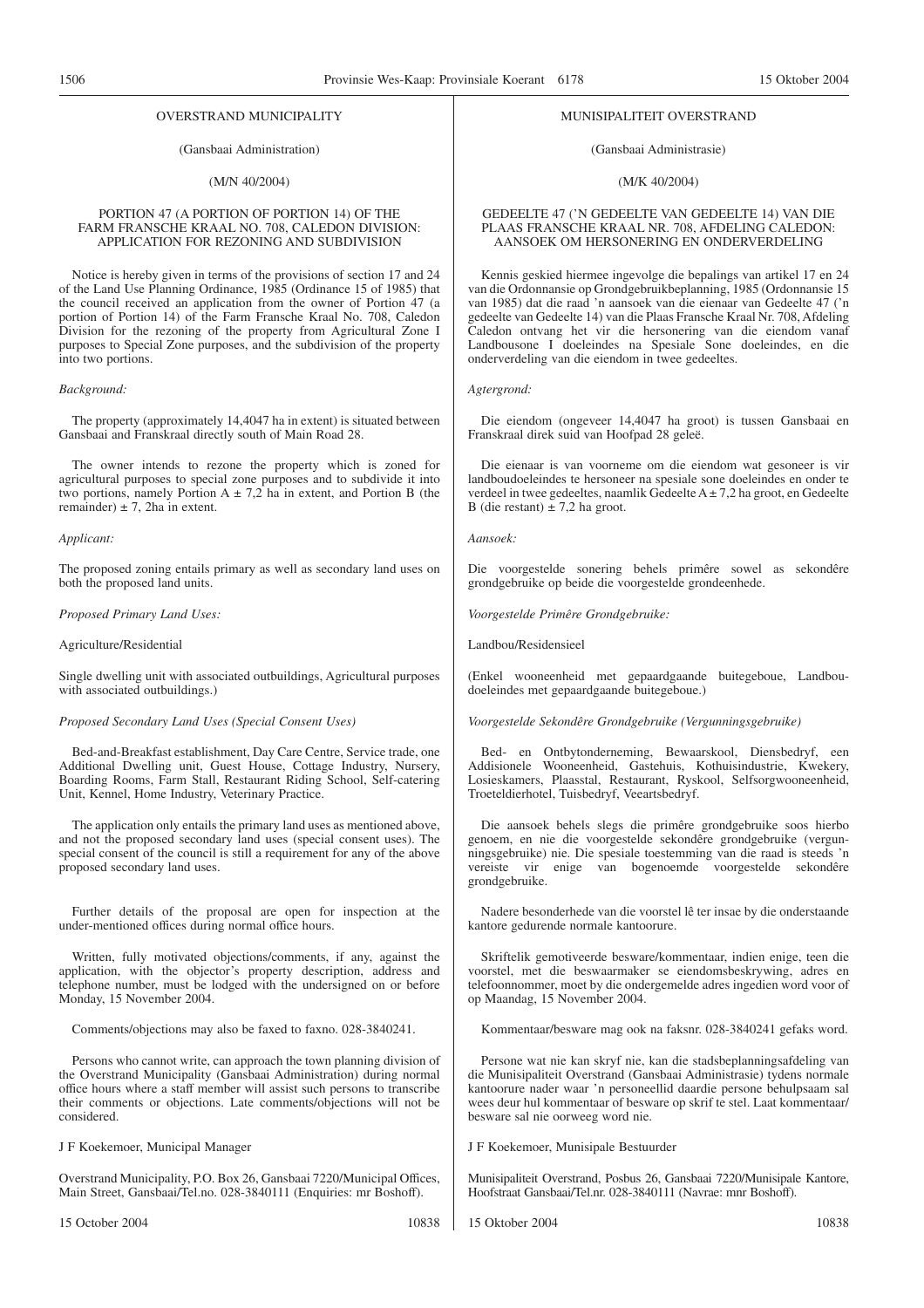OVERSTRAND MUNICIPALITY

(Gansbaai Administration)

(M/N 40/2004)

PORTION 47 (A PORTION OF PORTION 14) OF THE FARM FRANSCHE KRAAL NO. 708, CALEDON DIVISION: APPLICATION FOR REZONING AND SUBDIVISION

Notice is hereby given in terms of the provisions of section 17 and 24 of the Land Use Planning Ordinance, 1985 (Ordinance 15 of 1985) that the council received an application from the owner of Portion 47 (a portion of Portion 14) of the Farm Fransche Kraal No. 708, Caledon Division for the rezoning of the property from Agricultural Zone I purposes to Special Zone purposes, and the subdivision of the property into two portions.

*Background:*

The property (approximately 14,4047 ha in extent) is situated between Gansbaai and Franskraal directly south of Main Road 28.

The owner intends to rezone the property which is zoned for agricultural purposes to special zone purposes and to subdivide it into two portions, namely Portion A ± 7,2 ha in extent, and Portion B (the remainder) ± 7, 2ha in extent.

*Applicant:*

The proposed zoning entails primary as well as secondary land uses on both the proposed land units.

*Proposed Primary Land Uses:*

Agriculture/Residential

Single dwelling unit with associated outbuildings, Agricultural purposes with associated outbuildings.)

*Proposed Secondary Land Uses (Special Consent Uses)*

Bed-and-Breakfast establishment, Day Care Centre, Service trade, one Additional Dwelling unit, Guest House, Cottage Industry, Nursery, Boarding Rooms, Farm Stall, Restaurant Riding School, Self-catering Unit, Kennel, Home Industry, Veterinary Practice.

The application only entails the primary land uses as mentioned above, and not the proposed secondary land uses (special consent uses). The special consent of the council is still a requirement for any of the above proposed secondary land uses.

Further details of the proposal are open for inspection at the under-mentioned offices during normal office hours.

Written, fully motivated objections/comments, if any, against the application, with the objector's property description, address and telephone number, must be lodged with the undersigned on or before Monday, 15 November 2004.

Comments/objections may also be faxed to faxno. 028-3840241.

Persons who cannot write, can approach the town planning division of the Overstrand Municipality (Gansbaai Administration) during normal office hours where a staff member will assist such persons to transcribe their comments or objections. Late comments/objections will not be considered.

J F Koekemoer, Municipal Manager

Overstrand Municipality, P.O. Box 26, Gansbaai 7220/Municipal Offices, Main Street, Gansbaai/Tel.no. 028-3840111 (Enquiries: mr Boshoff).

15 October 2004 10838

MUNISIPALITEIT OVERSTRAND

(Gansbaai Administrasie)

(M/K 40/2004)

GEDEELTE 47 ('N GEDEELTE VAN GEDEELTE 14) VAN DIE PLAAS FRANSCHE KRAAL NR. 708, AFDELING CALEDON: AANSOEK OM HERSONERING EN ONDERVERDELING

Kennis geskied hiermee ingevolge die bepalings van artikel 17 en 24 van die Ordonnansie op Grondgebruikbeplanning, 1985 (Ordonnansie 15 van 1985) dat die raad 'n aansoek van die eienaar van Gedeelte 47 ('n gedeelte van Gedeelte 14) van die Plaas Fransche Kraal Nr. 708, Afdeling Caledon ontvang het vir die hersonering van die eiendom vanaf Landbousone I doeleindes na Spesiale Sone doeleindes, en die onderverdeling van die eiendom in twee gedeeltes.

*Agtergrond:*

Die eiendom (ongeveer 14,4047 ha groot) is tussen Gansbaai en Franskraal direk suid van Hoofpad 28 geleë.

Die eienaar is van voorneme om die eiendom wat gesoneer is vir landboudoeleindes te hersoneer na spesiale sone doeleindes en onder te verdeel in twee gedeeltes, naamlik Gedeelte A ± 7,2 ha groot, en Gedeelte B (die restant) ± 7,2 ha groot.

*Aansoek:*

Die voorgestelde sonering behels primêre sowel as sekondêre grondgebruike op beide die voorgestelde grondeenhede.

*Voorgestelde Primêre Grondgebruike:*

Landbou/Residensieel

(Enkel wooneenheid met gepaardgaande buitegeboue, Landbou-doeleindes met gepaardgaande buitegeboue.)

*Voorgestelde Sekondêre Grondgebruike (Vergunningsgebruike)*

Bed- en Ontbytonderneming, Bewaarskool, Diensbedryf, een Addisionele Wooneenheid, Gastehuis, Kothuisindustrie, Kwekery, Losieskamers, Plaasstal, Restaurant, Ryskool, Selfsorgwooneenheid, Troeteldierhotel, Tuisbedryf, Veeartsbedryf.

Die aansoek behels slegs die primêre grondgebruike soos hierbo genoem, en nie die voorgestelde sekondêre grondgebruike (vergunningsgebruike) nie. Die spesiale toestemming van die raad is steeds 'n vereiste vir enige van bogenoemde voorgestelde sekondêre grondgebruike.

Nadere besonderhede van die voorstel lê ter insae by die onderstaande kantore gedurende normale kantoorure.

Skriftelik gemotiveerde besware/kommentaar, indien enige, teen die voorstel, met die beswaarmaker se eiendomsbeskrywing, adres en telefoonnommer, moet by die ondergemelde adres ingedien word voor of op Maandag, 15 November 2004.

Kommentaar/besware mag ook na faksnr. 028-3840241 gefaks word.

Persone wat nie kan skryf nie, kan die stadsbeplanningsafdeling van die Munisipaliteit Overstrand (Gansbaai Administrasie) tydens normale kantoorure nader waar 'n personeellid daardie persone behulpsaam sal wees deur hul kommentaar of besware op skrif te stel. Laat kommentaar/besware sal nie oorweeg word nie.

J F Koekemoer, Munisipale Bestuurder

Munisipaliteit Overstrand, Posbus 26, Gansbaai 7220/Munisipale Kantore, Hoofstraat Gansbaai/Tel.nr. 028-3840111 (Navrae: mnr Boshoff).

15 Oktober 2004 10838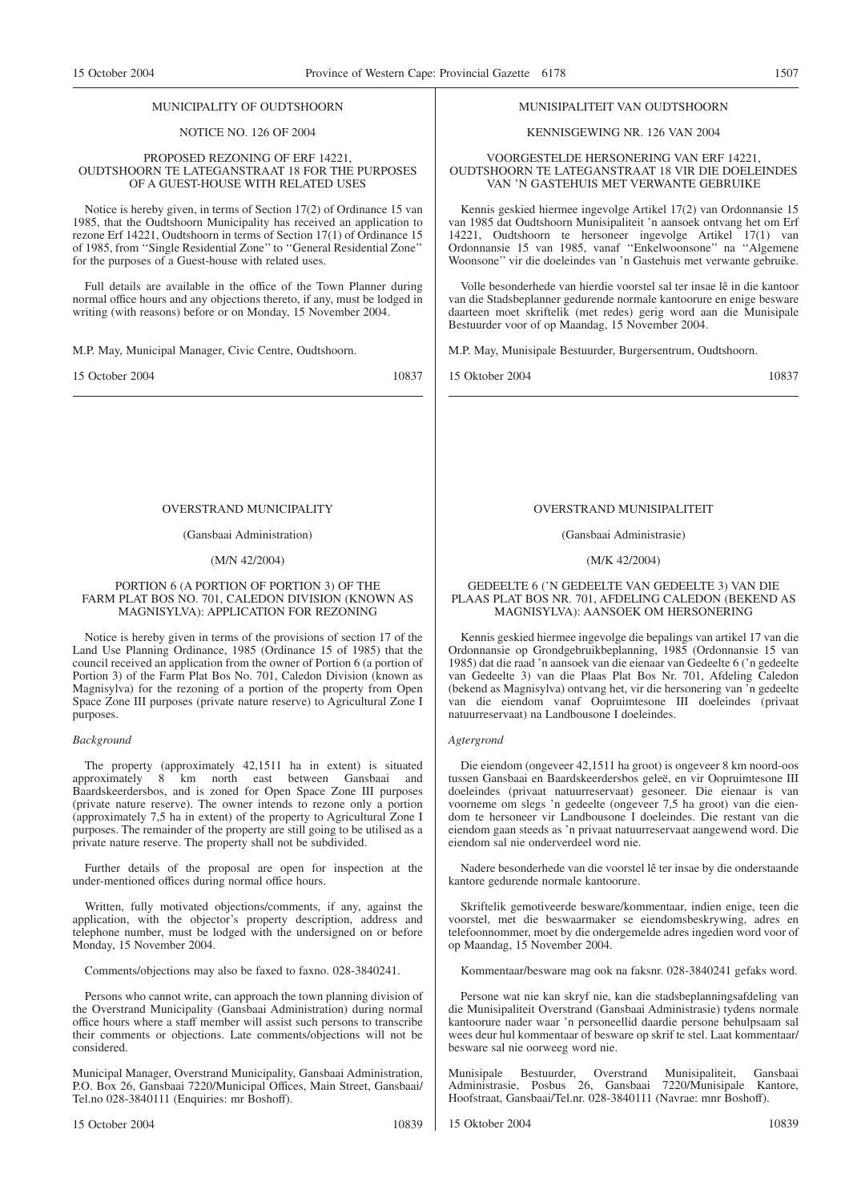MUNICIPALITY OF OUDTSHOORN

NOTICE NO. 126 OF 2004

PROPOSED REZONING OF ERF 14221, OUDTSHOORN TE LATEGANSTRAAT 18 FOR THE PURPOSES OF A GUEST-HOUSE WITH RELATED USES

Notice is hereby given, in terms of Section 17(2) of Ordinance 15 van 1985, that the Oudtshoorn Municipality has received an application to rezone Erf 14221, Oudtshoorn in terms of Section 17(1) of Ordinance 15 of 1985, from ''Single Residential Zone'' to ''General Residential Zone'' for the purposes of a Guest-house with related uses.

Full details are available in the office of the Town Planner during normal office hours and any objections thereto, if any, must be lodged in writing (with reasons) before or on Monday, 15 November 2004.

M.P. May, Municipal Manager, Civic Centre, Oudtshoorn.

15 October 2004 10837

MUNISIPALITEIT VAN OUDTSHOORN

KENNISGEWING NR. 126 VAN 2004

VOORGESTELDE HERSONERING VAN ERF 14221, OUDTSHOORN TE LATEGANSTRAAT 18 VIR DIE DOELEINDES VAN 'N GASTEHUIS MET VERWANTE GEBRUIKE

Kennis geskied hiermee ingevolge Artikel 17(2) van Ordonnansie 15 van 1985 dat Oudtshoorn Munisipaliteit 'n aansoek ontvang het om Erf 14221, Oudtshoorn te hersoneer ingevolge Artikel 17(1) van Ordonnansie 15 van 1985, vanaf ''Enkelwoonsone'' na ''Algemene Woonsone'' vir die doeleindes van 'n Gastehuis met verwante gebruike.

Volle besonderhede van hierdie voorstel sal ter insae lê in die kantoor van die Stadsbeplanner gedurende normale kantoorure en enige besware daarteen moet skriftelik (met redes) gerig word aan die Munisipale Bestuurder voor of op Maandag, 15 November 2004.

M.P. May, Munisipale Bestuurder, Burgersentrum, Oudtshoorn.

15 Oktober 2004 10837

OVERSTRAND MUNICIPALITY

(Gansbaai Administration)

(M/N 42/2004)

PORTION 6 (A PORTION OF PORTION 3) OF THE FARM PLAT BOS NO. 701, CALEDON DIVISION (KNOWN AS MAGNISYLVA): APPLICATION FOR REZONING

Notice is hereby given in terms of the provisions of section 17 of the Land Use Planning Ordinance, 1985 (Ordinance 15 of 1985) that the council received an application from the owner of Portion 6 (a portion of Portion 3) of the Farm Plat Bos No. 701, Caledon Division (known as Magnisylva) for the rezoning of a portion of the property from Open Space Zone III purposes (private nature reserve) to Agricultural Zone I purposes.

*Background*

The property (approximately 42,1511 ha in extent) is situated approximately 8 km north east between Gansbaai and Baardskeerdersbos, and is zoned for Open Space Zone III purposes (private nature reserve). The owner intends to rezone only a portion (approximately 7,5 ha in extent) of the property to Agricultural Zone I purposes. The remainder of the property are still going to be utilised as a private nature reserve. The property shall not be subdivided.

Further details of the proposal are open for inspection at the under-mentioned offices during normal office hours.

Written, fully motivated objections/comments, if any, against the application, with the objector's property description, address and telephone number, must be lodged with the undersigned on or before Monday, 15 November 2004.

Comments/objections may also be faxed to faxno. 028-3840241.

Persons who cannot write, can approach the town planning division of the Overstrand Municipality (Gansbaai Administration) during normal office hours where a staff member will assist such persons to transcribe their comments or objections. Late comments/objections will not be considered.

Municipal Manager, Overstrand Municipality, Gansbaai Administration, P.O. Box 26, Gansbaai 7220/Municipal Offices, Main Street, Gansbaai/ Tel.no 028-3840111 (Enquiries: mr Boshoff).

15 October 2004 10839

OVERSTRAND MUNISIPALITEIT

(Gansbaai Administrasie)

(M/K 42/2004)

GEDEELTE 6 ('N GEDEELTE VAN GEDEELTE 3) VAN DIE PLAAS PLAT BOS NR. 701, AFDELING CALEDON (BEKEND AS MAGNISYLVA): AANSOEK OM HERSONERING

Kennis geskied hiermee ingevolge die bepalings van artikel 17 van die Ordonnansie op Grondgebruikbeplanning, 1985 (Ordonnansie 15 van 1985) dat die raad 'n aansoek van die eienaar van Gedeelte 6 ('n gedeelte van Gedeelte 3) van die Plaas Plat Bos Nr. 701, Afdeling Caledon (bekend as Magnisylva) ontvang het, vir die hersonering van 'n gedeelte van die eiendom vanaf Oopruimtesone III doeleindes (privaat natuurreservaat) na Landbousone I doeleindes.

*Agtergrond*

Die eiendom (ongeveer 42,1511 ha groot) is ongeveer 8 km noord-oos tussen Gansbaai en Baardskeerdersbos geleë, en vir Oopruimtesone III doeleindes (privaat natuurreservaat) gesoneer. Die eienaar is van voorneme om slegs 'n gedeelte (ongeveer 7,5 ha groot) van die eiendom te hersoneer vir Landbousone I doeleindes. Die restant van die eiendom gaan steeds as 'n privaat natuurreservaat aangewend word. Die eiendom sal nie onderverdeel word nie.

Nadere besonderhede van die voorstel lê ter insae by die onderstaande kantore gedurende normale kantoorure.

Skriftelik gemotiveerde besware/kommentaar, indien enige, teen die voorstel, met die beswaarmaker se eiendomsbeskrywing, adres en telefoonnommer, moet by die ondergemelde adres ingedien word voor of op Maandag, 15 November 2004.

Kommentaar/besware mag ook na faksnr. 028-3840241 gefaks word.

Persone wat nie kan skryf nie, kan die stadsbeplanningsafdeling van die Munisipaliteit Overstrand (Gansbaai Administrasie) tydens normale kantoorure nader waar 'n personeellid daardie persone behulpsaam sal wees deur hul kommentaar of besware op skrif te stel. Laat kommentaar/besware sal nie oorweeg word nie.

Munisipale Bestuurder, Overstrand Munisipaliteit, Gansbaai Administrasie, Posbus 26, Gansbaai 7220/Munisipale Kantore, Hoofstraat, Gansbaai/Tel.nr. 028-3840111 (Navrae: mnr Boshoff).

15 Oktober 2004 10839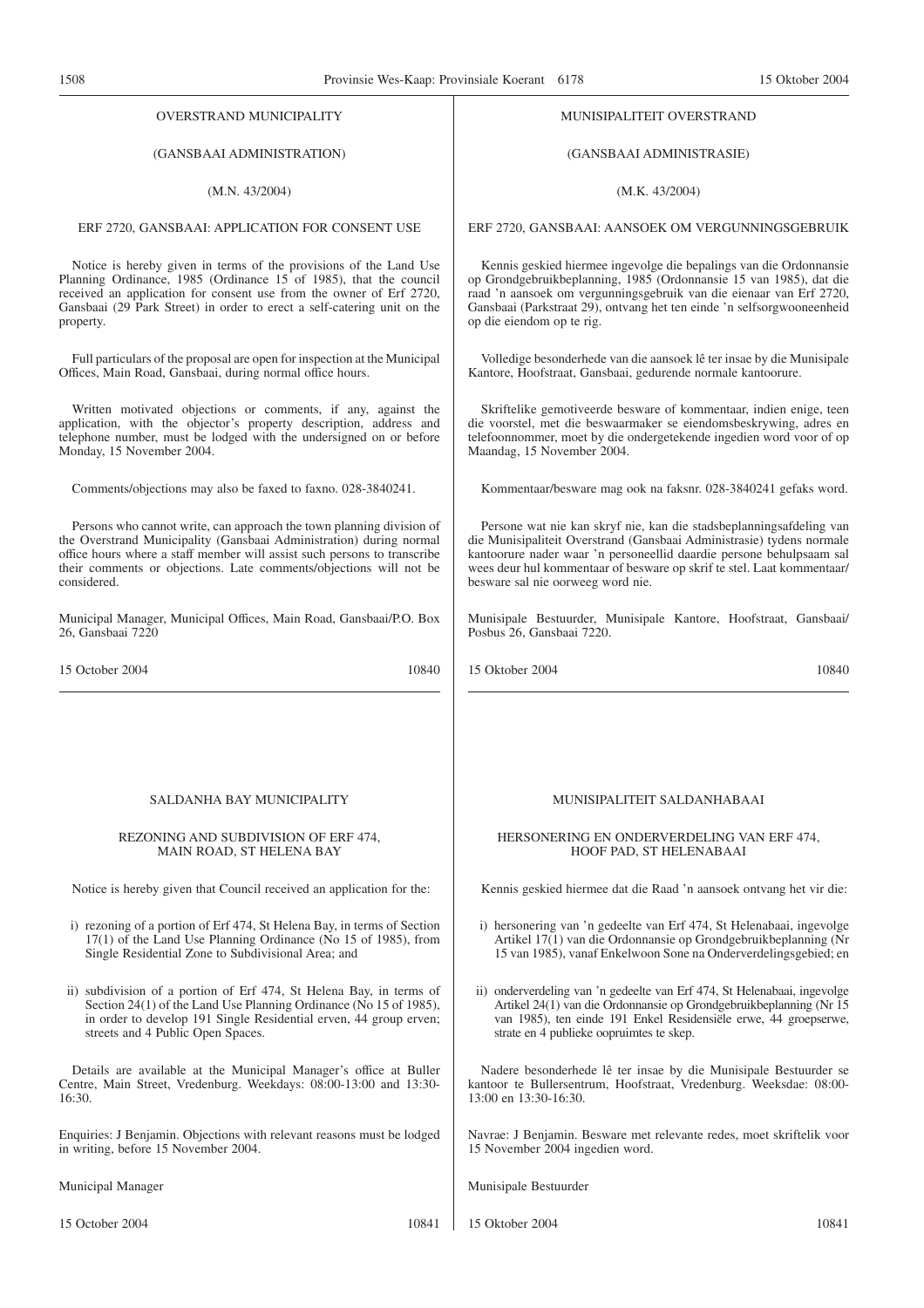OVERSTRAND MUNICIPALITY

(GANSBAAI ADMINISTRATION)

(M.N. 43/2004)

ERF 2720, GANSBAAI: APPLICATION FOR CONSENT USE

Notice is hereby given in terms of the provisions of the Land Use Planning Ordinance, 1985 (Ordinance 15 of 1985), that the council received an application for consent use from the owner of Erf 2720, Gansbaai (29 Park Street) in order to erect a self-catering unit on the property.

Full particulars of the proposal are open for inspection at the Municipal Offices, Main Road, Gansbaai, during normal office hours.

Written motivated objections or comments, if any, against the application, with the objector's property description, address and telephone number, must be lodged with the undersigned on or before Monday, 15 November 2004.

Comments/objections may also be faxed to faxno. 028-3840241.

Persons who cannot write, can approach the town planning division of the Overstrand Municipality (Gansbaai Administration) during normal office hours where a staff member will assist such persons to transcribe their comments or objections. Late comments/objections will not be considered.

Municipal Manager, Municipal Offices, Main Road, Gansbaai/P.O. Box 26, Gansbaai 7220

15 October 2004 10840

---

MUNISIPALITEIT OVERSTRAND

(GANSBAAI ADMINISTRASIE)

(M.K. 43/2004)

ERF 2720, GANSBAAI: AANSOEK OM VERGUNNINGSGEBRUIK

Kennis geskied hiermee ingevolge die bepalings van die Ordonnansie op Grondgebruikbeplanning, 1985 (Ordonnansie 15 van 1985), dat die raad 'n aansoek om vergunningsgebruik van die eienaar van Erf 2720, Gansbaai (Parkstraat 29), ontvang het ten einde 'n selfsorgwooneenheid op die eiendom op te rig.

Volledige besonderhede van die aansoek lê ter insae by die Munisipale Kantore, Hoofstraat, Gansbaai, gedurende normale kantoorure.

Skriftelike gemotiveerde besware of kommentaar, indien enige, teen die voorstel, met die beswaarmaker se eiendomsbeskrywing, adres en telefoonnommer, moet by die ondergetekende ingedien word voor of op Maandag, 15 November 2004.

Kommentaar/besware mag ook na faksnr. 028-3840241 gefaks word.

Persone wat nie kan skryf nie, kan die stadsbeplanningsafdeling van die Munisipaliteit Overstrand (Gansbaai Administrasie) tydens normale kantoorure nader waar 'n personeellid daardie persone behulpsaam sal wees deur hul kommentaar of besware op skrif te stel. Laat kommentaar/besware sal nie oorweeg word nie.

Munisipale Bestuurder, Munisipale Kantore, Hoofstraat, Gansbaai/Posbus 26, Gansbaai 7220.

15 Oktober 2004 10840

---

SALDANHA BAY MUNICIPALITY

REZONING AND SUBDIVISION OF ERF 474, MAIN ROAD, ST HELENA BAY

Notice is hereby given that Council received an application for the:

i) rezoning of a portion of Erf 474, St Helena Bay, in terms of Section 17(1) of the Land Use Planning Ordinance (No 15 of 1985), from Single Residential Zone to Subdivisional Area; and

ii) subdivision of a portion of Erf 474, St Helena Bay, in terms of Section 24(1) of the Land Use Planning Ordinance (No 15 of 1985), in order to develop 191 Single Residential erven, 44 group erven; streets and 4 Public Open Spaces.

Details are available at the Municipal Manager's office at Buller Centre, Main Street, Vredenburg. Weekdays: 08:00-13:00 and 13:30-16:30.

Enquiries: J Benjamin. Objections with relevant reasons must be lodged in writing, before 15 November 2004.

Municipal Manager

15 October 2004 10841

---

MUNISIPALITEIT SALDANHABAAI

HERSONERING EN ONDERVERDELING VAN ERF 474, HOOF PAD, ST HELENABAAI

Kennis geskied hiermee dat die Raad 'n aansoek ontvang het vir die:

i) hersonering van 'n gedeelte van Erf 474, St Helenabaai, ingevolge Artikel 17(1) van die Ordonnansie op Grondgebruikbeplanning (Nr 15 van 1985), vanaf Enkelwoon Sone na Onderverdelingsgebied; en

ii) onderverdeling van 'n gedeelte van Erf 474, St Helenabaai, ingevolge Artikel 24(1) van die Ordonnansie op Grondgebruikbeplanning (Nr 15 van 1985), ten einde 191 Enkel Residensiële erwe, 44 groepserwe, strate en 4 publieke oopruimtes te skep.

Nadere besonderhede lê ter insae by die Munisipale Bestuurder se kantoor te Bullersentrum, Hoofstraat, Vredenburg. Weeksdae: 08:00-13:00 en 13:30-16:30.

Navrae: J Benjamin. Besware met relevante redes, moet skriftelik voor 15 November 2004 ingedien word.

Munisipale Bestuurder

15 Oktober 2004 10841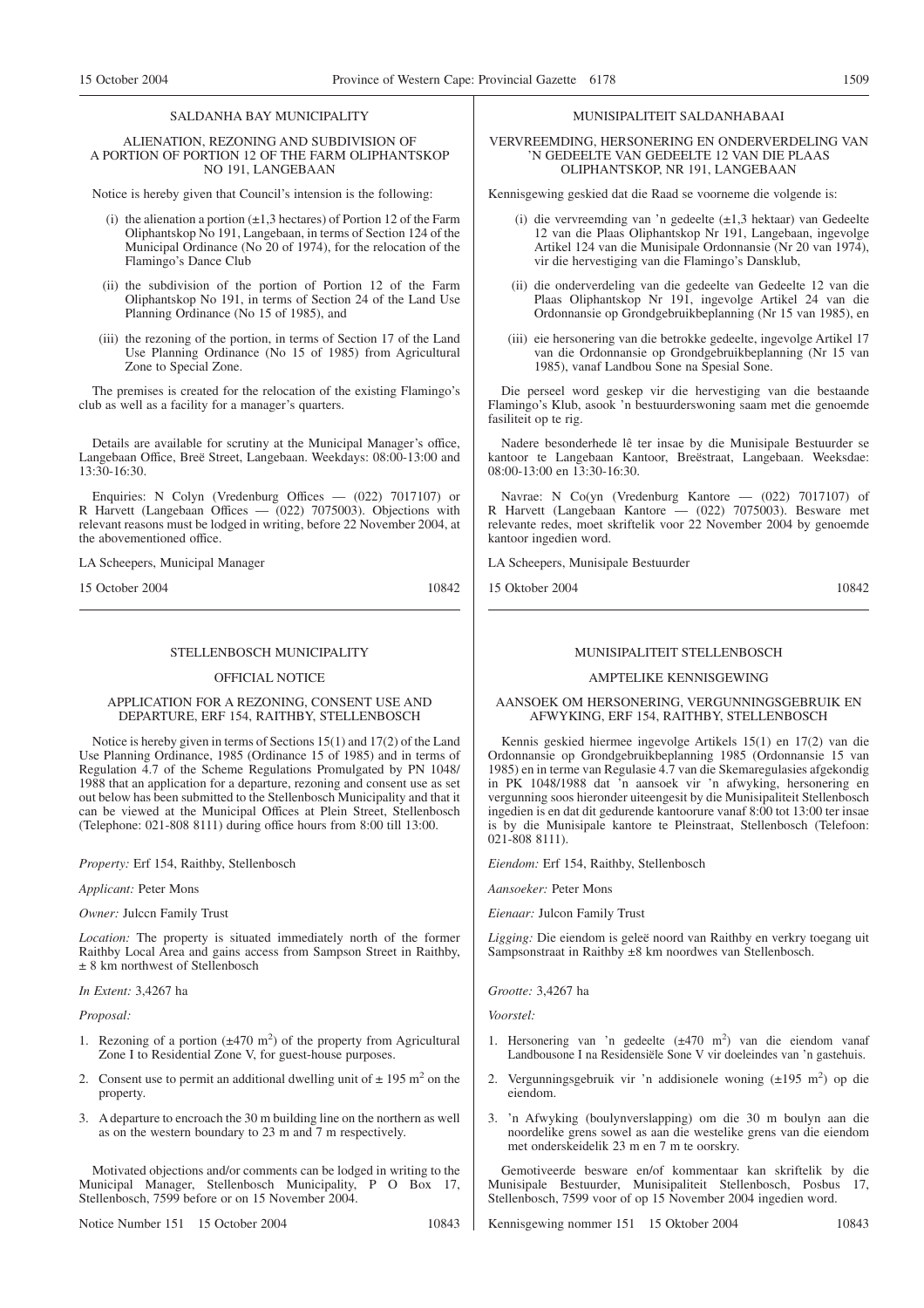## SALDANHA BAY MUNICIPALITY

### ALIENATION, REZONING AND SUBDIVISION OF A PORTION OF PORTION 12 OF THE FARM OLIPHANTSKOP NO 191, LANGEBAAN

Notice is hereby given that Council's intension is the following:

(i) the alienation a portion (±1,3 hectares) of Portion 12 of the Farm Oliphantskop No 191, Langebaan, in terms of Section 124 of the Municipal Ordinance (No 20 of 1974), for the relocation of the Flamingo's Dance Club

(ii) the subdivision of the portion of Portion 12 of the Farm Oliphantskop No 191, in terms of Section 24 of the Land Use Planning Ordinance (No 15 of 1985), and

(iii) the rezoning of the portion, in terms of Section 17 of the Land Use Planning Ordinance (No 15 of 1985) from Agricultural Zone to Special Zone.

The premises is created for the relocation of the existing Flamingo's club as well as a facility for a manager's quarters.

Details are available for scrutiny at the Municipal Manager's office, Langebaan Office, Breë Street, Langebaan. Weekdays: 08:00-13:00 and 13:30-16:30.

Enquiries: N Colyn (Vredenburg Offices — (022) 7017107) or R Harvett (Langebaan Offices — (022) 7075003). Objections with relevant reasons must be lodged in writing, before 22 November 2004, at the abovementioned office.

LA Scheepers, Municipal Manager

15 October 2004 10842

## MUNISIPALITEIT SALDANHABAAI

### VERVREEMDING, HERSONERING EN ONDERVERDELING VAN 'N GEDEELTE VAN GEDEELTE 12 VAN DIE PLAAS OLIPHANTSKOP, NR 191, LANGEBAAN

Kennisgewing geskied dat die Raad se voorneme die volgende is:

(i) die vervreemding van 'n gedeelte (±1,3 hektaar) van Gedeelte 12 van die Plaas Oliphantskop Nr 191, Langebaan, ingevolge Artikel 124 van die Munisipale Ordonnansie (Nr 20 van 1974), vir die hervestiging van die Flamingo's Dansklub,

(ii) die onderverdeling van die gedeelte van Gedeelte 12 van die Plaas Oliphantskop Nr 191, ingevolge Artikel 24 van die Ordonnansie op Grondgebruikbeplanning (Nr 15 van 1985), en

(iii) eie hersonering van die betrokke gedeelte, ingevolge Artikel 17 van die Ordonnansie op Grondgebruikbeplanning (Nr 15 van 1985), vanaf Landbou Sone na Spesial Sone.

Die perseel word geskep vir die hervestiging van die bestaande Flamingo's Klub, asook 'n bestuurderswoning saam met die genoemde fasiliteit op te rig.

Nadere besonderhede lê ter insae by die Munisipale Bestuurder se kantoor te Langebaan Kantoor, Breëstraat, Langebaan. Weeksdae: 08:00-13:00 en 13:30-16:30.

Navrae: N Co(yn (Vredenburg Kantore — (022) 7017107) of R Harvett (Langebaan Kantore — (022) 7075003). Besware met relevante redes, moet skriftelik voor 22 November 2004 by genoemde kantoor ingedien word.

LA Scheepers, Munisipale Bestuurder

15 Oktober 2004 10842

## STELLENBOSCH MUNICIPALITY

### OFFICIAL NOTICE

### APPLICATION FOR A REZONING, CONSENT USE AND DEPARTURE, ERF 154, RAITHBY, STELLENBOSCH

Notice is hereby given in terms of Sections 15(1) and 17(2) of the Land Use Planning Ordinance, 1985 (Ordinance 15 of 1985) and in terms of Regulation 4.7 of the Scheme Regulations Promulgated by PN 1048/1988 that an application for a departure, rezoning and consent use as set out below has been submitted to the Stellenbosch Municipality and that it can be viewed at the Municipal Offices at Plein Street, Stellenbosch (Telephone: 021-808 8111) during office hours from 8:00 till 13:00.

*Property:* Erf 154, Raithby, Stellenbosch

*Applicant:* Peter Mons

*Owner:* Julccn Family Trust

*Location:* The property is situated immediately north of the former Raithby Local Area and gains access from Sampson Street in Raithby, ± 8 km northwest of Stellenbosch

*In Extent:* 3,4267 ha

*Proposal:*

1. Rezoning of a portion (±470 $m^2$) of the property from Agricultural Zone I to Residential Zone V, for guest-house purposes.
2. Consent use to permit an additional dwelling unit of ± 195 $m^2$ on the property.
3. A departure to encroach the 30 m building line on the northern as well as on the western boundary to 23 m and 7 m respectively.

Motivated objections and/or comments can be lodged in writing to the Municipal Manager, Stellenbosch Municipality, P O Box 17, Stellenbosch, 7599 before or on 15 November 2004.

Notice Number 151 15 October 2004 10843

## MUNISIPALITEIT STELLENBOSCH

### AMPTELIKE KENNISGEWING

### AANSOEK OM HERSONERING, VERGUNNINGSGEBRUIK EN AFWYKING, ERF 154, RAITHBY, STELLENBOSCH

Kennis geskied hiermee ingevolge Artikels 15(1) en 17(2) van die Ordonnansie op Grondgebruikbeplanning 1985 (Ordonnansie 15 van 1985) en in terme van Regulasie 4.7 van die Skemaregulasies afgekondig in PK 1048/1988 dat 'n aansoek vir 'n afwyking, hersonering en vergunning soos hieronder uiteengesit by die Munisipaliteit Stellenbosch ingedien is en dat dit gedurende kantoorure vanaf 8:00 tot 13:00 ter insae is by die Munisipale kantore te Pleinstraat, Stellenbosch (Telefoon: 021-808 8111).

*Eiendom:* Erf 154, Raithby, Stellenbosch

*Aansoeker:* Peter Mons

*Eienaar:* Julcon Family Trust

*Ligging:* Die eiendom is geleë noord van Raithby en verkry toegang uit Sampsonstraat in Raithby ±8 km noordwes van Stellenbosch.

*Grootte:* 3,4267 ha

*Voorstel:*

1. Hersonering van 'n gedeelte (±470 $m^2$) van die eiendom vanaf Landbousone I na Residensiële Sone V vir doeleindes van 'n gastehuis.
2. Vergunningsgebruik vir 'n addisionele woning (±195 $m^2$) op die eiendom.
3. 'n Afwyking (boulynverslapping) om die 30 m boulyn aan die noordelike grens sowel as aan die westelike grens van die eiendom met onderskeidelik 23 m en 7 m te oorskry.

Gemotiveerde besware en/of kommentaar kan skriftelik by die Munisipale Bestuurder, Munisipaliteit Stellenbosch, Posbus 17, Stellenbosch, 7599 voor of op 15 November 2004 ingedien word.

Kennisgewing nommer 151 15 Oktober 2004 10843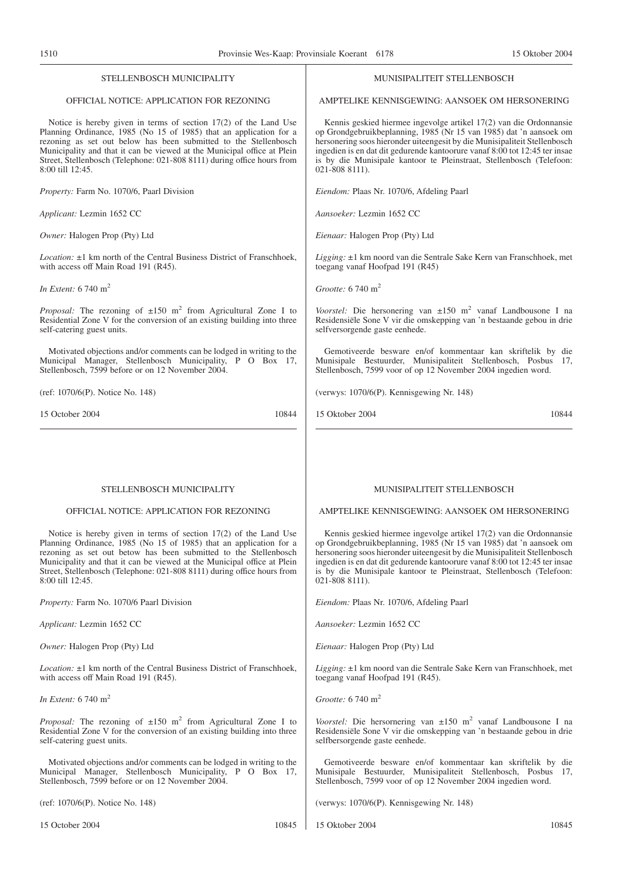## STELLENBOSCH MUNICIPALITY

### OFFICIAL NOTICE: APPLICATION FOR REZONING

Notice is hereby given in terms of section 17(2) of the Land Use Planning Ordinance, 1985 (No 15 of 1985) that an application for a rezoning as set out below has been submitted to the Stellenbosch Municipality and that it can be viewed at the Municipal office at Plein Street, Stellenbosch (Telephone: 021-808 8111) during office hours from 8:00 till 12:45.

*Property:* Farm No. 1070/6, Paarl Division

*Applicant:* Lezmin 1652 CC

*Owner:* Halogen Prop (Pty) Ltd

*Location:* ±1 km north of the Central Business District of Franschhoek, with access off Main Road 191 (R45).

*In Extent:* 6 740 $m^2$

*Proposal:* The rezoning of ±150 $m^2$ from Agricultural Zone I to Residential Zone V for the conversion of an existing building into three self-catering guest units.

Motivated objections and/or comments can be lodged in writing to the Municipal Manager, Stellenbosch Municipality, P O Box 17, Stellenbosch, 7599 before or on 12 November 2004.

(ref: 1070/6(P). Notice No. 148)

15 October 2004 10844

## MUNISIPALITEIT STELLENBOSCH

### AMPTELIKE KENNISGEWING: AANSOEK OM HERSONERING

Kennis geskied hiermee ingevolge artikel 17(2) van die Ordonnansie op Grondgebruikbeplanning, 1985 (Nr 15 van 1985) dat 'n aansoek om hersonering soos hieronder uiteengesit by die Munisipaliteit Stellenbosch ingedien is en dat dit gedurende kantoorure vanaf 8:00 tot 12:45 ter insae is by die Munisipale kantoor te Pleinstraat, Stellenbosch (Telefoon: 021-808 8111).

*Eiendom:* Plaas Nr. 1070/6, Afdeling Paarl

*Aansoeker:* Lezmin 1652 CC

*Eienaar:* Halogen Prop (Pty) Ltd

*Ligging:* ±1 km noord van die Sentrale Sake Kern van Franschhoek, met toegang vanaf Hoofpad 191 (R45)

*Grootte:* 6 740 $m^2$

*Voorstel:* Die hersonering van ±150 $m^2$ vanaf Landbousone I na Residensiële Sone V vir die omskepping van 'n bestaande gebou in drie selfversorgende gaste eenhede.

Gemotiveerde besware en/of kommentaar kan skriftelik by die Munisipale Bestuurder, Munisipaliteit Stellenbosch, Posbus 17, Stellenbosch, 7599 voor of op 12 November 2004 ingedien word.

(verwys: 1070/6(P). Kennisgewing Nr. 148)

15 Oktober 2004 10844

## STELLENBOSCH MUNICIPALITY

### OFFICIAL NOTICE: APPLICATION FOR REZONING

Notice is hereby given in terms of section 17(2) of the Land Use Planning Ordinance, 1985 (No 15 of 1985) that an application for a rezoning as set out betow has been submitted to the Stellenbosch Municipality and that it can be viewed at the Municipal office at Plein Street, Stellenbosch (Telephone: 021-808 8111) during office hours from 8:00 till 12:45.

*Property:* Farm No. 1070/6 Paarl Division

*Applicant:* Lezmin 1652 CC

*Owner:* Halogen Prop (Pty) Ltd

*Location:* ±1 km north of the Central Business District of Franschhoek, with access off Main Road 191 (R45).

*In Extent:* 6 740 $m^2$

*Proposal:* The rezoning of ±150 $m^2$ from Agricultural Zone I to Residential Zone V for the conversion of an existing building into three self-catering guest units.

Motivated objections and/or comments can be lodged in writing to the Municipal Manager, Stellenbosch Municipality, P O Box 17, Stellenbosch, 7599 before or on 12 November 2004.

(ref: 1070/6(P). Notice No. 148)

15 October 2004 10845

## MUNISIPALITEIT STELLENBOSCH

### AMPTELIKE KENNISGEWING: AANSOEK OM HERSONERING

Kennis geskied hiermee ingevolge artikel 17(2) van die Ordonnansie op Grondgebruikbeplanning, 1985 (Nr 15 van 1985) dat 'n aansoek om hersonering soos hieronder uiteengesit by die Munisipaliteit Stellenbosch ingedien is en dat dit gedurende kantoorure vanaf 8:00 tot 12:45 ter insae is by die Munisipale kantoor te Pleinstraat, Stellenbosch (Telefoon: 021-808 8111).

*Eiendom:* Plaas Nr. 1070/6, Afdeling Paarl

*Aansoeker:* Lezmin 1652 CC

*Eienaar:* Halogen Prop (Pty) Ltd

*Ligging:* ±1 km noord van die Sentrale Sake Kern van Franschhoek, met toegang vanaf Hoofpad 191 (R45).

*Grootte:* 6 740 $m^2$

*Voorstel:* Die hersornering van ±150 $m^2$ vanaf Landbousone I na Residensiële Sone V vir die omskepping van 'n bestaande gebou in drie selfbersorgende gaste eenhede.

Gemotiveerde besware en/of kommentaar kan skriftelik by die Munisipale Bestuurder, Munisipaliteit Stellenbosch, Posbus 17, Stellenbosch, 7599 voor of op 12 November 2004 ingedien word.

(verwys: 1070/6(P). Kennisgewing Nr. 148)

15 Oktober 2004 10845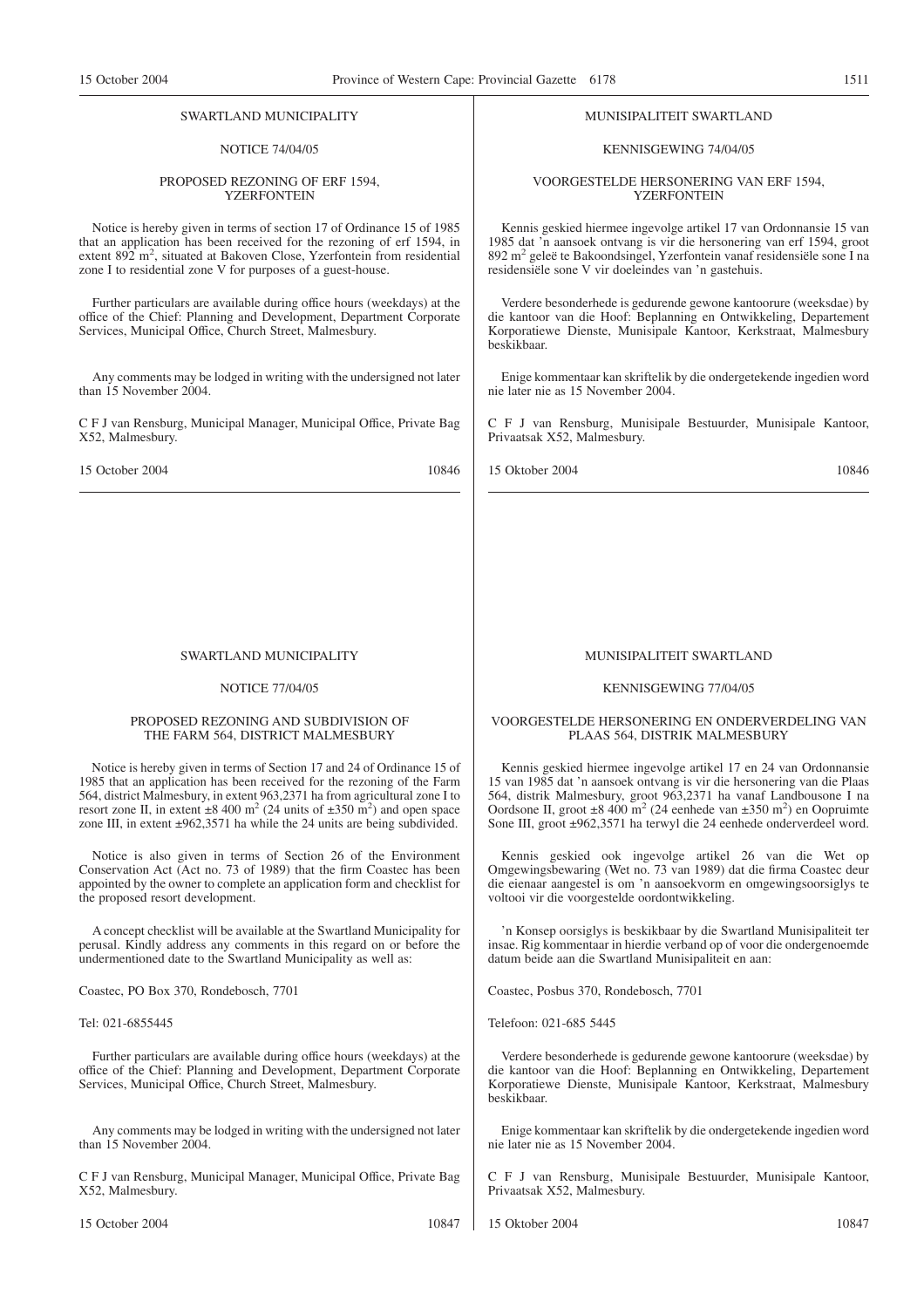SWARTLAND MUNICIPALITY

NOTICE 74/04/05

PROPOSED REZONING OF ERF 1594, YZERFONTEIN

Notice is hereby given in terms of section 17 of Ordinance 15 of 1985 that an application has been received for the rezoning of erf 1594, in extent 892 $m^2$, situated at Bakoven Close, Yzerfontein from residential zone I to residential zone V for purposes of a guest-house.

Further particulars are available during office hours (weekdays) at the office of the Chief: Planning and Development, Department Corporate Services, Municipal Office, Church Street, Malmesbury.

Any comments may be lodged in writing with the undersigned not later than 15 November 2004.

C F J van Rensburg, Municipal Manager, Municipal Office, Private Bag X52, Malmesbury.

15 October 2004 10846

MUNISIPALITEIT SWARTLAND

KENNISGEWING 74/04/05

VOORGESTELDE HERSONERING VAN ERF 1594, YZERFONTEIN

Kennis geskied hiermee ingevolge artikel 17 van Ordonnansie 15 van 1985 dat 'n aansoek ontvang is vir die hersonering van erf 1594, groot 892 $m^2$ geleë te Bakoondsingel, Yzerfontein vanaf residensiële sone I na residensiële sone V vir doeleindes van 'n gastehuis.

Verdere besonderhede is gedurende gewone kantoorure (weeksdae) by die kantoor van die Hoof: Beplanning en Ontwikkeling, Departement Korporatiewe Dienste, Munisipale Kantoor, Kerkstraat, Malmesbury beskikbaar.

Enige kommentaar kan skriftelik by die ondergetekende ingedien word nie later nie as 15 November 2004.

C F J van Rensburg, Munisipale Bestuurder, Munisipale Kantoor, Privaatsak X52, Malmesbury.

15 Oktober 2004 10846

SWARTLAND MUNICIPALITY

NOTICE 77/04/05

PROPOSED REZONING AND SUBDIVISION OF THE FARM 564, DISTRICT MALMESBURY

Notice is hereby given in terms of Section 17 and 24 of Ordinance 15 of 1985 that an application has been received for the rezoning of the Farm 564, district Malmesbury, in extent 963,2371 ha from agricultural zone I to resort zone II, in extent ±8 400 $m^2$ (24 units of ±350 $m^2$) and open space zone III, in extent ±962,3571 ha while the 24 units are being subdivided.

Notice is also given in terms of Section 26 of the Environment Conservation Act (Act no. 73 of 1989) that the firm Coastec has been appointed by the owner to complete an application form and checklist for the proposed resort development.

A concept checklist will be available at the Swartland Municipality for perusal. Kindly address any comments in this regard on or before the undermentioned date to the Swartland Municipality as well as:

Coastec, PO Box 370, Rondebosch, 7701

Tel: 021-6855445

Further particulars are available during office hours (weekdays) at the office of the Chief: Planning and Development, Department Corporate Services, Municipal Office, Church Street, Malmesbury.

Any comments may be lodged in writing with the undersigned not later than 15 November 2004.

C F J van Rensburg, Municipal Manager, Municipal Office, Private Bag X52, Malmesbury.

15 October 2004 10847

MUNISIPALITEIT SWARTLAND

KENNISGEWING 77/04/05

VOORGESTELDE HERSONERING EN ONDERVERDELING VAN PLAAS 564, DISTRIK MALMESBURY

Kennis geskied hiermee ingevolge artikel 17 en 24 van Ordonnansie 15 van 1985 dat 'n aansoek ontvang is vir die hersonering van die Plaas 564, distrik Malmesbury, groot 963,2371 ha vanaf Landbousone I na Oordsone II, groot ±8 400 $m^2$ (24 eenhede van ±350 $m^2$) en Oopruimte Sone III, groot ±962,3571 ha terwyl die 24 eenhede onderverdeel word.

Kennis geskied ook ingevolge artikel 26 van die Wet op Omgewingsbewaring (Wet no. 73 van 1989) dat die firma Coastec deur die eienaar aangestel is om 'n aansoekvorm en omgewingsoorsiglys te voltooi vir die voorgestelde oordontwikkeling.

'n Konsep oorsiglys is beskikbaar by die Swartland Munisipaliteit ter insae. Rig kommentaar in hierdie verband op of voor die ondergenoemde datum beide aan die Swartland Munisipaliteit en aan:

Coastec, Posbus 370, Rondebosch, 7701

Telefoon: 021-685 5445

Verdere besonderhede is gedurende gewone kantoorure (weeksdae) by die kantoor van die Hoof: Beplanning en Ontwikkeling, Departement Korporatiewe Dienste, Munisipale Kantoor, Kerkstraat, Malmesbury beskikbaar.

Enige kommentaar kan skriftelik by die ondergetekende ingedien word nie later nie as 15 November 2004.

C F J van Rensburg, Munisipale Bestuurder, Munisipale Kantoor, Privaatsak X52, Malmesbury.

15 Oktober 2004 10847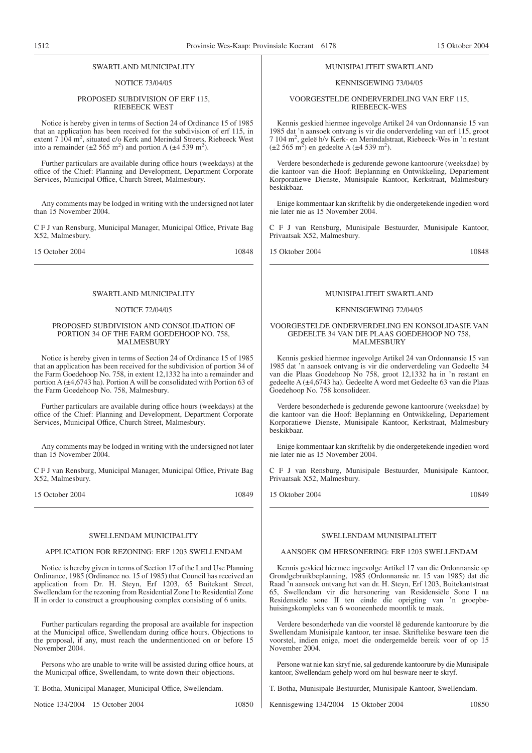SWARTLAND MUNICIPALITY

NOTICE 73/04/05

PROPOSED SUBDIVISION OF ERF 115, RIEBEECK WEST

Notice is hereby given in terms of Section 24 of Ordinance 15 of 1985 that an application has been received for the subdivision of erf 115, in extent 7 104 $m^2$, situated c/o Kerk and Merindal Streets, Riebeeck West into a remainder (±2 565 $m^2$) and portion A (±4 539 $m^2$).

Further particulars are available during office hours (weekdays) at the office of the Chief: Planning and Development, Department Corporate Services, Municipal Office, Church Street, Malmesbury.

Any comments may be lodged in writing with the undersigned not later than 15 November 2004.

C F J van Rensburg, Municipal Manager, Municipal Office, Private Bag X52, Malmesbury.

15 October 2004 10848

---

MUNISIPALITEIT SWARTLAND

KENNISGEWING 73/04/05

VOORGESTELDE ONDERVERDELING VAN ERF 115, RIEBEECK-WES

Kennis geskied hiermee ingevolge Artikel 24 van Ordonnansie 15 van 1985 dat 'n aansoek ontvang is vir die onderverdeling van erf 115, groot 7 104 $m^2$, geleë h/v Kerk- en Merindalstraat, Riebeeck-Wes in 'n restant (±2 565 $m^2$) en gedeelte A (±4 539 $m^2$).

Verdere besonderhede is gedurende gewone kantoorure (weeksdae) by die kantoor van die Hoof: Beplanning en Ontwikkeling, Departement Korporatiewe Dienste, Munisipale Kantoor, Kerkstraat, Malmesbury beskikbaar.

Enige kommentaar kan skriftelik by die ondergetekende ingedien word nie later nie as 15 November 2004.

C F J van Rensburg, Munisipale Bestuurder, Munisipale Kantoor, Privaatsak X52, Malmesbury.

15 Oktober 2004 10848

---

SWARTLAND MUNICIPALITY

NOTICE 72/04/05

PROPOSED SUBDIVISION AND CONSOLIDATION OF PORTION 34 OF THE FARM GOEDEHOOP NO. 758, MALMESBURY

Notice is hereby given in terms of Section 24 of Ordinance 15 of 1985 that an application has been received for the subdivision of portion 34 of the Farm Goedehoop No. 758, in extent 12,1332 ha into a remainder and portion A (±4,6743 ha). Portion A will be consolidated with Portion 63 of the Farm Goedehoop No. 758, Malmesbury.

Further particulars are available during office hours (weekdays) at the office of the Chief: Planning and Development, Department Corporate Services, Municipal Office, Church Street, Malmesbury.

Any comments may be lodged in writing with the undersigned not later than 15 November 2004.

C F J van Rensburg, Municipal Manager, Municipal Office, Private Bag X52, Malmesbury.

15 October 2004 10849

---

MUNISIPALITEIT SWARTLAND

KENNISGEWING 72/04/05

VOORGESTELDE ONDERVERDELING EN KONSOLIDASIE VAN GEDEELTE 34 VAN DIE PLAAS GOEDEHOOP NO 758, MALMESBURY

Kennis geskied hiermee ingevolge Artikel 24 van Ordonnansie 15 van 1985 dat 'n aansoek ontvang is vir die onderverdeling van Gedeelte 34 van die Plaas Goedehoop No 758, groot 12,1332 ha in 'n restant en gedeelte A (±4,6743 ha). Gedeelte A word met Gedeelte 63 van die Plaas Goedehoop No. 758 konsolideer.

Verdere besonderhede is gedurende gewone kantoorure (weeksdae) by die kantoor van die Hoof: Beplanning en Ontwikkeling, Departement Korporatiewe Dienste, Munisipale Kantoor, Kerkstraat, Malmesbury beskikbaar.

Enige kommentaar kan skriftelik by die ondergetekende ingedien word nie later nie as 15 November 2004.

C F J van Rensburg, Munisipale Bestuurder, Munisipale Kantoor, Privaatsak X52, Malmesbury.

15 Oktober 2004 10849

---

SWELLENDAM MUNICIPALITY

APPLICATION FOR REZONING: ERF 1203 SWELLENDAM

Notice is hereby given in terms of Section 17 of the Land Use Planning Ordinance, 1985 (Ordinance no. 15 of 1985) that Council has received an application from Dr. H. Steyn, Erf 1203, 65 Buitekant Street, Swellendam for the rezoning from Residential Zone I to Residential Zone II in order to construct a grouphousing complex consisting of 6 units.

Further particulars regarding the proposal are available for inspection at the Municipal office, Swellendam during office hours. Objections to the proposal, if any, must reach the undermentioned on or before 15 November 2004.

Persons who are unable to write will be assisted during office hours, at the Municipal office, Swellendam, to write down their objections.

T. Botha, Municipal Manager, Municipal Office, Swellendam.

Notice 134/2004 15 October 2004 10850

---

SWELLENDAM MUNISIPALITEIT

AANSOEK OM HERSONERING: ERF 1203 SWELLENDAM

Kennis geskied hiermee ingevolge Artikel 17 van die Ordonnansie op Grondgebruikbeplanning, 1985 (Ordonnansie nr. 15 van 1985) dat die Raad 'n aansoek ontvang het van dr. H. Steyn, Erf 1203, Buitekantstraat 65, Swellendam vir die hersonering van Residensiële Sone I na Residensiële sone II ten einde die oprigting van 'n groepbehuisingskompleks van 6 wooneenhede moontlik te maak.

Verdere besonderhede van die voorstel lê gedurende kantoorure by die Swellendam Munisipale kantoor, ter insae. Skriftelike besware teen die voorstel, indien enige, moet die ondergemelde bereik voor of op 15 November 2004.

Persone wat nie kan skryf nie, sal gedurende kantoorure by die Munisipale kantoor, Swellendam gehelp word om hul besware neer te skryf.

T. Botha, Munisipale Bestuurder, Munisipale Kantoor, Swellendam.

Kennisgewing 134/2004 15 Oktober 2004 10850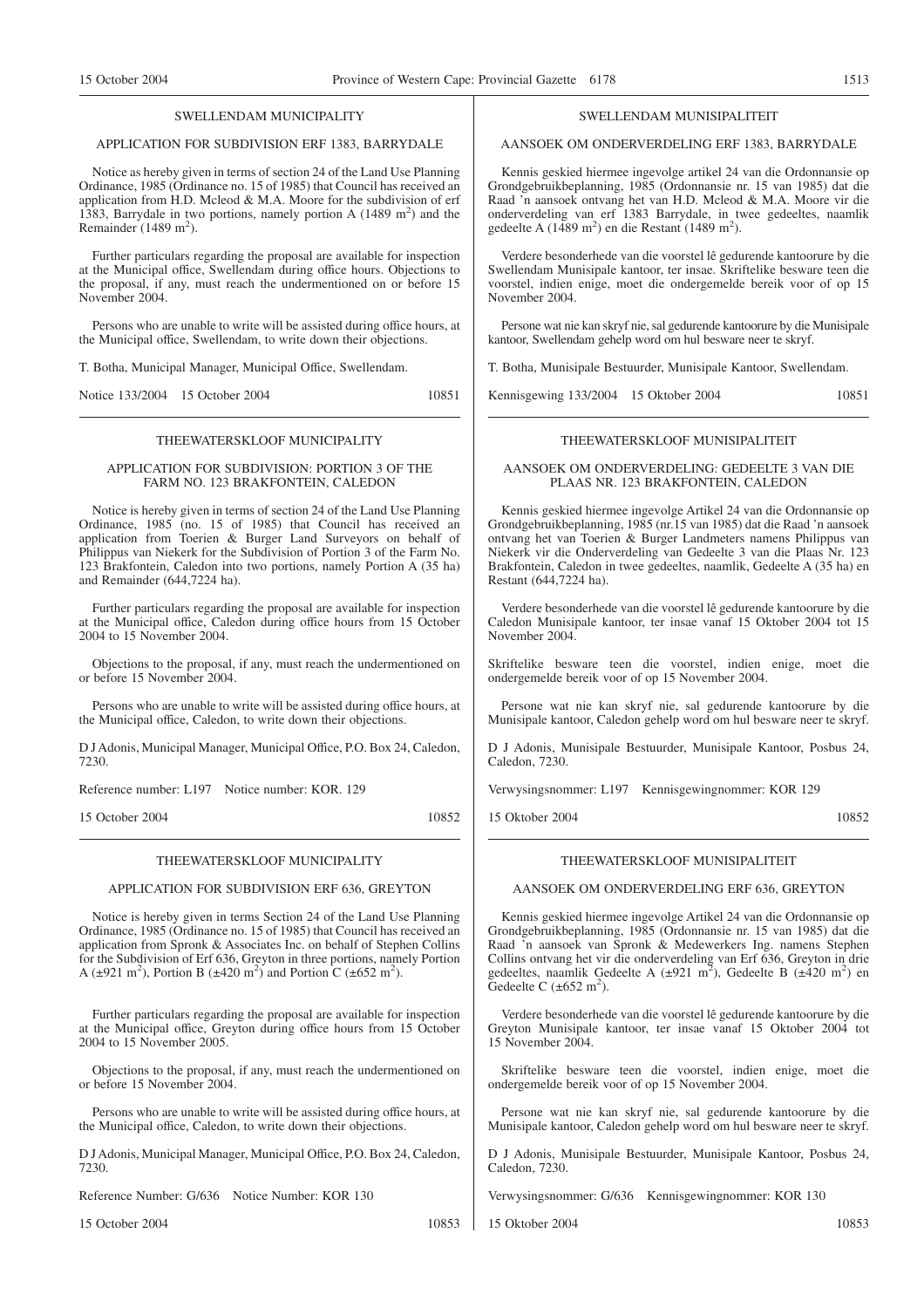## SWELLENDAM MUNICIPALITY

### APPLICATION FOR SUBDIVISION ERF 1383, BARRYDALE

Notice as hereby given in terms of section 24 of the Land Use Planning Ordinance, 1985 (Ordinance no. 15 of 1985) that Council has received an application from H.D. Mcleod & M.A. Moore for the subdivision of erf 1383, Barrydale in two portions, namely portion A (1489 $m^2$) and the Remainder (1489 $m^2$).

Further particulars regarding the proposal are available for inspection at the Municipal office, Swellendam during office hours. Objections to the proposal, if any, must reach the undermentioned on or before 15 November 2004.

Persons who are unable to write will be assisted during office hours, at the Municipal office, Swellendam, to write down their objections.

T. Botha, Municipal Manager, Municipal Office, Swellendam.

Notice 133/2004 15 October 2004 10851

---

## THEEWATERSKLOOF MUNICIPALITY

### APPLICATION FOR SUBDIVISION: PORTION 3 OF THE FARM NO. 123 BRAKFONTEIN, CALEDON

Notice is hereby given in terms of section 24 of the Land Use Planning Ordinance, 1985 (no. 15 of 1985) that Council has received an application from Toerien & Burger Land Surveyors on behalf of Philippus van Niekerk for the Subdivision of Portion 3 of the Farm No. 123 Brakfontein, Caledon into two portions, namely Portion A (35 ha) and Remainder (644,7224 ha).

Further particulars regarding the proposal are available for inspection at the Municipal office, Caledon during office hours from 15 October 2004 to 15 November 2004.

Objections to the proposal, if any, must reach the undermentioned on or before 15 November 2004.

Persons who are unable to write will be assisted during office hours, at the Municipal office, Caledon, to write down their objections.

D J Adonis, Municipal Manager, Municipal Office, P.O. Box 24, Caledon, 7230.

Reference number: L197 Notice number: KOR. 129

15 October 2004 10852

---

## THEEWATERSKLOOF MUNICIPALITY

### APPLICATION FOR SUBDIVISION ERF 636, GREYTON

Notice is hereby given in terms Section 24 of the Land Use Planning Ordinance, 1985 (Ordinance no. 15 of 1985) that Council has received an application from Spronk & Associates Inc. on behalf of Stephen Collins for the Subdivision of Erf 636, Greyton in three portions, namely Portion A (±921 $m^2$), Portion B (±420 $m^2$) and Portion C (±652 $m^2$).

Further particulars regarding the proposal are available for inspection at the Municipal office, Greyton during office hours from 15 October 2004 to 15 November 2005.

Objections to the proposal, if any, must reach the undermentioned on or before 15 November 2004.

Persons who are unable to write will be assisted during office hours, at the Municipal office, Caledon, to write down their objections.

D J Adonis, Municipal Manager, Municipal Office, P.O. Box 24, Caledon, 7230.

Reference Number: G/636 Notice Number: KOR 130

15 October 2004 10853

---

## SWELLENDAM MUNISIPALITEIT

### AANSOEK OM ONDERVERDELING ERF 1383, BARRYDALE

Kennis geskied hiermee ingevolge artikel 24 van die Ordonnansie op Grondgebruikbeplanning, 1985 (Ordonnansie nr. 15 van 1985) dat die Raad 'n aansoek ontvang het van H.D. Mcleod & M.A. Moore vir die onderverdeling van erf 1383 Barrydale, in twee gedeeltes, naamlik gedeelte A (1489 $m^2$) en die Restant (1489 $m^2$).

Verdere besonderhede van die voorstel lê gedurende kantoorure by die Swellendam Munisipale kantoor, ter insae. Skriftelike besware teen die voorstel, indien enige, moet die ondergemelde bereik voor of op 15 November 2004.

Persone wat nie kan skryf nie, sal gedurende kantoorure by die Munisipale kantoor, Swellendam gehelp word om hul besware neer te skryf.

T. Botha, Munisipale Bestuurder, Munisipale Kantoor, Swellendam.

Kennisgewing 133/2004 15 Oktober 2004 10851

---

## THEEWATERSKLOOF MUNISIPALITEIT

### AANSOEK OM ONDERVERDELING: GEDEELTE 3 VAN DIE PLAAS NR. 123 BRAKFONTEIN, CALEDON

Kennis geskied hiermee ingevolge Artikel 24 van die Ordonnansie op Grondgebruikbeplanning, 1985 (nr.15 van 1985) dat die Raad 'n aansoek ontvang het van Toerien & Burger Landmeters namens Philippus van Niekerk vir die Onderverdeling van Gedeelte 3 van die Plaas Nr. 123 Brakfontein, Caledon in twee gedeeltes, naamlik, Gedeelte A (35 ha) en Restant (644,7224 ha).

Verdere besonderhede van die voorstel lê gedurende kantoorure by die Caledon Munisipale kantoor, ter insae vanaf 15 Oktober 2004 tot 15 November 2004.

Skriftelike besware teen die voorstel, indien enige, moet die ondergemelde bereik voor of op 15 November 2004.

Persone wat nie kan skryf nie, sal gedurende kantoorure by die Munisipale kantoor, Caledon gehelp word om hul besware neer te skryf.

D J Adonis, Munisipale Bestuurder, Munisipale Kantoor, Posbus 24, Caledon, 7230.

Verwysingsnommer: L197 Kennisgewingnommer: KOR 129

15 Oktober 2004 10852

---

## THEEWATERSKLOOF MUNISIPALITEIT

### AANSOEK OM ONDERVERDELING ERF 636, GREYTON

Kennis geskied hiermee ingevolge Artikel 24 van die Ordonnansie op Grondgebruikbeplanning, 1985 (Ordonnansie nr. 15 van 1985) dat die Raad 'n aansoek van Spronk & Medewerkers Ing. namens Stephen Collins ontvang het vir die onderverdeling van Erf 636, Greyton in drie gedeeltes, naamlik Gedeelte A (±921 $m^2$), Gedeelte B (±420 $m^2$) en Gedeelte C (±652 $m^2$).

Verdere besonderhede van die voorstel lê gedurende kantoorure by die Greyton Munisipale kantoor, ter insae vanaf 15 Oktober 2004 tot 15 November 2004.

Skriftelike besware teen die voorstel, indien enige, moet die ondergemelde bereik voor of op 15 November 2004.

Persone wat nie kan skryf nie, sal gedurende kantoorure by die Munisipale kantoor, Caledon gehelp word om hul besware neer te skryf.

D J Adonis, Munisipale Bestuurder, Munisipale Kantoor, Posbus 24, Caledon, 7230.

Verwysingsnommer: G/636 Kennisgewingnommer: KOR 130

15 Oktober 2004 10853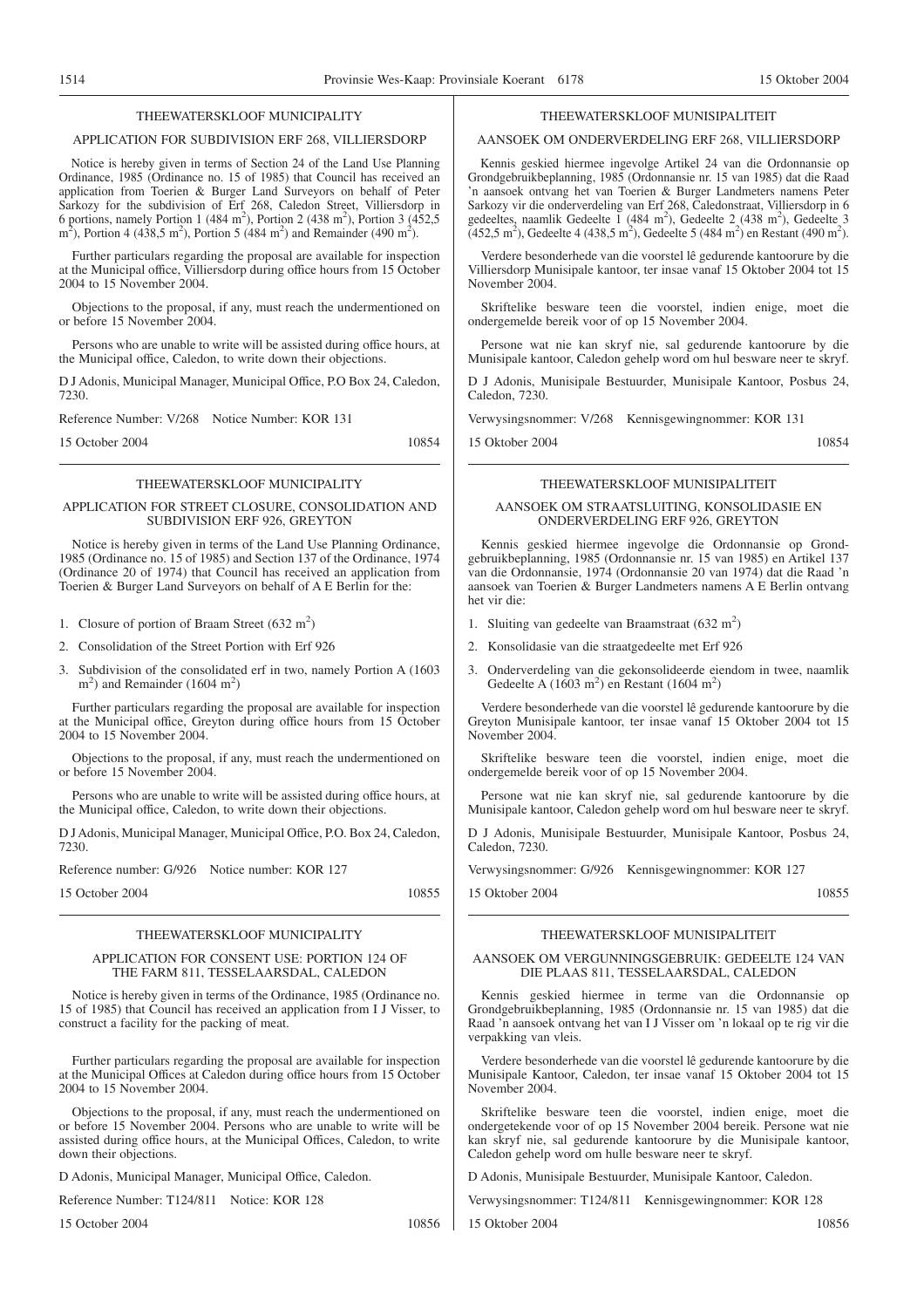## THEEWATERSKLOOF MUNICIPALITY

### APPLICATION FOR SUBDIVISION ERF 268, VILLIERSDORP

Notice is hereby given in terms of Section 24 of the Land Use Planning Ordinance, 1985 (Ordinance no. 15 of 1985) that Council has received an application from Toerien & Burger Land Surveyors on behalf of Peter Sarkozy for the subdivision of Erf 268, Caledon Street, Villiersdorp in 6 portions, namely Portion 1 (484 $m^2$), Portion 2 (438 $m^2$), Portion 3 (452,5 $m^2$), Portion 4 (438,5 $m^2$), Portion 5 (484 $m^2$) and Remainder (490 $m^2$).

Further particulars regarding the proposal are available for inspection at the Municipal office, Villiersdorp during office hours from 15 October 2004 to 15 November 2004.

Objections to the proposal, if any, must reach the undermentioned on or before 15 November 2004.

Persons who are unable to write will be assisted during office hours, at the Municipal office, Caledon, to write down their objections.

D J Adonis, Municipal Manager, Municipal Office, P.O Box 24, Caledon, 7230.

Reference Number: V/268 Notice Number: KOR 131

15 October 2004 10854

---

## THEEWATERSKLOOF MUNISIPALITEIT

### AANSOEK OM ONDERVERDELING ERF 268, VILLIERSDORP

Kennis geskied hiermee ingevolge Artikel 24 van die Ordonnansie op Grondgebruikbeplanning, 1985 (Ordonnansie nr. 15 van 1985) dat die Raad 'n aansoek ontvang het van Toerien & Burger Landmeters namens Peter Sarkozy vir die onderverdeling van Erf 268, Caledonstraat, Villiersdorp in 6 gedeeltes, naamlik Gedeelte 1 (484 $m^2$), Gedeelte 2 (438 $m^2$), Gedeelte 3 (452,5 $m^2$), Gedeelte 4 (438,5 $m^2$), Gedeelte 5 (484 $m^2$) en Restant (490 $m^2$).

Verdere besonderhede van die voorstel lê gedurende kantoorure by die Villiersdorp Munisipale kantoor, ter insae vanaf 15 Oktober 2004 tot 15 November 2004.

Skriftelike besware teen die voorstel, indien enige, moet die ondergemelde bereik voor of op 15 November 2004.

Persone wat nie kan skryf nie, sal gedurende kantoorure by die Munisipale kantoor, Caledon gehelp word om hul besware neer te skryf.

D J Adonis, Munisipale Bestuurder, Munisipale Kantoor, Posbus 24, Caledon, 7230.

Verwysingsnommer: V/268 Kennisgewingnommer: KOR 131

15 Oktober 2004 10854

---

## THEEWATERSKLOOF MUNICIPALITY

### APPLICATION FOR STREET CLOSURE, CONSOLIDATION AND SUBDIVISION ERF 926, GREYTON

Notice is hereby given in terms of the Land Use Planning Ordinance, 1985 (Ordinance no. 15 of 1985) and Section 137 of the Ordinance, 1974 (Ordinance 20 of 1974) that Council has received an application from Toerien & Burger Land Surveyors on behalf of A E Berlin for the:

1. Closure of portion of Braam Street (632 $m^2$)
2. Consolidation of the Street Portion with Erf 926
3. Subdivision of the consolidated erf in two, namely Portion A (1603 $m^2$) and Remainder (1604 $m^2$)

Further particulars regarding the proposal are available for inspection at the Municipal office, Greyton during office hours from 15 October 2004 to 15 November 2004.

Objections to the proposal, if any, must reach the undermentioned on or before 15 November 2004.

Persons who are unable to write will be assisted during office hours, at the Municipal office, Caledon, to write down their objections.

D J Adonis, Municipal Manager, Municipal Office, P.O. Box 24, Caledon, 7230.

Reference number: G/926 Notice number: KOR 127

15 October 2004 10855

---

## THEEWATERSKLOOF MUNISIPALITEIT

### AANSOEK OM STRAATSLUITING, KONSOLIDASIE EN ONDERVERDELING ERF 926, GREYTON

Kennis geskied hiermee ingevolge die Ordonnansie op Grondgebruikbeplanning, 1985 (Ordonnansie nr. 15 van 1985) en Artikel 137 van die Ordonnansie, 1974 (Ordonnansie 20 van 1974) dat die Raad 'n aansoek van Toerien & Burger Landmeters namens A E Berlin ontvang het vir die:

1. Sluiting van gedeelte van Braamstraat (632 $m^2$)
2. Konsolidasie van die straatgedeelte met Erf 926
3. Onderverdeling van die gekonsolideerde eiendom in twee, naamlik Gedeelte A (1603 $m^2$) en Restant (1604 $m^2$)

Verdere besonderhede van die voorstel lê gedurende kantoorure by die Greyton Munisipale kantoor, ter insae vanaf 15 Oktober 2004 tot 15 November 2004.

Skriftelike besware teen die voorstel, indien enige, moet die ondergemelde bereik voor of op 15 November 2004.

Persone wat nie kan skryf nie, sal gedurende kantoorure by die Munisipale kantoor, Caledon gehelp word om hul besware neer te skryf.

D J Adonis, Munisipale Bestuurder, Munisipale Kantoor, Posbus 24, Caledon, 7230.

Verwysingsnommer: G/926 Kennisgewingnommer: KOR 127

15 Oktober 2004 10855

---

## THEEWATERSKLOOF MUNICIPALITY

### APPLICATION FOR CONSENT USE: PORTION 124 OF THE FARM 811, TESSELAARSDAL, CALEDON

Notice is hereby given in terms of the Ordinance, 1985 (Ordinance no. 15 of 1985) that Council has received an application from I J Visser, to construct a facility for the packing of meat.

Further particulars regarding the proposal are available for inspection at the Municipal Offices at Caledon during office hours from 15 October 2004 to 15 November 2004.

Objections to the proposal, if any, must reach the undermentioned on or before 15 November 2004. Persons who are unable to write will be assisted during office hours, at the Municipal Offices, Caledon, to write down their objections.

D Adonis, Municipal Manager, Municipal Office, Caledon.

Reference Number: T124/811 Notice: KOR 128

15 October 2004 10856

---

## THEEWATERSKLOOF MUNISIPALITEIT

### AANSOEK OM VERGUNNINGSGEBRUIK: GEDEELTE 124 VAN DIE PLAAS 811, TESSELAARSDAL, CALEDON

Kennis geskied hiermee in terme van die Ordonnansie op Grondgebruikbeplanning, 1985 (Ordonnansie nr. 15 van 1985) dat die Raad 'n aansoek ontvang het van I J Visser om 'n lokaal op te rig vir die verpakking van vleis.

Verdere besonderhede van die voorstel lê gedurende kantoorure by die Munisipale Kantoor, Caledon, ter insae vanaf 15 Oktober 2004 tot 15 November 2004.

Skriftelike besware teen die voorstel, indien enige, moet die ondergetekende voor of op 15 November 2004 bereik. Persone wat nie kan skryf nie, sal gedurende kantoorure by die Munisipale kantoor, Caledon gehelp word om hulle besware neer te skryf.

D Adonis, Munisipale Bestuurder, Munisipale Kantoor, Caledon.

Verwysingsnommer: T124/811 Kennisgewingnommer: KOR 128

15 Oktober 2004 10856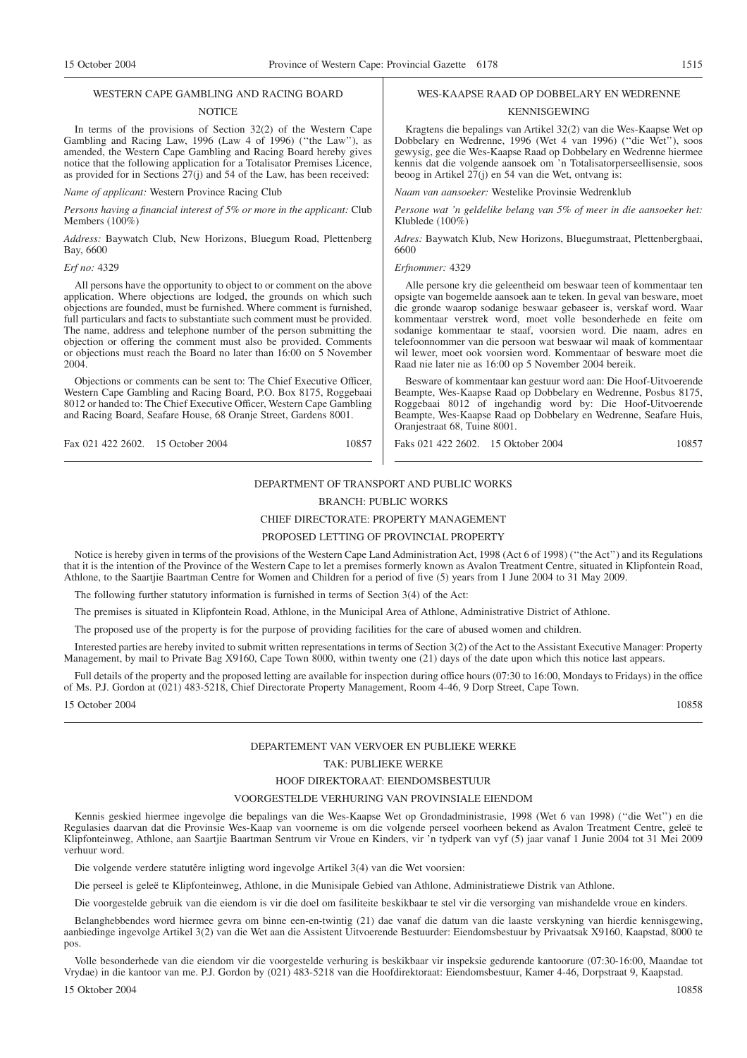## WESTERN CAPE GAMBLING AND RACING BOARD

### NOTICE

In terms of the provisions of Section 32(2) of the Western Cape Gambling and Racing Law, 1996 (Law 4 of 1996) (''the Law''), as amended, the Western Cape Gambling and Racing Board hereby gives notice that the following application for a Totalisator Premises Licence, as provided for in Sections 27(j) and 54 of the Law, has been received:

*Name of applicant:* Western Province Racing Club

*Persons having a financial interest of 5% or more in the applicant:* Club Members (100%)

*Address:* Baywatch Club, New Horizons, Bluegum Road, Plettenberg Bay, 6600

*Erf no:* 4329

All persons have the opportunity to object to or comment on the above application. Where objections are lodged, the grounds on which such objections are founded, must be furnished. Where comment is furnished, full particulars and facts to substantiate such comment must be provided. The name, address and telephone number of the person submitting the objection or offering the comment must also be provided. Comments or objections must reach the Board no later than 16:00 on 5 November 2004.

Objections or comments can be sent to: The Chief Executive Officer, Western Cape Gambling and Racing Board, P.O. Box 8175, Roggebaai 8012 or handed to: The Chief Executive Officer, Western Cape Gambling and Racing Board, Seafare House, 68 Oranje Street, Gardens 8001.

Fax 021 422 2602. 15 October 2004 10857

## WES-KAAPSE RAAD OP DOBBELARY EN WEDRENNE

### KENNISGEWING

Kragtens die bepalings van Artikel 32(2) van die Wes-Kaapse Wet op Dobbelary en Wedrenne, 1996 (Wet 4 van 1996) (''die Wet''), soos gewysig, gee die Wes-Kaapse Raad op Dobbelary en Wedrenne hiermee kennis dat die volgende aansoek om 'n Totalisatorperseellisensie, soos beoog in Artikel 27(j) en 54 van die Wet, ontvang is:

*Naam van aansoeker:* Westelike Provinsie Wedrenklub

*Persone wat 'n geldelike belang van 5% of meer in die aansoeker het:* Klublede (100%)

*Adres:* Baywatch Klub, New Horizons, Bluegumstraat, Plettenbergbaai, 6600

*Erfnommer:* 4329

Alle persone kry die geleentheid om beswaar teen of kommentaar ten opsigte van bogemelde aansoek aan te teken. In geval van besware, moet die gronde waarop sodanige beswaar gebaseer is, verskaf word. Waar kommentaar verstrek word, moet volle besonderhede en feite om sodanige kommentaar te staaf, voorsien word. Die naam, adres en telefoonnommer van die persoon wat beswaar wil maak of kommentaar wil lewer, moet ook voorsien word. Kommentaar of besware moet die Raad nie later nie as 16:00 op 5 November 2004 bereik.

Besware of kommentaar kan gestuur word aan: Die Hoof-Uitvoerende Beampte, Wes-Kaapse Raad op Dobbelary en Wedrenne, Posbus 8175, Roggebaai 8012 of ingehandig word by: Die Hoof-Uitvoerende Beampte, Wes-Kaapse Raad op Dobbelary en Wedrenne, Seafare Huis, Oranjestraat 68, Tuine 8001.

Faks 021 422 2602. 15 Oktober 2004 10857

## DEPARTMENT OF TRANSPORT AND PUBLIC WORKS

### BRANCH: PUBLIC WORKS

### CHIEF DIRECTORATE: PROPERTY MANAGEMENT

### PROPOSED LETTING OF PROVINCIAL PROPERTY

Notice is hereby given in terms of the provisions of the Western Cape Land Administration Act, 1998 (Act 6 of 1998) (''the Act'') and its Regulations that it is the intention of the Province of the Western Cape to let a premises formerly known as Avalon Treatment Centre, situated in Klipfontein Road, Athlone, to the Saartjie Baartman Centre for Women and Children for a period of five (5) years from 1 June 2004 to 31 May 2009.

The following further statutory information is furnished in terms of Section 3(4) of the Act:

The premises is situated in Klipfontein Road, Athlone, in the Municipal Area of Athlone, Administrative District of Athlone.

The proposed use of the property is for the purpose of providing facilities for the care of abused women and children.

Interested parties are hereby invited to submit written representations in terms of Section 3(2) of the Act to the Assistant Executive Manager: Property Management, by mail to Private Bag X9160, Cape Town 8000, within twenty one (21) days of the date upon which this notice last appears.

Full details of the property and the proposed letting are available for inspection during office hours (07:30 to 16:00, Mondays to Fridays) in the office of Ms. P.J. Gordon at (021) 483-5218, Chief Directorate Property Management, Room 4-46, 9 Dorp Street, Cape Town.

15 October 2004 10858

## DEPARTEMENT VAN VERVOER EN PUBLIEKE WERKE

### TAK: PUBLIEKE WERKE

### HOOF DIREKTORAAT: EIENDOMSBESTUUR

### VOORGESTELDE VERHURING VAN PROVINSIALE EIENDOM

Kennis geskied hiermee ingevolge die bepalings van die Wes-Kaapse Wet op Grondadministrasie, 1998 (Wet 6 van 1998) (''die Wet'') en die Regulasies daarvan dat die Provinsie Wes-Kaap van voorneme is om die volgende perseel voorheen bekend as Avalon Treatment Centre, geleë te Klipfonteinweg, Athlone, aan Saartjie Baartman Sentrum vir Vroue en Kinders, vir 'n tydperk van vyf (5) jaar vanaf 1 Junie 2004 tot 31 Mei 2009 verhuur word.

Die volgende verdere statutêre inligting word ingevolge Artikel 3(4) van die Wet voorsien:

Die perseel is geleë te Klipfonteinweg, Athlone, in die Munisipale Gebied van Athlone, Administratiewe Distrik van Athlone.

Die voorgestelde gebruik van die eiendom is vir die doel om fasiliteite beskikbaar te stel vir die versorging van mishandelde vroue en kinders.

Belanghebbendes word hiermee gevra om binne een-en-twintig (21) dae vanaf die datum van die laaste verskyning van hierdie kennisgewing, aanbiedinge ingevolge Artikel 3(2) van die Wet aan die Assistent Uitvoerende Bestuurder: Eiendomsbestuur by Privaatsak X9160, Kaapstad, 8000 te pos.

Volle besonderhede van die eiendom vir die voorgestelde verhuring is beskikbaar vir inspeksie gedurende kantoorure (07:30-16:00, Maandae tot Vrydae) in die kantoor van me. P.J. Gordon by (021) 483-5218 van die Hoofdirektoraat: Eiendomsbestuur, Kamer 4-46, Dorpstraat 9, Kaapstad.

15 Oktober 2004 10858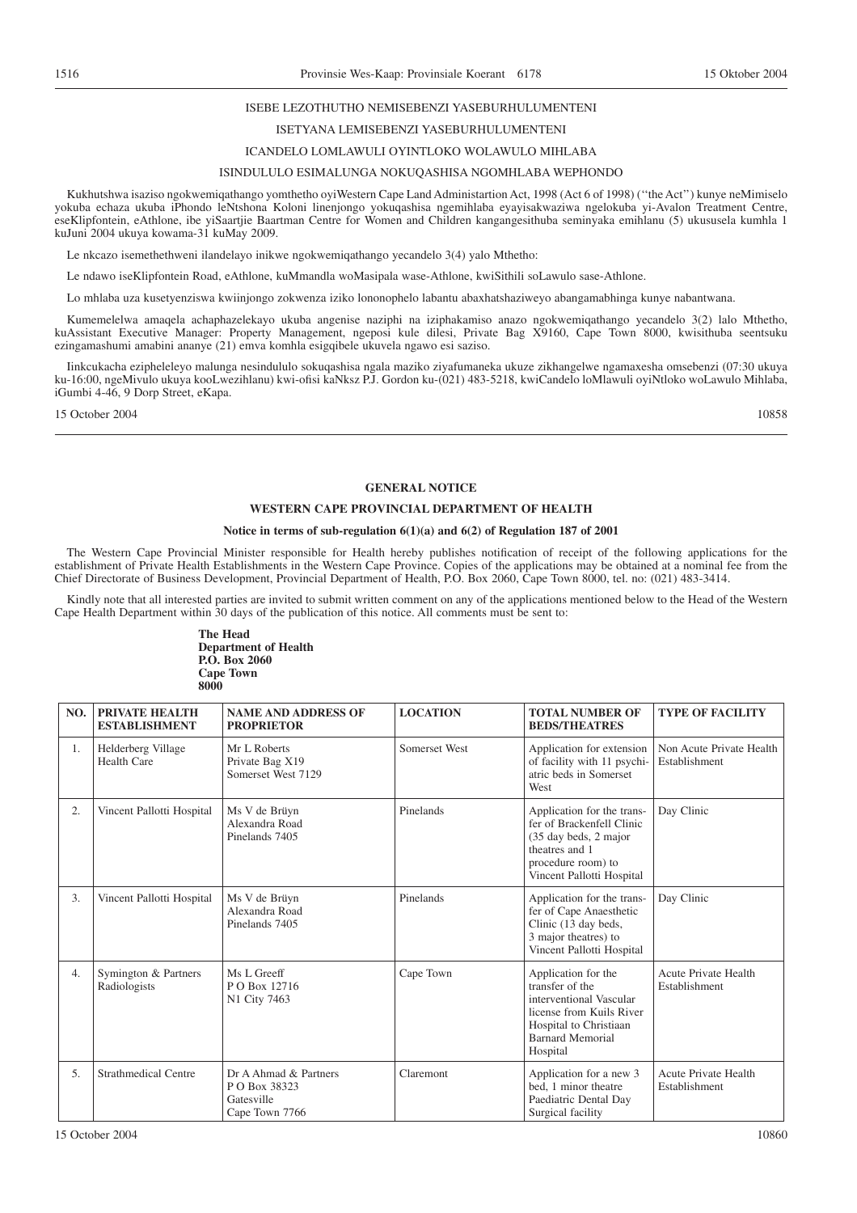ISEBE LEZOTHUTHO NEMISEBENZI YASEBURHULUMENTENI

ISETYANA LEMISEBENZI YASEBURHULUMENTENI

ICANDELO LOMLAWULI OYINTLOKO WOLAWULO MIHLABA

ISINDULULO ESIMALUNGA NOKUQASHISA NGOMHLABA WEPHONDO

Kukhutshwa isaziso ngokwemiqathango yomthetho oyiWestern Cape Land Administartion Act, 1998 (Act 6 of 1998) (''the Act'') kunye neMimiselo yokuba echaza ukuba iPhondo leNtshona Koloni linenjongo yokuqashisa ngemihlaba eyayisakwaziwa ngelokuba yi-Avalon Treatment Centre, eseKlipfontein, eAthlone, ibe yiSaartjie Baartman Centre for Women and Children kangangesithuba seminyaka emihlanu (5) ukususela kumhla 1 kuJuni 2004 ukuya kowama-31 kuMay 2009.

Le nkcazo isemethethweni ilandelayo inikwe ngokwemiqathango yecandelo 3(4) yalo Mthetho:

Le ndawo iseKlipfontein Road, eAthlone, kuMmandla woMasipala wase-Athlone, kwiSithili soLawulo sase-Athlone.

Lo mhlaba uza kusetyenziswa kwiinjongo zokwenza iziko lononophelo labantu abaxhatshaziweyo abangamabhinga kunye nabantwana.

Kumemelelwa amaqela achaphazelekayo ukuba angenise naziphi na iziphakamiso anazo ngokwemiqathango yecandelo 3(2) lalo Mthetho, kuAssistant Executive Manager: Property Management, ngeposi kule dilesi, Private Bag X9160, Cape Town 8000, kwisithuba seentsuku ezingamashumi amabini ananye (21) emva komhla esigqibele ukuvela ngawo esi saziso.

Iinkcukacha ezipheleleyo malunga nesindululo sokuqashisa ngala maziko ziyafumaneka ukuze zikhangelwe ngamaxesha omsebenzi (07:30 ukuya ku-16:00, ngeMivulo ukuya kooLwezihlanu) kwi-ofisi kaNksz P.J. Gordon ku-(021) 483-5218, kwiCandelo loMlawuli oyiNtloko woLawulo Mihlaba, iGumbi 4-46, 9 Dorp Street, eKapa.

15 October 2004 10858

---

## GENERAL NOTICE

### WESTERN CAPE PROVINCIAL DEPARTMENT OF HEALTH

**Notice in terms of sub-regulation 6(1)(a) and 6(2) of Regulation 187 of 2001**

The Western Cape Provincial Minister responsible for Health hereby publishes notification of receipt of the following applications for the establishment of Private Health Establishments in the Western Cape Province. Copies of the applications may be obtained at a nominal fee from the Chief Directorate of Business Development, Provincial Department of Health, P.O. Box 2060, Cape Town 8000, tel. no: (021) 483-3414.

Kindly note that all interested parties are invited to submit written comment on any of the applications mentioned below to the Head of the Western Cape Health Department within 30 days of the publication of this notice. All comments must be sent to:

**The Head**
**Department of Health**
**P.O. Box 2060**
**Cape Town**
**8000**

| NO. | PRIVATE HEALTH ESTABLISHMENT | NAME AND ADDRESS OF PROPRIETOR | LOCATION | TOTAL NUMBER OF BEDS/THEATRES | TYPE OF FACILITY |
|---|---|---|---|---|---|
| 1. | Helderberg Village Health Care | Mr L Roberts<br>Private Bag X19<br>Somerset West 7129 | Somerset West | Application for extension of facility with 11 psychiatric beds in Somerset West | Non Acute Private Health Establishment |
| 2. | Vincent Pallotti Hospital | Ms V de Brüyn<br>Alexandra Road<br>Pinelands 7405 | Pinelands | Application for the transfer of Brackenfell Clinic (35 day beds, 2 major theatres and 1 procedure room) to Vincent Pallotti Hospital | Day Clinic |
| 3. | Vincent Pallotti Hospital | Ms V de Brüyn<br>Alexandra Road<br>Pinelands 7405 | Pinelands | Application for the transfer of Cape Anaesthetic Clinic (13 day beds, 3 major theatres) to Vincent Pallotti Hospital | Day Clinic |
| 4. | Symington & Partners Radiologists | Ms L Greeff<br>P O Box 12716<br>N1 City 7463 | Cape Town | Application for the transfer of the interventional Vascular license from Kuils River Hospital to Christiaan Barnard Memorial Hospital | Acute Private Health Establishment |
| 5. | Strathmedical Centre | Dr A Ahmad & Partners<br>P O Box 38323<br>Gatesville<br>Cape Town 7766 | Claremont | Application for a new 3 bed, 1 minor theatre Paediatric Dental Day Surgical facility | Acute Private Health Establishment |

15 October 2004 10860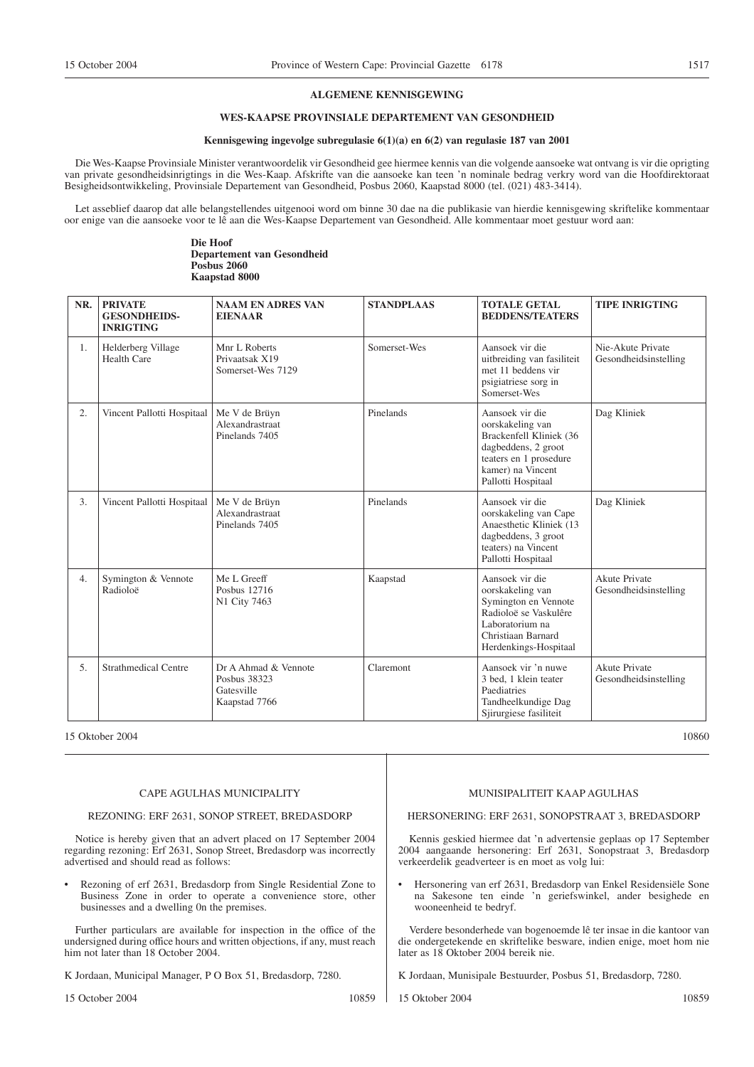## ALGEMENE KENNISGEWING

### WES-KAAPSE PROVINSIALE DEPARTEMENT VAN GESONDHEID

**Kennisgewing ingevolge subregulasie 6(1)(a) en 6(2) van regulasie 187 van 2001**

Die Wes-Kaapse Provinsiale Minister verantwoordelik vir Gesondheid gee hiermee kennis van die volgende aansoeke wat ontvang is vir die oprigting van private gesondheidsinrigtings in die Wes-Kaap. Afskrifte van die aansoeke kan teen 'n nominale bedrag verkry word van die Hoofdirektoraat Besigheidsontwikkeling, Provinsiale Departement van Gesondheid, Posbus 2060, Kaapstad 8000 (tel. (021) 483-3414).

Let asseblief daarop dat alle belangstellendes uitgenooi word om binne 30 dae na die publikasie van hierdie kennisgewing skriftelike kommentaar oor enige van die aansoeke voor te lê aan die Wes-Kaapse Departement van Gesondheid. Alle kommentaar moet gestuur word aan:

**Die Hoof**
**Departement van Gesondheid**
**Posbus 2060**
**Kaapstad 8000**

| NR. | PRIVATE GESONDHEIDS-INRIGTING | NAAM EN ADRES VAN EIENAAR | STANDPLAAS | TOTALE GETAL BEDDENS/TEATERS | TIPE INRIGTING |
|---|---|---|---|---|---|
| 1. | Helderberg Village Health Care | Mnr L Roberts Privaatsak X19 Somerset-Wes 7129 | Somerset-Wes | Aansoek vir die uitbreiding van fasiliteit met 11 beddens vir psigiatriese sorg in Somerset-Wes | Nie-Akute Private Gesondheidsinstelling |
| 2. | Vincent Pallotti Hospitaal | Me V de Brüyn Alexandrastraat Pinelands 7405 | Pinelands | Aansoek vir die oorskakeling van Brackenfell Kliniek (36 dagbeddens, 2 groot teaters en 1 prosedure kamer) na Vincent Pallotti Hospitaal | Dag Kliniek |
| 3. | Vincent Pallotti Hospitaal | Me V de Brüyn Alexandrastraat Pinelands 7405 | Pinelands | Aansoek vir die oorskakeling van Cape Anaesthetic Kliniek (13 dagbeddens, 3 groot teaters) na Vincent Pallotti Hospitaal | Dag Kliniek |
| 4. | Symington & Vennote Radioloë | Me L Greeff Posbus 12716 N1 City 7463 | Kaapstad | Aansoek vir die oorskakeling van Symington en Vennote Radioloë se Vaskulêre Laboratorium na Christiaan Barnard Herdenkings-Hospitaal | Akute Private Gesondheidsinstelling |
| 5. | Strathmedical Centre | Dr A Ahmad & Vennote Posbus 38323 Gatesville Kaapstad 7766 | Claremont | Aansoek vir 'n nuwe 3 bed, 1 klein teater Paediatries Tandheelkundige Dag Sjirurgiese fasiliteit | Akute Private Gesondheidsinstelling |

15 Oktober 2004 10860

---

CAPE AGULHAS MUNICIPALITY

REZONING: ERF 2631, SONOP STREET, BREDASDORP

Notice is hereby given that an advert placed on 17 September 2004 regarding rezoning: Erf 2631, Sonop Street, Bredasdorp was incorrectly advertised and should read as follows:

- Rezoning of erf 2631, Bredasdorp from Single Residential Zone to Business Zone in order to operate a convenience store, other businesses and a dwelling 0n the premises.

Further particulars are available for inspection in the office of the undersigned during office hours and written objections, if any, must reach him not later than 18 October 2004.

K Jordaan, Municipal Manager, P O Box 51, Bredasdorp, 7280.

15 October 2004 10859

---

MUNISIPALITEIT KAAP AGULHAS

HERSONERING: ERF 2631, SONOPSTRAAT 3, BREDASDORP

Kennis geskied hiermee dat 'n advertensie geplaas op 17 September 2004 aangaande hersonering: Erf 2631, Sonopstraat 3, Bredasdorp verkeerdelik geadverteer is en moet as volg lui:

- Hersonering van erf 2631, Bredasdorp van Enkel Residensiële Sone na Sakesone ten einde 'n geriefswinkel, ander besighede en wooneenheid te bedryf.

Verdere besonderhede van bogenoemde lê ter insae in die kantoor van die ondergetekende en skriftelike besware, indien enige, moet hom nie later as 18 Oktober 2004 bereik nie.

K Jordaan, Munisipale Bestuurder, Posbus 51, Bredasdorp, 7280.

15 Oktober 2004 10859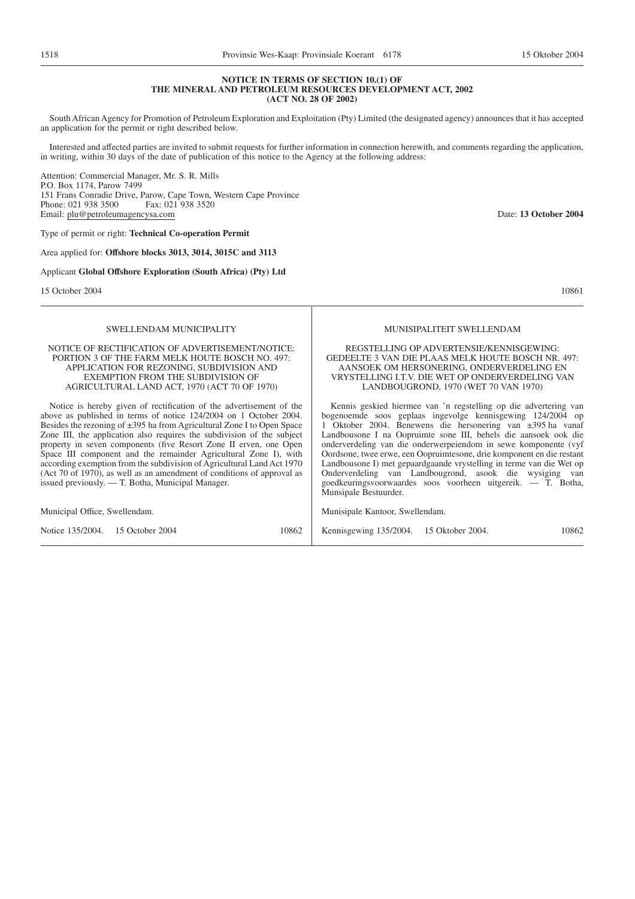## NOTICE IN TERMS OF SECTION 10.(1) OF THE MINERAL AND PETROLEUM RESOURCES DEVELOPMENT ACT, 2002 (ACT NO. 28 OF 2002)

South African Agency for Promotion of Petroleum Exploration and Exploitation (Pty) Limited (the designated agency) announces that it has accepted an application for the permit or right described below.

Interested and affected parties are invited to submit requests for further information in connection herewith, and comments regarding the application, in writing, within 30 days of the date of publication of this notice to the Agency at the following address:

Attention: Commercial Manager, Mr. S. R. Mills
P.O. Box 1174, Parow 7499
151 Frans Conradie Drive, Parow, Cape Town, Western Cape Province
Phone: 021 938 3500 Fax: 021 938 3520
Email: plu@petroleumagencysa.com

Date: **13 October 2004**

Type of permit or right: **Technical Co-operation Permit**

Area applied for: **Offshore blocks 3013, 3014, 3015C and 3113**

Applicant **Global Offshore Exploration (South Africa) (Pty) Ltd**

15 October 2004 10861

---

SWELLENDAM MUNICIPALITY

NOTICE OF RECTIFICATION OF ADVERTISEMENT/NOTICE: PORTION 3 OF THE FARM MELK HOUTE BOSCH NO. 497: APPLICATION FOR REZONING, SUBDIVISION AND EXEMPTION FROM THE SUBDIVISION OF AGRICULTURAL LAND ACT, 1970 (ACT 70 OF 1970)

Notice is hereby given of rectification of the advertisement of the above as published in terms of notice 124/2004 on 1 October 2004. Besides the rezoning of ±395 ha from Agricultural Zone I to Open Space Zone III, the application also requires the subdivision of the subject property in seven components (five Resort Zone II erven, one Open Space III component and the remainder Agricultural Zone I), with according exemption from the subdivision of Agricultural Land Act 1970 (Act 70 of 1970), as well as an amendment of conditions of approval as issued previously. — T. Botha, Municipal Manager.

Municipal Office, Swellendam.

Notice 135/2004. 15 October 2004 10862

---

MUNISIPALITEIT SWELLENDAM

REGSTELLING OP ADVERTENSIE/KENNISGEWING: GEDEELTE 3 VAN DIE PLAAS MELK HOUTE BOSCH NR. 497: AANSOEK OM HERSONERING, ONDERVERDELING EN VRYSTELLING I.T.V. DIE WET OP ONDERVERDELING VAN LANDBOUGROND, 1970 (WET 70 VAN 1970)

Kennis geskied hiermee van 'n regstelling op die advertering van bogenoemde soos geplaas ingevolge kennisgewing 124/2004 op 1 Oktober 2004. Benewens die hersonering van ±395 ha vanaf Landbousone I na Oopruimte sone III, behels die aansoek ook die onderverdeling van die onderwerpeiendom in sewe komponente (vyf Oordsone, twee erwe, een Oopruimtesone, drie komponent en die restant Landbousone I) met gepaardgaande vrystelling in terme van die Wet op Onderverdeling van Landbougrond, asook die wysiging van goedkeuringsvoorwaardes soos voorheen uitgereik. — T. Botha, Munsipale Bestuurder.

Munisipale Kantoor, Swellendam.

Kennisgewing 135/2004. 15 Oktober 2004. 10862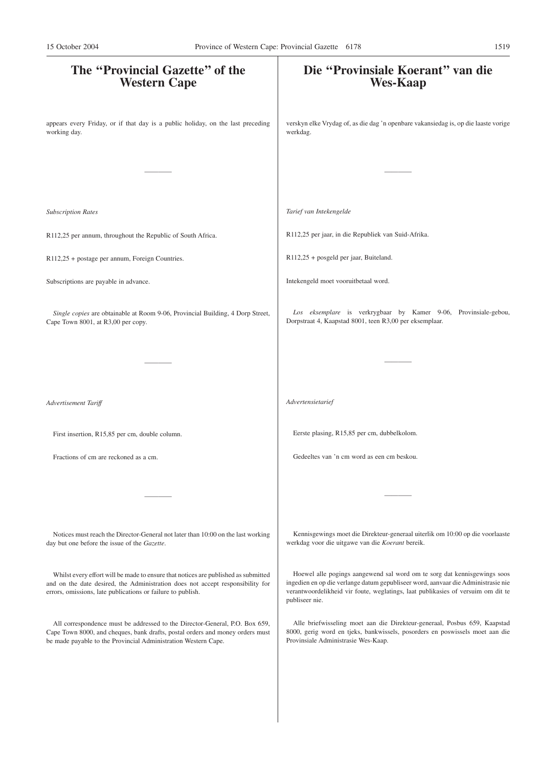# The "Provincial Gazette" of the Western Cape

appears every Friday, or if that day is a public holiday, on the last preceding working day.

---

*Subscription Rates*

R112,25 per annum, throughout the Republic of South Africa.

R112,25 + postage per annum, Foreign Countries.

Subscriptions are payable in advance.

*Single copies* are obtainable at Room 9-06, Provincial Building, 4 Dorp Street, Cape Town 8001, at R3,00 per copy.

---

*Advertisement Tariff*

First insertion, R15,85 per cm, double column.

Fractions of cm are reckoned as a cm.

---

Notices must reach the Director-General not later than 10:00 on the last working day but one before the issue of the *Gazette*.

Whilst every effort will be made to ensure that notices are published as submitted and on the date desired, the Administration does not accept responsibility for errors, omissions, late publications or failure to publish.

All correspondence must be addressed to the Director-General, P.O. Box 659, Cape Town 8000, and cheques, bank drafts, postal orders and money orders must be made payable to the Provincial Administration Western Cape.

# Die "Provinsiale Koerant" van die Wes-Kaap

verskyn elke Vrydag of, as die dag 'n openbare vakansiedag is, op die laaste vorige werkdag.

---

*Tarief van Intekengelde*

R112,25 per jaar, in die Republiek van Suid-Afrika.

R112,25 + posgeld per jaar, Buiteland.

Intekengeld moet vooruitbetaal word.

*Los eksemplare* is verkrygbaar by Kamer 9-06, Provinsiale-gebou, Dorpstraat 4, Kaapstad 8001, teen R3,00 per eksemplaar.

---

*Advertensietarief*

Eerste plasing, R15,85 per cm, dubbelkolom.

Gedeeltes van 'n cm word as een cm beskou.

---

Kennisgewings moet die Direkteur-generaal uiterlik om 10:00 op die voorlaaste werkdag voor die uitgawe van die *Koerant* bereik.

Hoewel alle pogings aangewend sal word om te sorg dat kennisgewings soos ingedien en op die verlange datum gepubliseer word, aanvaar die Administrasie nie verantwoordelikheid vir foute, weglatings, laat publikasies of versuim om dit te publiseer nie.

Alle briefwisseling moet aan die Direkteur-generaal, Posbus 659, Kaapstad 8000, gerig word en tjeks, bankwissels, posorders en poswissels moet aan die Provinsiale Administrasie Wes-Kaap.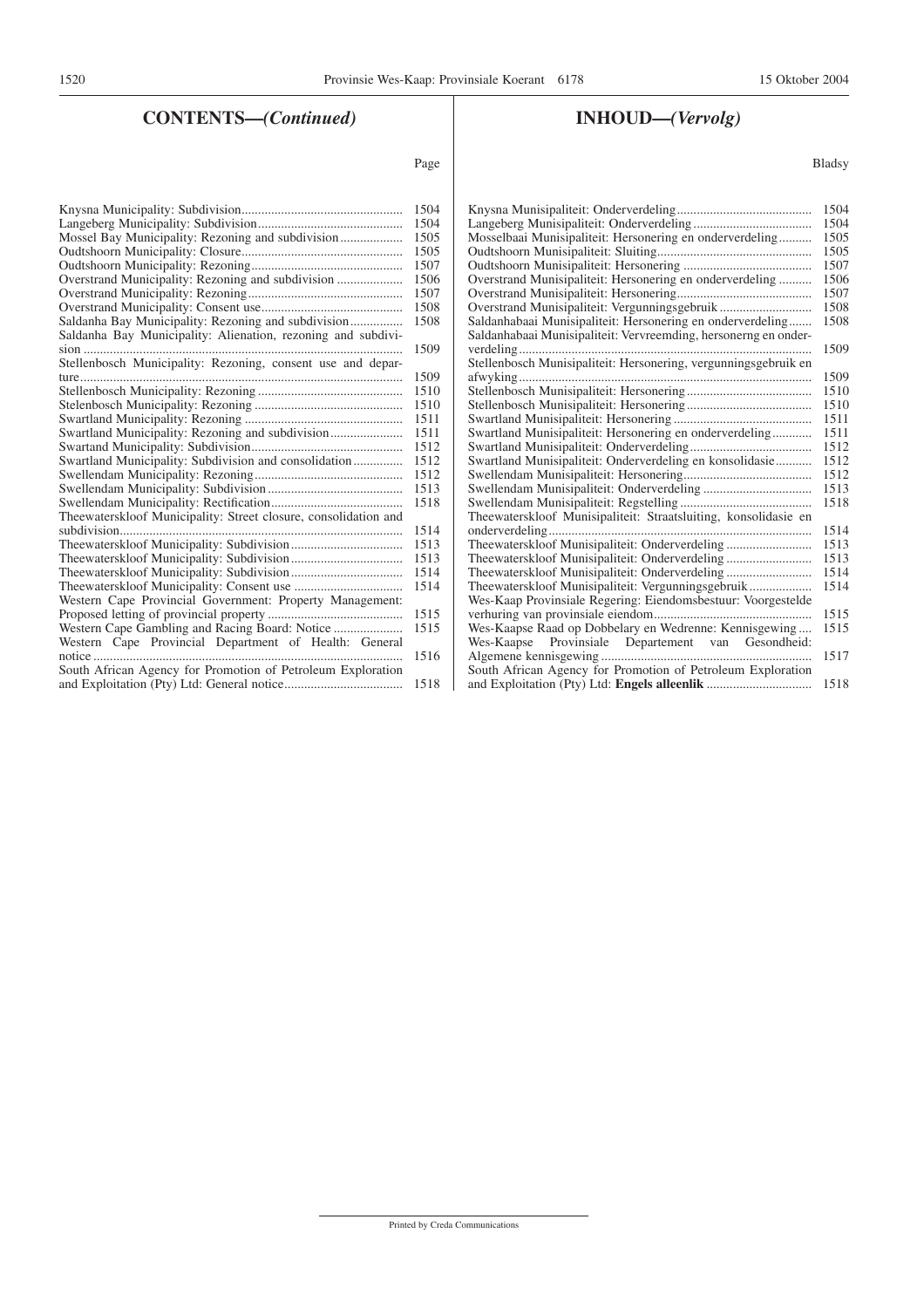## CONTENTS—*(Continued)*

| | Page |
|---|---|
| Knysna Municipality: Subdivision | 1504 |
| Langeberg Municipality: Subdivision | 1504 |
| Mossel Bay Municipality: Rezoning and subdivision | 1505 |
| Oudtshoorn Municipality: Closure | 1505 |
| Oudtshoorn Municipality: Rezoning | 1507 |
| Overstrand Municipality: Rezoning and subdivision | 1506 |
| Overstrand Municipality: Rezoning | 1507 |
| Overstrand Municipality: Consent use | 1508 |
| Saldanha Bay Municipality: Rezoning and subdivision | 1508 |
| Saldanha Bay Municipality: Alienation, rezoning and subdivision | 1509 |
| Stellenbosch Municipality: Rezoning, consent use and departure | 1509 |
| Stellenbosch Municipality: Rezoning | 1510 |
| Stelenbosch Municipality: Rezoning | 1510 |
| Swartland Municipality: Rezoning | 1511 |
| Swartland Municipality: Rezoning and subdivision | 1511 |
| Swartand Municipality: Subdivision | 1512 |
| Swartland Municipality: Subdivision and consolidation | 1512 |
| Swellendam Municipality: Rezoning | 1512 |
| Swellendam Municipality: Subdivision | 1513 |
| Swellendam Municipality: Rectification | 1518 |
| Theewaterskloof Municipality: Street closure, consolidation and subdivision | 1514 |
| Theewaterskloof Municipality: Subdivision | 1513 |
| Theewaterskloof Municipality: Subdivision | 1513 |
| Theewaterskloof Municipality: Subdivision | 1514 |
| Theewaterskloof Municipality: Consent use | 1514 |
| Western Cape Provincial Government: Property Management: Proposed letting of provincial property | 1515 |
| Western Cape Gambling and Racing Board: Notice | 1515 |
| Western Cape Provincial Department of Health: General notice | 1516 |
| South African Agency for Promotion of Petroleum Exploration and Exploitation (Pty) Ltd: General notice | 1518 |

## INHOUD—*(Vervolg)*

| | Bladsy |
|---|---|
| Knysna Munisipaliteit: Onderverdeling | 1504 |
| Langeberg Munisipaliteit: Onderverdeling | 1504 |
| Mosselbaai Munisipaliteit: Hersonering en onderverdeling | 1505 |
| Oudtshoorn Munisipaliteit: Sluiting | 1505 |
| Oudtshoorn Munisipaliteit: Hersonering | 1507 |
| Overstrand Munisipaliteit: Hersonering en onderverdeling | 1506 |
| Overstrand Munisipaliteit: Hersonering | 1507 |
| Overstrand Munisipaliteit: Vergunningsgebruik | 1508 |
| Saldanhabaai Munisipaliteit: Hersonering en onderverdeling | 1508 |
| Saldanhabaai Munisipaliteit: Vervreemding, hersonerng en onderverdeling | 1509 |
| Stellenbosch Munisipaliteit: Hersonering, vergunningsgebruik en afwyking | 1509 |
| Stellenbosch Munisipaliteit: Hersonering | 1510 |
| Stellenbosch Munisipaliteit: Hersonering | 1510 |
| Swartland Munisipaliteit: Hersonering | 1511 |
| Swartland Munisipaliteit: Hersonering en onderverdeling | 1511 |
| Swartland Munisipaliteit: Onderverdeling | 1512 |
| Swartland Munisipaliteit: Onderverdeling en konsolidasie | 1512 |
| Swellendam Munisipaliteit: Hersonering | 1512 |
| Swellendam Munisipaliteit: Onderverdeling | 1513 |
| Swellendam Munisipaliteit: Regstelling | 1518 |
| Theewaterskloof Munisipaliteit: Straatsluiting, konsolidasie en onderverdeling | 1514 |
| Theewaterskloof Munisipaliteit: Onderverdeling | 1513 |
| Theewaterskloof Munisipaliteit: Onderverdeling | 1513 |
| Theewaterskloof Munisipaliteit: Onderverdeling | 1514 |
| Theewaterskloof Munisipaliteit: Vergunningsgebruik | 1514 |
| Wes-Kaap Provinsiale Regering: Eiendomsbestuur: Voorgestelde verhuring van provinsiale eiendom | 1515 |
| Wes-Kaapse Raad op Dobbelary en Wedrenne: Kennisgewing | 1515 |
| Wes-Kaapse Provinsiale Departement van Gesondheid: Algemene kennisgewing | 1517 |
| South African Agency for Promotion of Petroleum Exploration and Exploitation (Pty) Ltd: **Engels alleenlik** | 1518 |

Printed by Creda Communications